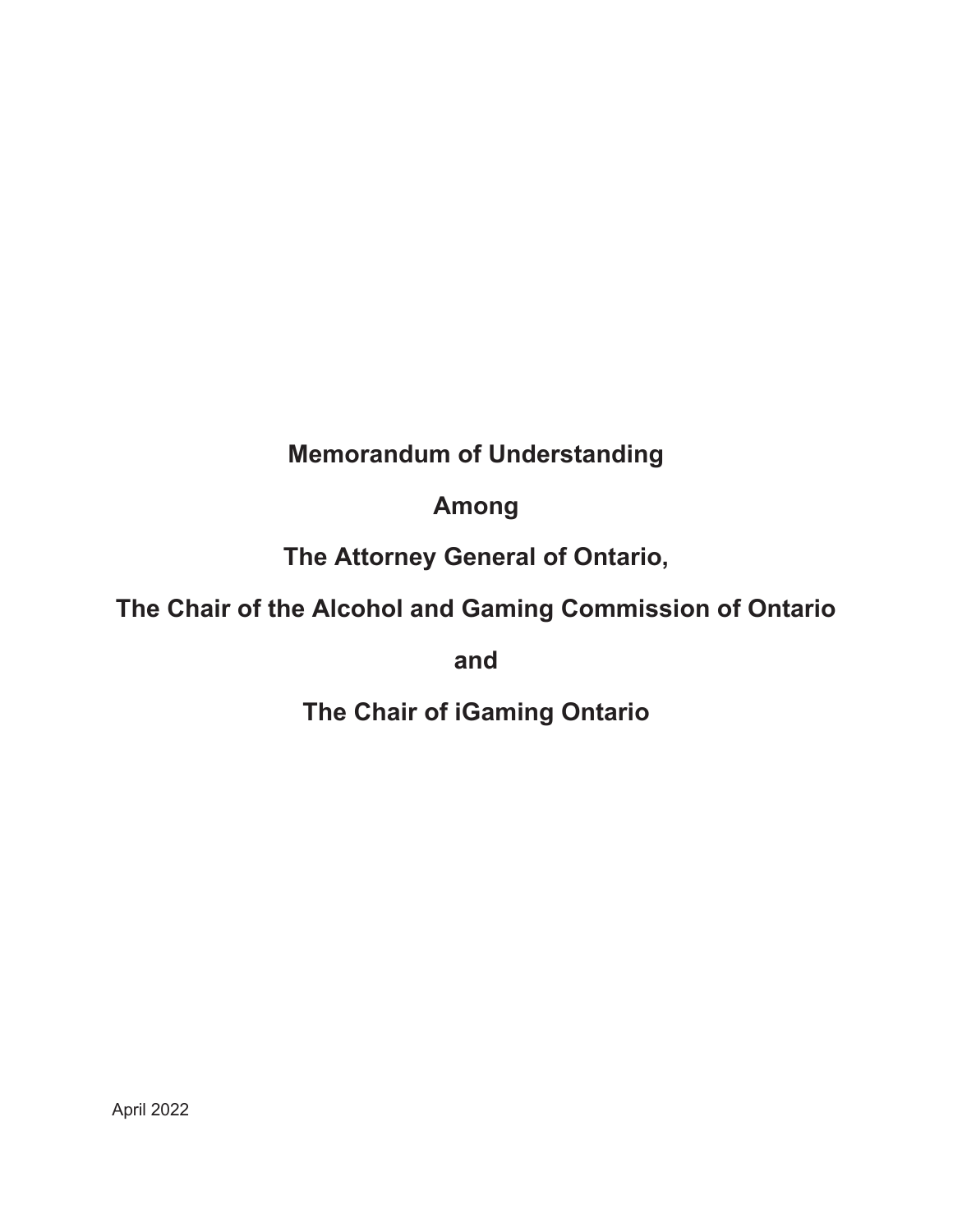# Memorandum of Understanding

# Among

# The Attorney General of Ontario,

# The Chair of the Alcohol and Gaming Commission of Ontario

# and

# The Chair of iGaming Ontario

April 2022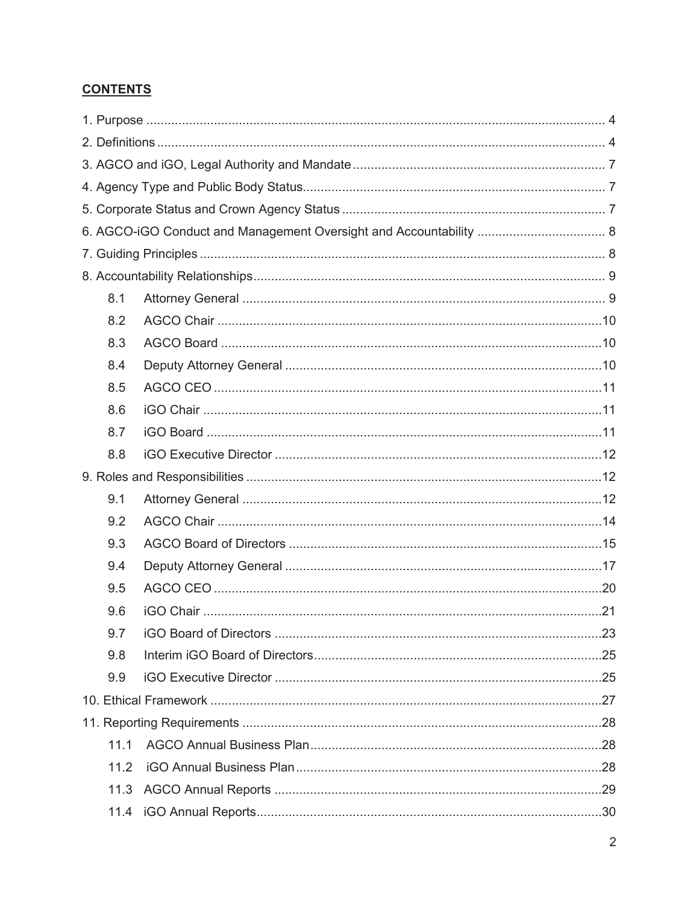## CONTENTS

1. Purpose ..... 4
2. Definitions ..... 4
3. AGCO and iGO, Legal Authority and Mandate ..... 7
4. Agency Type and Public Body Status ..... 7
5. Corporate Status and Crown Agency Status ..... 7
6. AGCO-iGO Conduct and Management Oversight and Accountability ..... 8
7. Guiding Principles ..... 8
8. Accountability Relationships ..... 9
   - 8.1 Attorney General ..... 9
   - 8.2 AGCO Chair ..... 10
   - 8.3 AGCO Board ..... 10
   - 8.4 Deputy Attorney General ..... 10
   - 8.5 AGCO CEO ..... 11
   - 8.6 iGO Chair ..... 11
   - 8.7 iGO Board ..... 11
   - 8.8 iGO Executive Director ..... 12
9. Roles and Responsibilities ..... 12
   - 9.1 Attorney General ..... 12
   - 9.2 AGCO Chair ..... 14
   - 9.3 AGCO Board of Directors ..... 15
   - 9.4 Deputy Attorney General ..... 17
   - 9.5 AGCO CEO ..... 20
   - 9.6 iGO Chair ..... 21
   - 9.7 iGO Board of Directors ..... 23
   - 9.8 Interim iGO Board of Directors ..... 25
   - 9.9 iGO Executive Director ..... 25
10. Ethical Framework ..... 27
11. Reporting Requirements ..... 28
    - 11.1 AGCO Annual Business Plan ..... 28
    - 11.2 iGO Annual Business Plan ..... 28
    - 11.3 AGCO Annual Reports ..... 29
    - 11.4 iGO Annual Reports ..... 30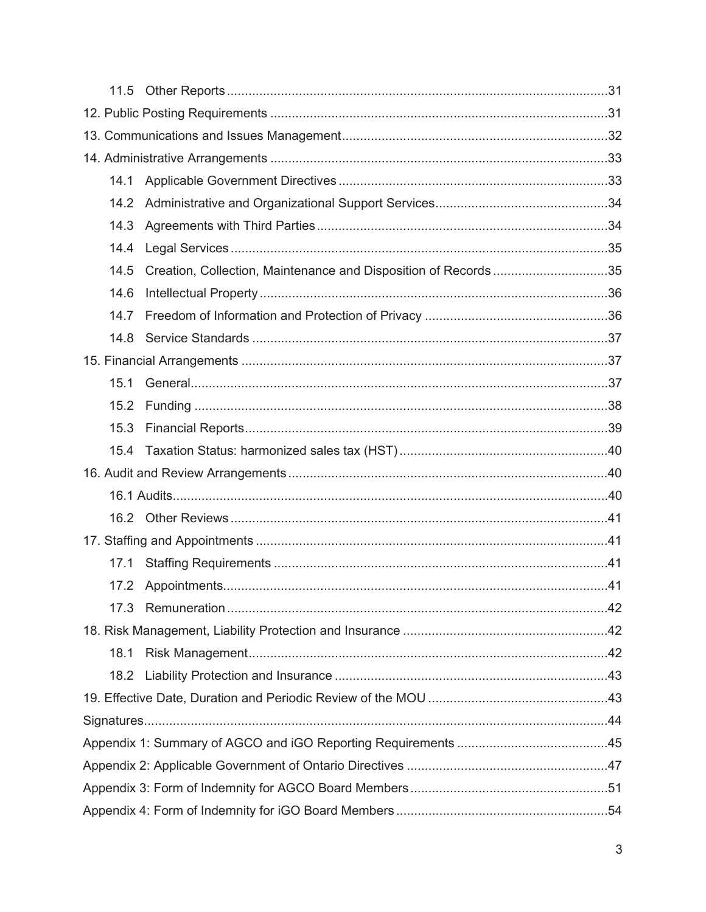11.5 Other Reports ......................................................................................................... 31

12. Public Posting Requirements ............................................................................................. 31

13. Communications and Issues Management ......................................................................... 32

14. Administrative Arrangements ............................................................................................. 33

14.1 Applicable Government Directives .......................................................................... 33

14.2 Administrative and Organizational Support Services ............................................... 34

14.3 Agreements with Third Parties ................................................................................ 34

14.4 Legal Services ........................................................................................................ 35

14.5 Creation, Collection, Maintenance and Disposition of Records ............................... 35

14.6 Intellectual Property ................................................................................................ 36

14.7 Freedom of Information and Protection of Privacy .................................................. 36

14.8 Service Standards .................................................................................................. 37

15. Financial Arrangements ..................................................................................................... 37

15.1 General ................................................................................................................... 37

15.2 Funding .................................................................................................................. 38

15.3 Financial Reports .................................................................................................... 39

15.4 Taxation Status: harmonized sales tax (HST) ......................................................... 40

16. Audit and Review Arrangements ........................................................................................ 40

16.1 Audits ........................................................................................................................ 40

16.2 Other Reviews ........................................................................................................ 41

17. Staffing and Appointments ................................................................................................. 41

17.1 Staffing Requirements ............................................................................................ 41

17.2 Appointments .......................................................................................................... 41

17.3 Remuneration ......................................................................................................... 42

18. Risk Management, Liability Protection and Insurance ........................................................ 42

18.1 Risk Management ................................................................................................... 42

18.2 Liability Protection and Insurance ........................................................................... 43

19. Effective Date, Duration and Periodic Review of the MOU ................................................. 43

Signatures ................................................................................................................................ 44

Appendix 1: Summary of AGCO and iGO Reporting Requirements .......................................... 45

Appendix 2: Applicable Government of Ontario Directives ....................................................... 47

Appendix 3: Form of Indemnity for AGCO Board Members ...................................................... 51

Appendix 4: Form of Indemnity for iGO Board Members .......................................................... 54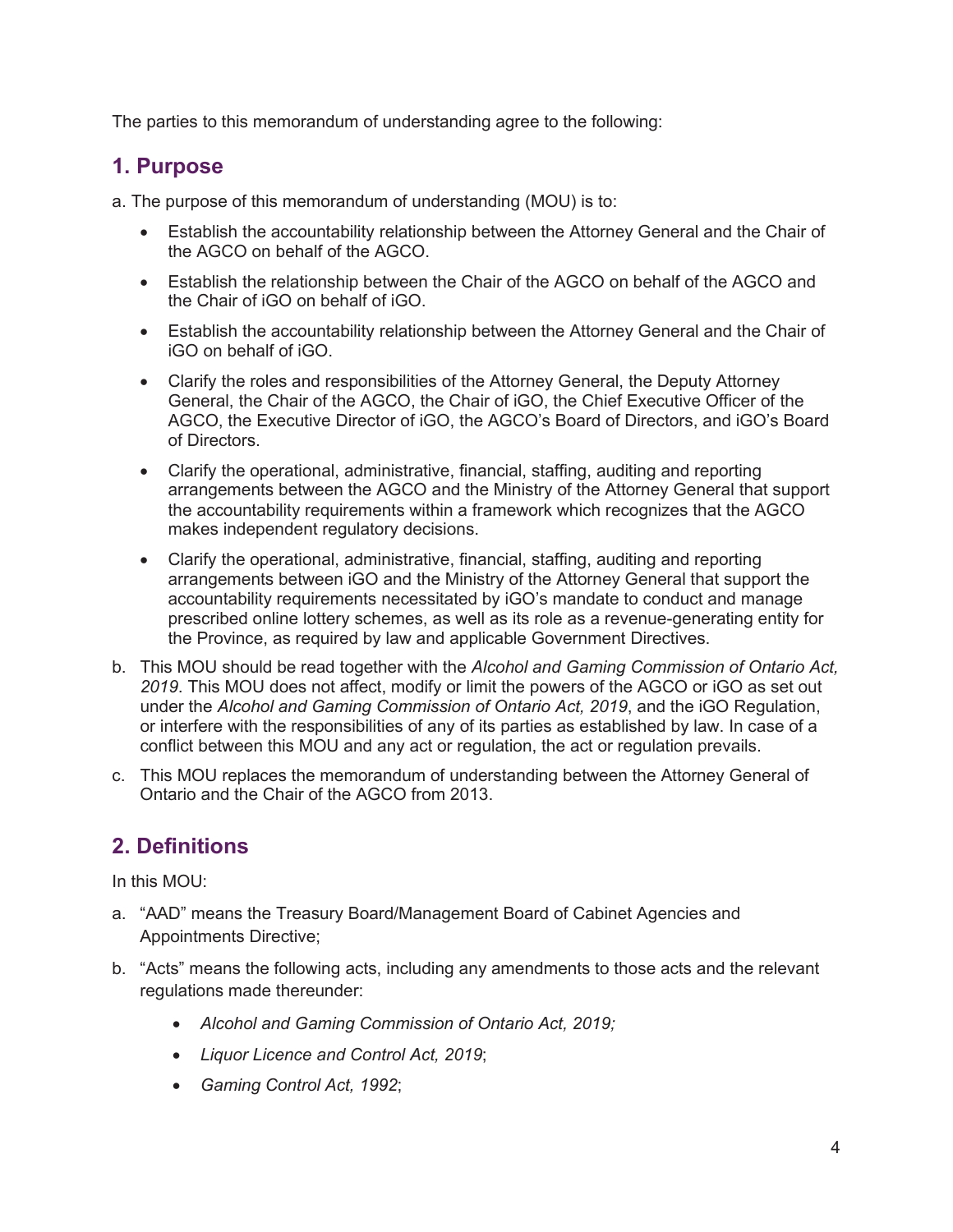The parties to this memorandum of understanding agree to the following:

## 1. Purpose

a. The purpose of this memorandum of understanding (MOU) is to:

- Establish the accountability relationship between the Attorney General and the Chair of the AGCO on behalf of the AGCO.
- Establish the relationship between the Chair of the AGCO on behalf of the AGCO and the Chair of iGO on behalf of iGO.
- Establish the accountability relationship between the Attorney General and the Chair of iGO on behalf of iGO.
- Clarify the roles and responsibilities of the Attorney General, the Deputy Attorney General, the Chair of the AGCO, the Chair of iGO, the Chief Executive Officer of the AGCO, the Executive Director of iGO, the AGCO's Board of Directors, and iGO's Board of Directors.
- Clarify the operational, administrative, financial, staffing, auditing and reporting arrangements between the AGCO and the Ministry of the Attorney General that support the accountability requirements within a framework which recognizes that the AGCO makes independent regulatory decisions.
- Clarify the operational, administrative, financial, staffing, auditing and reporting arrangements between iGO and the Ministry of the Attorney General that support the accountability requirements necessitated by iGO's mandate to conduct and manage prescribed online lottery schemes, as well as its role as a revenue-generating entity for the Province, as required by law and applicable Government Directives.

b. This MOU should be read together with the *Alcohol and Gaming Commission of Ontario Act, 2019*. This MOU does not affect, modify or limit the powers of the AGCO or iGO as set out under the *Alcohol and Gaming Commission of Ontario Act, 2019*, and the iGO Regulation, or interfere with the responsibilities of any of its parties as established by law. In case of a conflict between this MOU and any act or regulation, the act or regulation prevails.

c. This MOU replaces the memorandum of understanding between the Attorney General of Ontario and the Chair of the AGCO from 2013.

## 2. Definitions

In this MOU:

a. "AAD" means the Treasury Board/Management Board of Cabinet Agencies and Appointments Directive;

b. "Acts" means the following acts, including any amendments to those acts and the relevant regulations made thereunder:

- *Alcohol and Gaming Commission of Ontario Act, 2019;*
- *Liquor Licence and Control Act, 2019*;
- *Gaming Control Act, 1992*;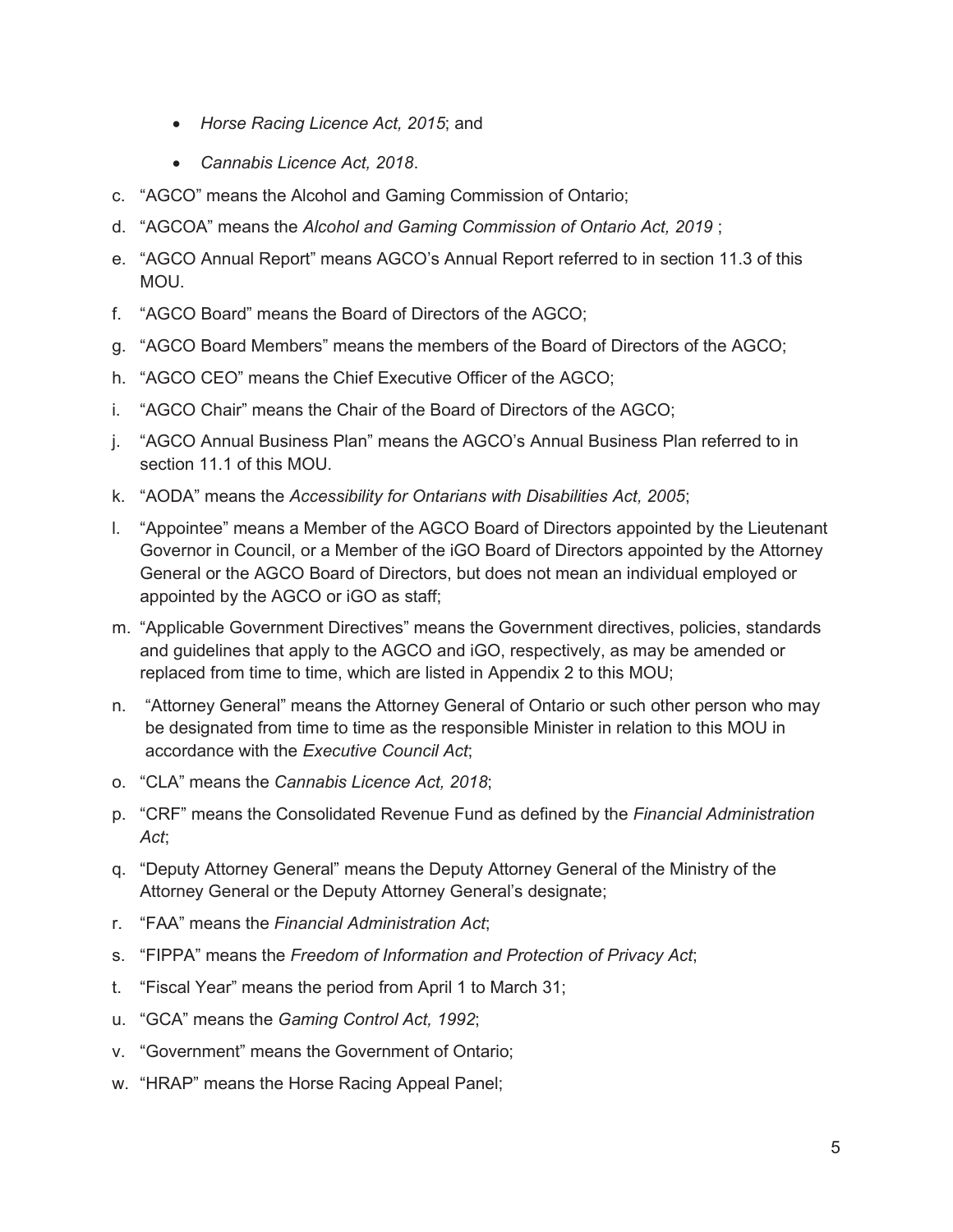- *Horse Racing Licence Act, 2015*; and
- *Cannabis Licence Act, 2018*.

c. “AGCO” means the Alcohol and Gaming Commission of Ontario;

d. “AGCOA” means the *Alcohol and Gaming Commission of Ontario Act, 2019* ;

e. “AGCO Annual Report” means AGCO’s Annual Report referred to in section 11.3 of this MOU.

f. “AGCO Board” means the Board of Directors of the AGCO;

g. “AGCO Board Members” means the members of the Board of Directors of the AGCO;

h. “AGCO CEO” means the Chief Executive Officer of the AGCO;

i. “AGCO Chair” means the Chair of the Board of Directors of the AGCO;

j. “AGCO Annual Business Plan” means the AGCO’s Annual Business Plan referred to in section 11.1 of this MOU.

k. “AODA” means the *Accessibility for Ontarians with Disabilities Act, 2005*;

l. “Appointee” means a Member of the AGCO Board of Directors appointed by the Lieutenant Governor in Council, or a Member of the iGO Board of Directors appointed by the Attorney General or the AGCO Board of Directors, but does not mean an individual employed or appointed by the AGCO or iGO as staff;

m. “Applicable Government Directives” means the Government directives, policies, standards and guidelines that apply to the AGCO and iGO, respectively, as may be amended or replaced from time to time, which are listed in Appendix 2 to this MOU;

n. “Attorney General” means the Attorney General of Ontario or such other person who may be designated from time to time as the responsible Minister in relation to this MOU in accordance with the *Executive Council Act*;

o. “CLA” means the *Cannabis Licence Act, 2018*;

p. “CRF” means the Consolidated Revenue Fund as defined by the *Financial Administration Act*;

q. “Deputy Attorney General” means the Deputy Attorney General of the Ministry of the Attorney General or the Deputy Attorney General’s designate;

r. “FAA” means the *Financial Administration Act*;

s. “FIPPA” means the *Freedom of Information and Protection of Privacy Act*;

t. “Fiscal Year” means the period from April 1 to March 31;

u. “GCA” means the *Gaming Control Act, 1992*;

v. “Government” means the Government of Ontario;

w. “HRAP” means the Horse Racing Appeal Panel;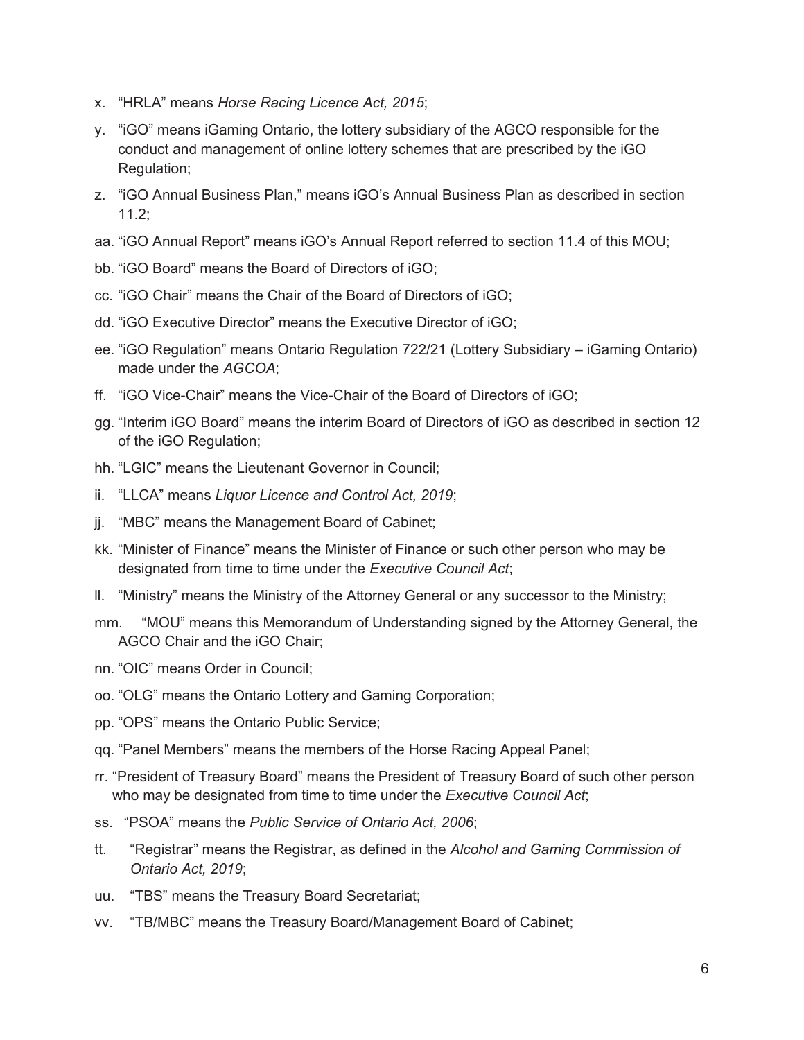x. "HRLA" means *Horse Racing Licence Act, 2015*;

y. "iGO" means iGaming Ontario, the lottery subsidiary of the AGCO responsible for the conduct and management of online lottery schemes that are prescribed by the iGO Regulation;

z. "iGO Annual Business Plan," means iGO's Annual Business Plan as described in section 11.2;

aa. "iGO Annual Report" means iGO's Annual Report referred to section 11.4 of this MOU;

bb. "iGO Board" means the Board of Directors of iGO;

cc. "iGO Chair" means the Chair of the Board of Directors of iGO;

dd. "iGO Executive Director" means the Executive Director of iGO;

ee. "iGO Regulation" means Ontario Regulation 722/21 (Lottery Subsidiary – iGaming Ontario) made under the *AGCOA*;

ff. "iGO Vice-Chair" means the Vice-Chair of the Board of Directors of iGO;

gg. "Interim iGO Board" means the interim Board of Directors of iGO as described in section 12 of the iGO Regulation;

hh. "LGIC" means the Lieutenant Governor in Council;

ii. "LLCA" means *Liquor Licence and Control Act, 2019*;

jj. "MBC" means the Management Board of Cabinet;

kk. "Minister of Finance" means the Minister of Finance or such other person who may be designated from time to time under the *Executive Council Act*;

ll. "Ministry" means the Ministry of the Attorney General or any successor to the Ministry;

mm. "MOU" means this Memorandum of Understanding signed by the Attorney General, the AGCO Chair and the iGO Chair;

nn. "OIC" means Order in Council;

oo. "OLG" means the Ontario Lottery and Gaming Corporation;

pp. "OPS" means the Ontario Public Service;

qq. "Panel Members" means the members of the Horse Racing Appeal Panel;

rr. "President of Treasury Board" means the President of Treasury Board of such other person who may be designated from time to time under the *Executive Council Act*;

ss. "PSOA" means the *Public Service of Ontario Act, 2006*;

tt. "Registrar" means the Registrar, as defined in the *Alcohol and Gaming Commission of Ontario Act, 2019*;

uu. "TBS" means the Treasury Board Secretariat;

vv. "TB/MBC" means the Treasury Board/Management Board of Cabinet;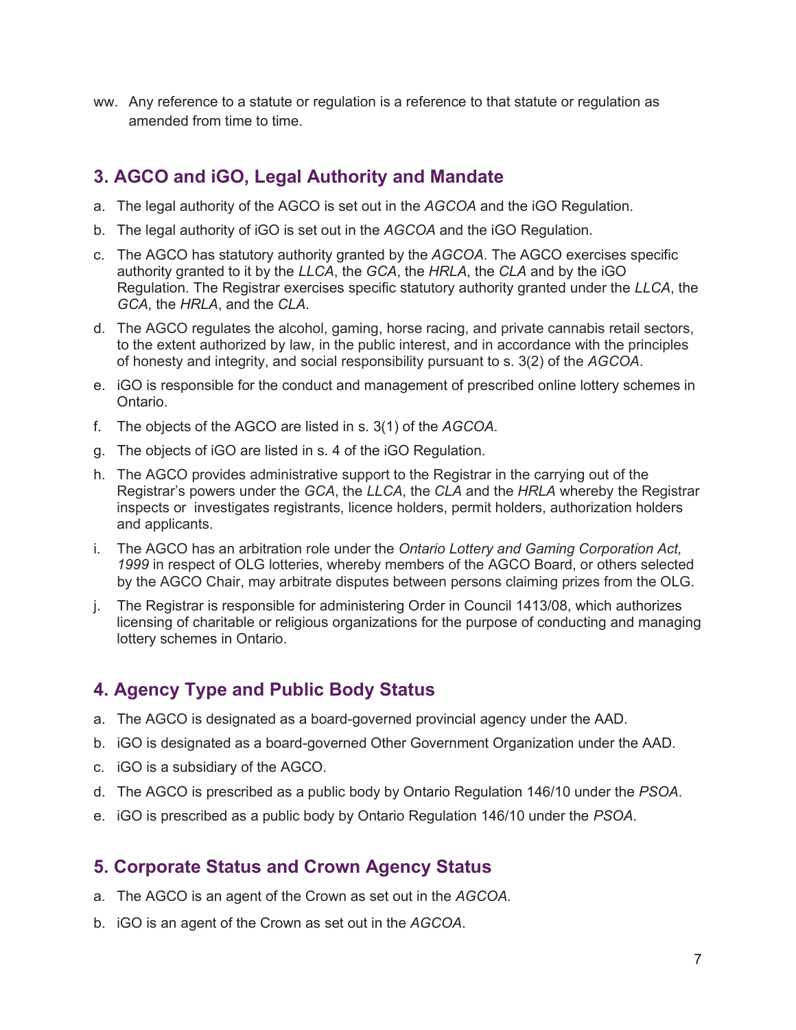ww. Any reference to a statute or regulation is a reference to that statute or regulation as amended from time to time.

## 3. AGCO and iGO, Legal Authority and Mandate

a. The legal authority of the AGCO is set out in the *AGCOA* and the iGO Regulation.

b. The legal authority of iGO is set out in the *AGCOA* and the iGO Regulation.

c. The AGCO has statutory authority granted by the *AGCOA*. The AGCO exercises specific authority granted to it by the *LLCA*, the *GCA*, the *HRLA*, the *CLA* and by the iGO Regulation. The Registrar exercises specific statutory authority granted under the *LLCA*, the *GCA*, the *HRLA*, and the *CLA*.

d. The AGCO regulates the alcohol, gaming, horse racing, and private cannabis retail sectors, to the extent authorized by law, in the public interest, and in accordance with the principles of honesty and integrity, and social responsibility pursuant to s. 3(2) of the *AGCOA*.

e. iGO is responsible for the conduct and management of prescribed online lottery schemes in Ontario.

f. The objects of the AGCO are listed in s. 3(1) of the *AGCOA*.

g. The objects of iGO are listed in s. 4 of the iGO Regulation.

h. The AGCO provides administrative support to the Registrar in the carrying out of the Registrar's powers under the *GCA*, the *LLCA*, the *CLA* and the *HRLA* whereby the Registrar inspects or investigates registrants, licence holders, permit holders, authorization holders and applicants.

i. The AGCO has an arbitration role under the *Ontario Lottery and Gaming Corporation Act, 1999* in respect of OLG lotteries, whereby members of the AGCO Board, or others selected by the AGCO Chair, may arbitrate disputes between persons claiming prizes from the OLG.

j. The Registrar is responsible for administering Order in Council 1413/08, which authorizes licensing of charitable or religious organizations for the purpose of conducting and managing lottery schemes in Ontario.

## 4. Agency Type and Public Body Status

a. The AGCO is designated as a board-governed provincial agency under the AAD.

b. iGO is designated as a board-governed Other Government Organization under the AAD.

c. iGO is a subsidiary of the AGCO.

d. The AGCO is prescribed as a public body by Ontario Regulation 146/10 under the *PSOA*.

e. iGO is prescribed as a public body by Ontario Regulation 146/10 under the *PSOA*.

## 5. Corporate Status and Crown Agency Status

a. The AGCO is an agent of the Crown as set out in the *AGCOA*.

b. iGO is an agent of the Crown as set out in the *AGCOA*.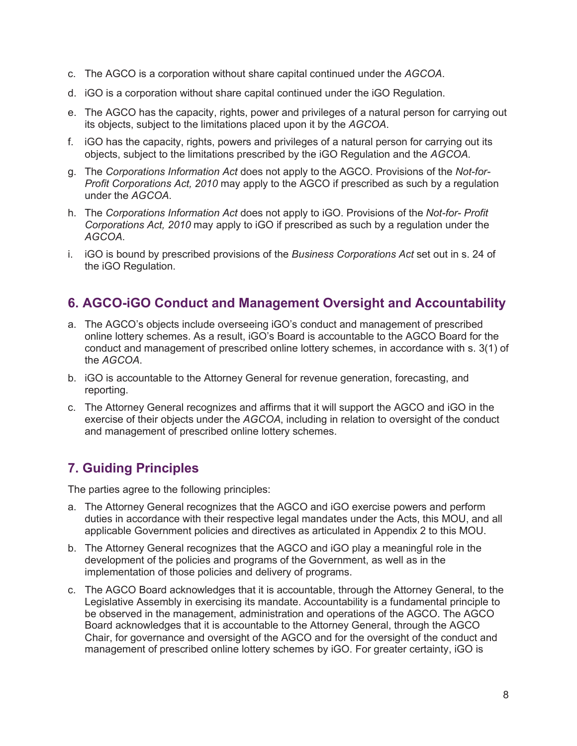c. The AGCO is a corporation without share capital continued under the *AGCOA*.

d. iGO is a corporation without share capital continued under the iGO Regulation.

e. The AGCO has the capacity, rights, power and privileges of a natural person for carrying out its objects, subject to the limitations placed upon it by the *AGCOA*.

f. iGO has the capacity, rights, powers and privileges of a natural person for carrying out its objects, subject to the limitations prescribed by the iGO Regulation and the *AGCOA.*

g. The *Corporations Information Act* does not apply to the AGCO. Provisions of the *Not-for-Profit Corporations Act, 2010* may apply to the AGCO if prescribed as such by a regulation under the *AGCOA*.

h. The *Corporations Information Act* does not apply to iGO. Provisions of the *Not-for- Profit Corporations Act, 2010* may apply to iGO if prescribed as such by a regulation under the *AGCOA*.

i. iGO is bound by prescribed provisions of the *Business Corporations Act* set out in s. 24 of the iGO Regulation.

## 6. AGCO-iGO Conduct and Management Oversight and Accountability

a. The AGCO's objects include overseeing iGO's conduct and management of prescribed online lottery schemes. As a result, iGO's Board is accountable to the AGCO Board for the conduct and management of prescribed online lottery schemes, in accordance with s. 3(1) of the *AGCOA*.

b. iGO is accountable to the Attorney General for revenue generation, forecasting, and reporting.

c. The Attorney General recognizes and affirms that it will support the AGCO and iGO in the exercise of their objects under the *AGCOA*, including in relation to oversight of the conduct and management of prescribed online lottery schemes.

## 7. Guiding Principles

The parties agree to the following principles:

a. The Attorney General recognizes that the AGCO and iGO exercise powers and perform duties in accordance with their respective legal mandates under the Acts, this MOU, and all applicable Government policies and directives as articulated in Appendix 2 to this MOU.

b. The Attorney General recognizes that the AGCO and iGO play a meaningful role in the development of the policies and programs of the Government, as well as in the implementation of those policies and delivery of programs.

c. The AGCO Board acknowledges that it is accountable, through the Attorney General, to the Legislative Assembly in exercising its mandate. Accountability is a fundamental principle to be observed in the management, administration and operations of the AGCO. The AGCO Board acknowledges that it is accountable to the Attorney General, through the AGCO Chair, for governance and oversight of the AGCO and for the oversight of the conduct and management of prescribed online lottery schemes by iGO. For greater certainty, iGO is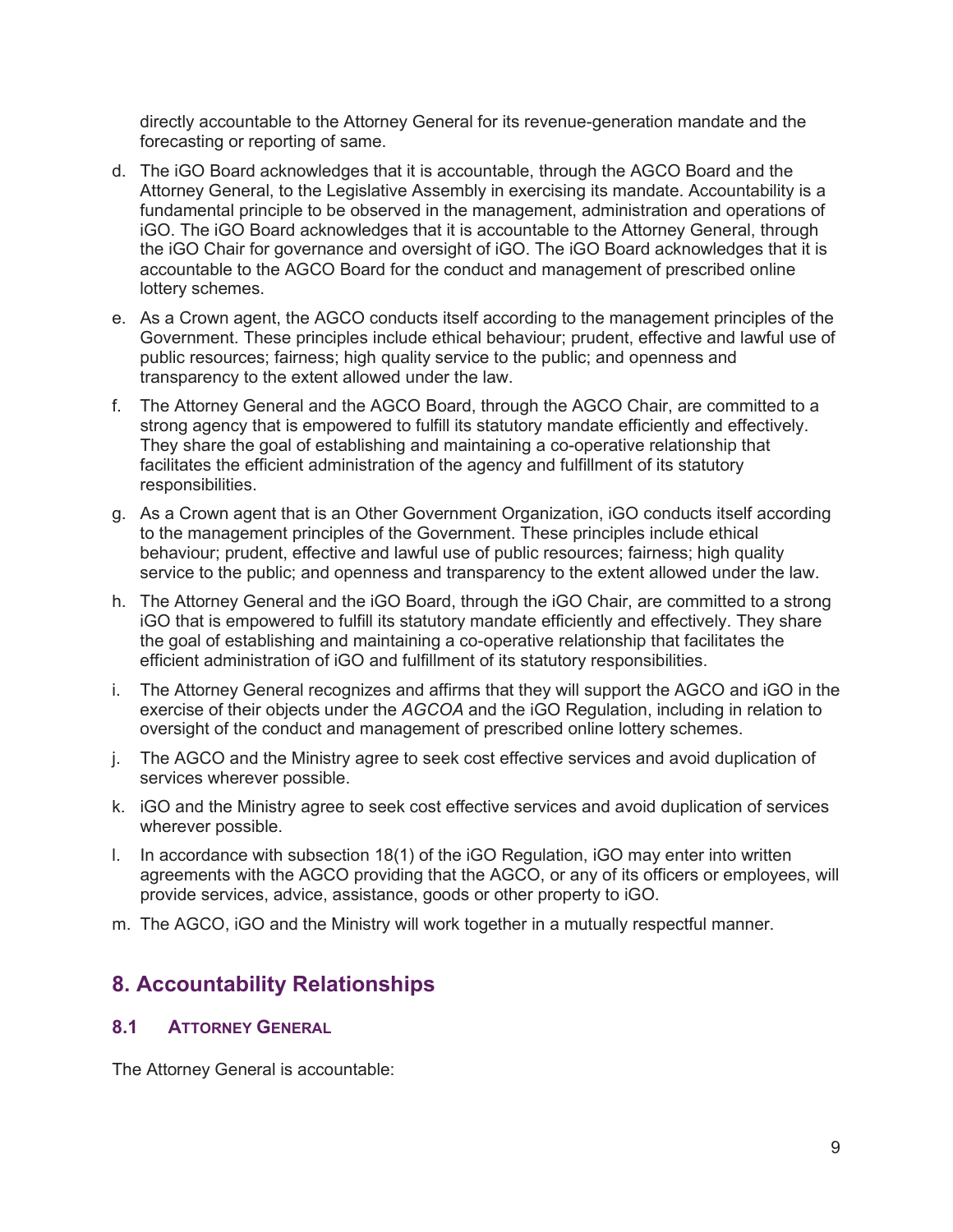directly accountable to the Attorney General for its revenue-generation mandate and the forecasting or reporting of same.

d. The iGO Board acknowledges that it is accountable, through the AGCO Board and the Attorney General, to the Legislative Assembly in exercising its mandate. Accountability is a fundamental principle to be observed in the management, administration and operations of iGO. The iGO Board acknowledges that it is accountable to the Attorney General, through the iGO Chair for governance and oversight of iGO. The iGO Board acknowledges that it is accountable to the AGCO Board for the conduct and management of prescribed online lottery schemes.

e. As a Crown agent, the AGCO conducts itself according to the management principles of the Government. These principles include ethical behaviour; prudent, effective and lawful use of public resources; fairness; high quality service to the public; and openness and transparency to the extent allowed under the law.

f. The Attorney General and the AGCO Board, through the AGCO Chair, are committed to a strong agency that is empowered to fulfill its statutory mandate efficiently and effectively. They share the goal of establishing and maintaining a co-operative relationship that facilitates the efficient administration of the agency and fulfillment of its statutory responsibilities.

g. As a Crown agent that is an Other Government Organization, iGO conducts itself according to the management principles of the Government. These principles include ethical behaviour; prudent, effective and lawful use of public resources; fairness; high quality service to the public; and openness and transparency to the extent allowed under the law.

h. The Attorney General and the iGO Board, through the iGO Chair, are committed to a strong iGO that is empowered to fulfill its statutory mandate efficiently and effectively. They share the goal of establishing and maintaining a co-operative relationship that facilitates the efficient administration of iGO and fulfillment of its statutory responsibilities.

i. The Attorney General recognizes and affirms that they will support the AGCO and iGO in the exercise of their objects under the *AGCOA* and the iGO Regulation, including in relation to oversight of the conduct and management of prescribed online lottery schemes.

j. The AGCO and the Ministry agree to seek cost effective services and avoid duplication of services wherever possible.

k. iGO and the Ministry agree to seek cost effective services and avoid duplication of services wherever possible.

l. In accordance with subsection 18(1) of the iGO Regulation, iGO may enter into written agreements with the AGCO providing that the AGCO, or any of its officers or employees, will provide services, advice, assistance, goods or other property to iGO.

m. The AGCO, iGO and the Ministry will work together in a mutually respectful manner.

## 8. Accountability Relationships

### 8.1 Attorney General

The Attorney General is accountable: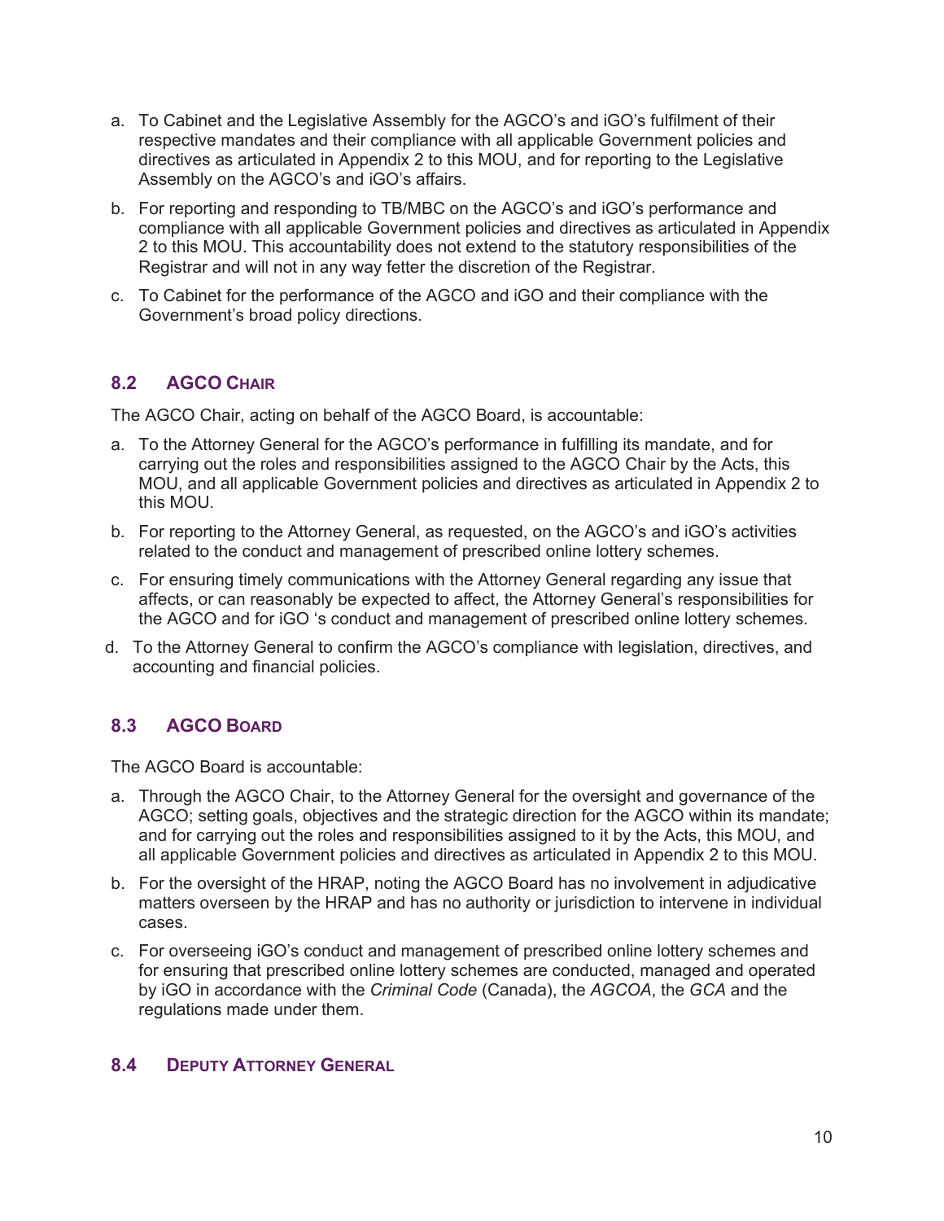a. To Cabinet and the Legislative Assembly for the AGCO's and iGO's fulfilment of their respective mandates and their compliance with all applicable Government policies and directives as articulated in Appendix 2 to this MOU, and for reporting to the Legislative Assembly on the AGCO's and iGO's affairs.

b. For reporting and responding to TB/MBC on the AGCO's and iGO's performance and compliance with all applicable Government policies and directives as articulated in Appendix 2 to this MOU. This accountability does not extend to the statutory responsibilities of the Registrar and will not in any way fetter the discretion of the Registrar.

c. To Cabinet for the performance of the AGCO and iGO and their compliance with the Government's broad policy directions.

### 8.2 AGCO Chair

The AGCO Chair, acting on behalf of the AGCO Board, is accountable:

a. To the Attorney General for the AGCO's performance in fulfilling its mandate, and for carrying out the roles and responsibilities assigned to the AGCO Chair by the Acts, this MOU, and all applicable Government policies and directives as articulated in Appendix 2 to this MOU.

b. For reporting to the Attorney General, as requested, on the AGCO's and iGO's activities related to the conduct and management of prescribed online lottery schemes.

c. For ensuring timely communications with the Attorney General regarding any issue that affects, or can reasonably be expected to affect, the Attorney General's responsibilities for the AGCO and for iGO 's conduct and management of prescribed online lottery schemes.

d. To the Attorney General to confirm the AGCO's compliance with legislation, directives, and accounting and financial policies.

### 8.3 AGCO Board

The AGCO Board is accountable:

a. Through the AGCO Chair, to the Attorney General for the oversight and governance of the AGCO; setting goals, objectives and the strategic direction for the AGCO within its mandate; and for carrying out the roles and responsibilities assigned to it by the Acts, this MOU, and all applicable Government policies and directives as articulated in Appendix 2 to this MOU.

b. For the oversight of the HRAP, noting the AGCO Board has no involvement in adjudicative matters overseen by the HRAP and has no authority or jurisdiction to intervene in individual cases.

c. For overseeing iGO's conduct and management of prescribed online lottery schemes and for ensuring that prescribed online lottery schemes are conducted, managed and operated by iGO in accordance with the *Criminal Code* (Canada), the *AGCOA*, the *GCA* and the regulations made under them.

### 8.4 Deputy Attorney General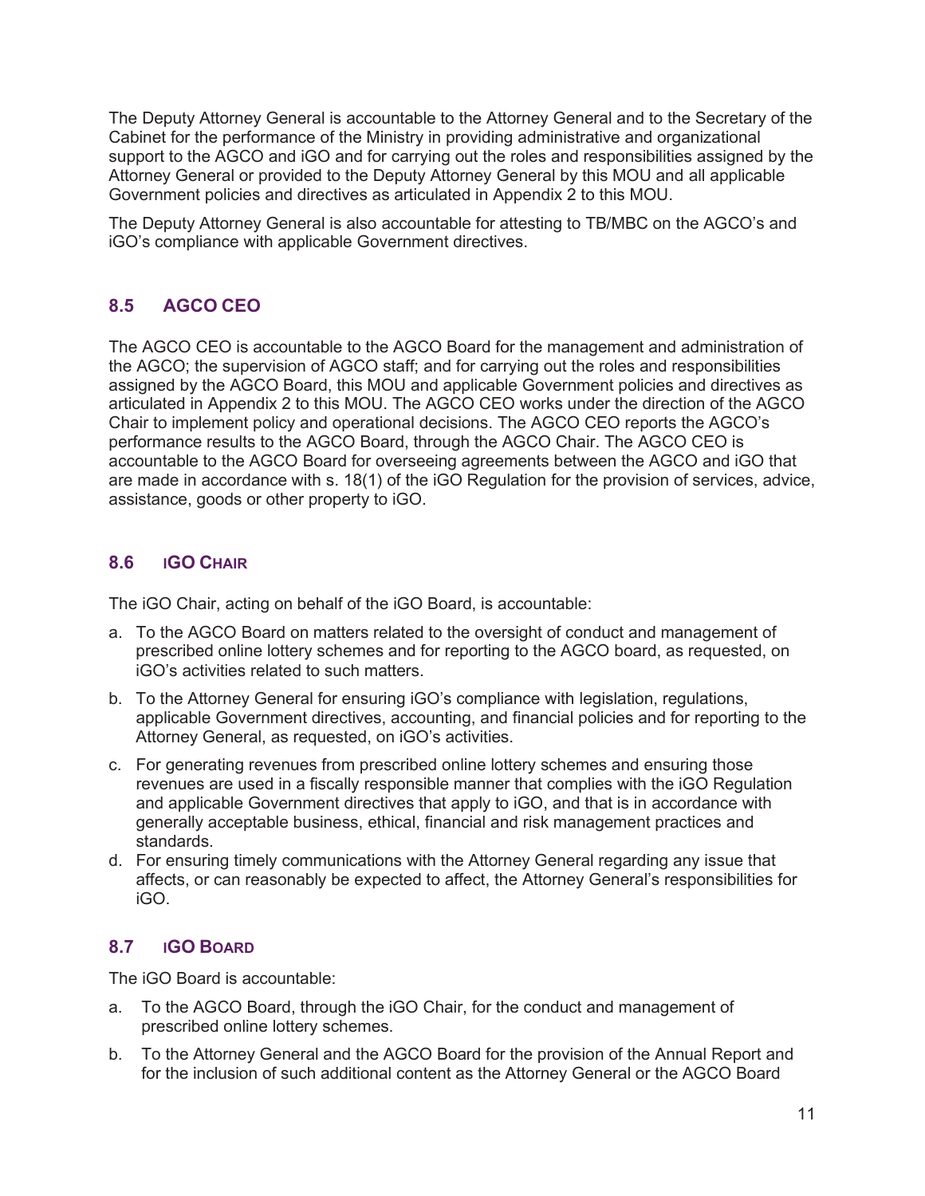The Deputy Attorney General is accountable to the Attorney General and to the Secretary of the Cabinet for the performance of the Ministry in providing administrative and organizational support to the AGCO and iGO and for carrying out the roles and responsibilities assigned by the Attorney General or provided to the Deputy Attorney General by this MOU and all applicable Government policies and directives as articulated in Appendix 2 to this MOU.

The Deputy Attorney General is also accountable for attesting to TB/MBC on the AGCO's and iGO's compliance with applicable Government directives.

### 8.5 AGCO CEO

The AGCO CEO is accountable to the AGCO Board for the management and administration of the AGCO; the supervision of AGCO staff; and for carrying out the roles and responsibilities assigned by the AGCO Board, this MOU and applicable Government policies and directives as articulated in Appendix 2 to this MOU. The AGCO CEO works under the direction of the AGCO Chair to implement policy and operational decisions. The AGCO CEO reports the AGCO's performance results to the AGCO Board, through the AGCO Chair. The AGCO CEO is accountable to the AGCO Board for overseeing agreements between the AGCO and iGO that are made in accordance with s. 18(1) of the iGO Regulation for the provision of services, advice, assistance, goods or other property to iGO.

### 8.6 iGO Chair

The iGO Chair, acting on behalf of the iGO Board, is accountable:

a. To the AGCO Board on matters related to the oversight of conduct and management of prescribed online lottery schemes and for reporting to the AGCO board, as requested, on iGO's activities related to such matters.
b. To the Attorney General for ensuring iGO's compliance with legislation, regulations, applicable Government directives, accounting, and financial policies and for reporting to the Attorney General, as requested, on iGO's activities.
c. For generating revenues from prescribed online lottery schemes and ensuring those revenues are used in a fiscally responsible manner that complies with the iGO Regulation and applicable Government directives that apply to iGO, and that is in accordance with generally acceptable business, ethical, financial and risk management practices and standards.
d. For ensuring timely communications with the Attorney General regarding any issue that affects, or can reasonably be expected to affect, the Attorney General's responsibilities for iGO.

### 8.7 iGO Board

The iGO Board is accountable:

a. To the AGCO Board, through the iGO Chair, for the conduct and management of prescribed online lottery schemes.
b. To the Attorney General and the AGCO Board for the provision of the Annual Report and for the inclusion of such additional content as the Attorney General or the AGCO Board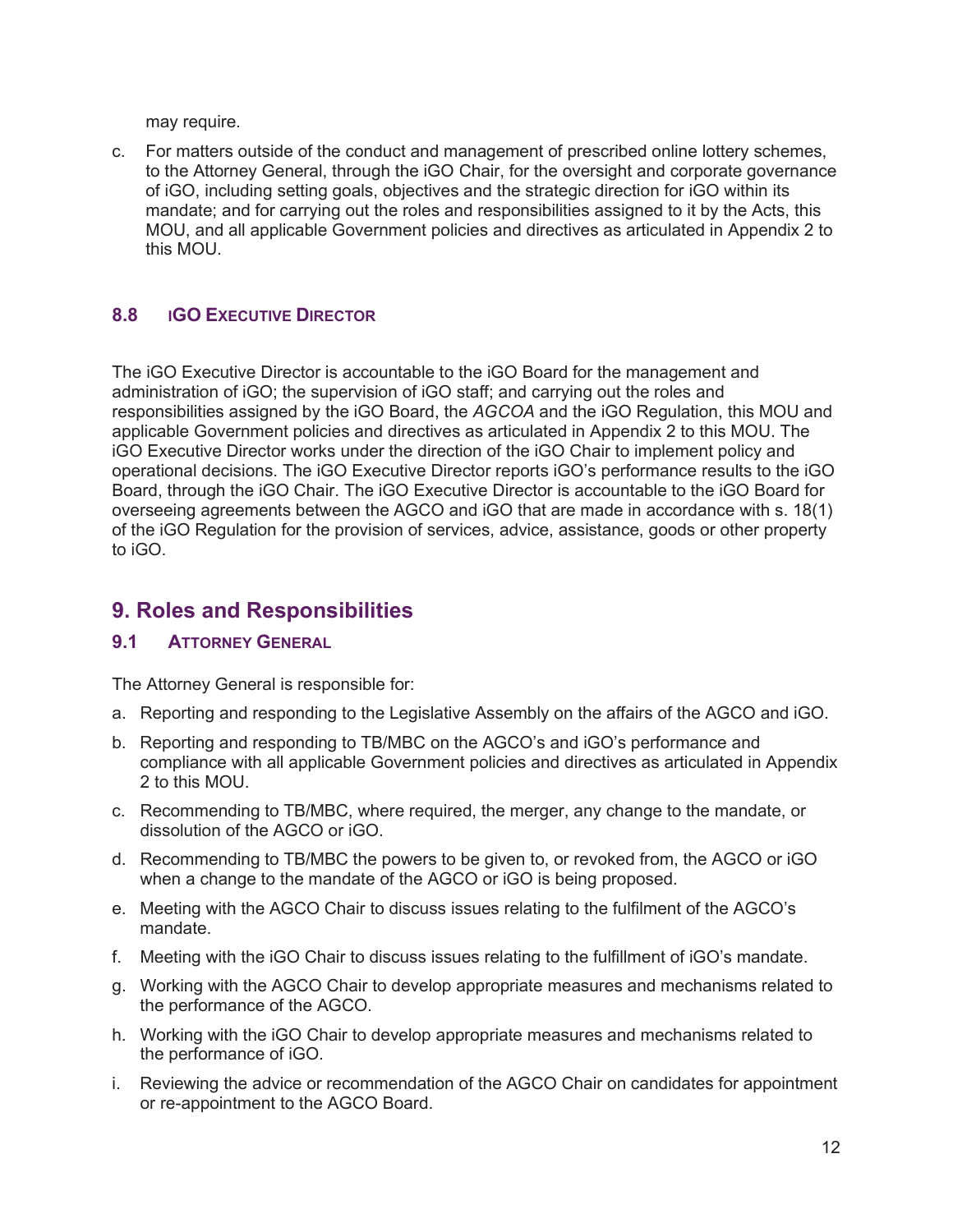may require.

c. For matters outside of the conduct and management of prescribed online lottery schemes, to the Attorney General, through the iGO Chair, for the oversight and corporate governance of iGO, including setting goals, objectives and the strategic direction for iGO within its mandate; and for carrying out the roles and responsibilities assigned to it by the Acts, this MOU, and all applicable Government policies and directives as articulated in Appendix 2 to this MOU.

### 8.8 iGO Executive Director

The iGO Executive Director is accountable to the iGO Board for the management and administration of iGO; the supervision of iGO staff; and carrying out the roles and responsibilities assigned by the iGO Board, the *AGCOA* and the iGO Regulation, this MOU and applicable Government policies and directives as articulated in Appendix 2 to this MOU. The iGO Executive Director works under the direction of the iGO Chair to implement policy and operational decisions. The iGO Executive Director reports iGO's performance results to the iGO Board, through the iGO Chair. The iGO Executive Director is accountable to the iGO Board for overseeing agreements between the AGCO and iGO that are made in accordance with s. 18(1) of the iGO Regulation for the provision of services, advice, assistance, goods or other property to iGO.

## 9. Roles and Responsibilities

### 9.1 Attorney General

The Attorney General is responsible for:

a. Reporting and responding to the Legislative Assembly on the affairs of the AGCO and iGO.

b. Reporting and responding to TB/MBC on the AGCO's and iGO's performance and compliance with all applicable Government policies and directives as articulated in Appendix 2 to this MOU.

c. Recommending to TB/MBC, where required, the merger, any change to the mandate, or dissolution of the AGCO or iGO.

d. Recommending to TB/MBC the powers to be given to, or revoked from, the AGCO or iGO when a change to the mandate of the AGCO or iGO is being proposed.

e. Meeting with the AGCO Chair to discuss issues relating to the fulfilment of the AGCO's mandate.

f. Meeting with the iGO Chair to discuss issues relating to the fulfillment of iGO's mandate.

g. Working with the AGCO Chair to develop appropriate measures and mechanisms related to the performance of the AGCO.

h. Working with the iGO Chair to develop appropriate measures and mechanisms related to the performance of iGO.

i. Reviewing the advice or recommendation of the AGCO Chair on candidates for appointment or re-appointment to the AGCO Board.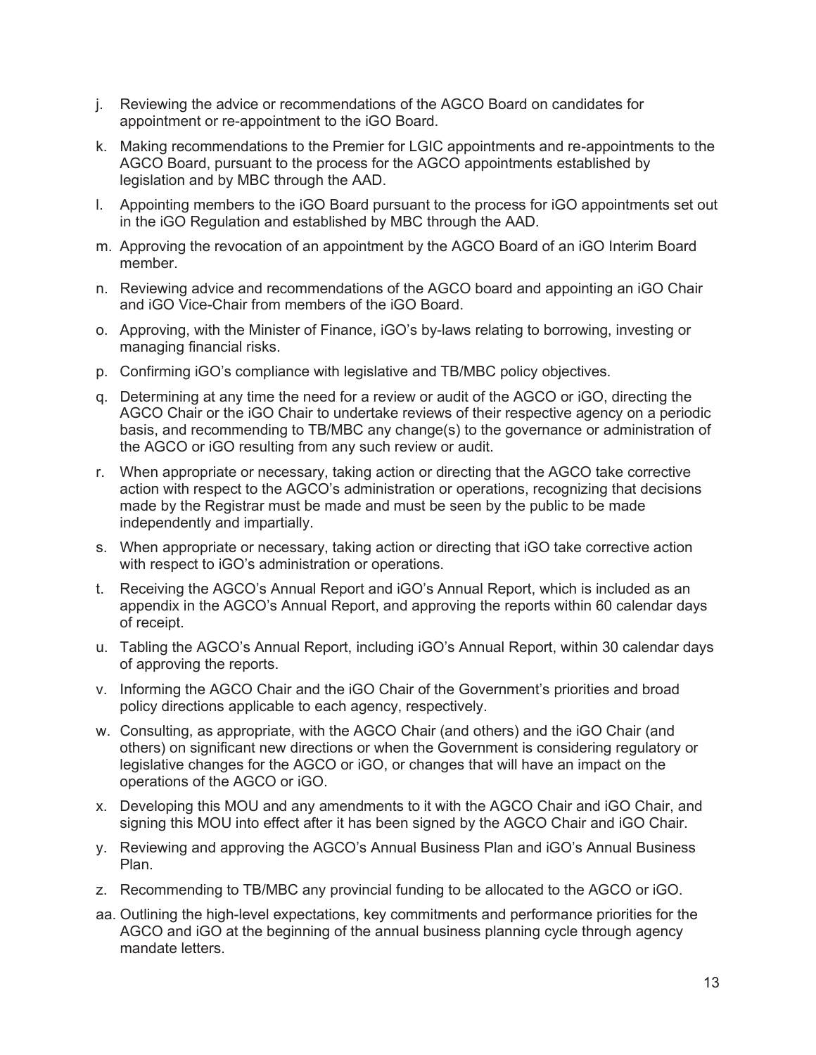j. Reviewing the advice or recommendations of the AGCO Board on candidates for appointment or re-appointment to the iGO Board.

k. Making recommendations to the Premier for LGIC appointments and re-appointments to the AGCO Board, pursuant to the process for the AGCO appointments established by legislation and by MBC through the AAD.

l. Appointing members to the iGO Board pursuant to the process for iGO appointments set out in the iGO Regulation and established by MBC through the AAD.

m. Approving the revocation of an appointment by the AGCO Board of an iGO Interim Board member.

n. Reviewing advice and recommendations of the AGCO board and appointing an iGO Chair and iGO Vice-Chair from members of the iGO Board.

o. Approving, with the Minister of Finance, iGO's by-laws relating to borrowing, investing or managing financial risks.

p. Confirming iGO's compliance with legislative and TB/MBC policy objectives.

q. Determining at any time the need for a review or audit of the AGCO or iGO, directing the AGCO Chair or the iGO Chair to undertake reviews of their respective agency on a periodic basis, and recommending to TB/MBC any change(s) to the governance or administration of the AGCO or iGO resulting from any such review or audit.

r. When appropriate or necessary, taking action or directing that the AGCO take corrective action with respect to the AGCO's administration or operations, recognizing that decisions made by the Registrar must be made and must be seen by the public to be made independently and impartially.

s. When appropriate or necessary, taking action or directing that iGO take corrective action with respect to iGO's administration or operations.

t. Receiving the AGCO's Annual Report and iGO's Annual Report, which is included as an appendix in the AGCO's Annual Report, and approving the reports within 60 calendar days of receipt.

u. Tabling the AGCO's Annual Report, including iGO's Annual Report, within 30 calendar days of approving the reports.

v. Informing the AGCO Chair and the iGO Chair of the Government's priorities and broad policy directions applicable to each agency, respectively.

w. Consulting, as appropriate, with the AGCO Chair (and others) and the iGO Chair (and others) on significant new directions or when the Government is considering regulatory or legislative changes for the AGCO or iGO, or changes that will have an impact on the operations of the AGCO or iGO.

x. Developing this MOU and any amendments to it with the AGCO Chair and iGO Chair, and signing this MOU into effect after it has been signed by the AGCO Chair and iGO Chair.

y. Reviewing and approving the AGCO's Annual Business Plan and iGO's Annual Business Plan.

z. Recommending to TB/MBC any provincial funding to be allocated to the AGCO or iGO.

aa. Outlining the high-level expectations, key commitments and performance priorities for the AGCO and iGO at the beginning of the annual business planning cycle through agency mandate letters.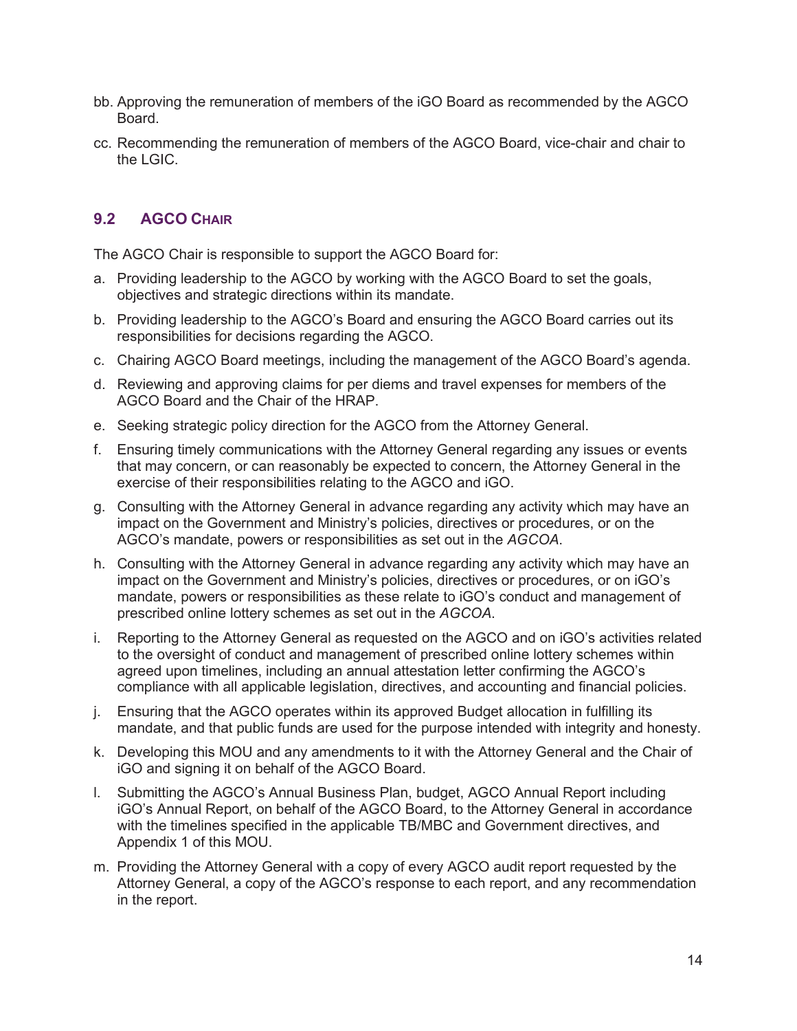bb. Approving the remuneration of members of the iGO Board as recommended by the AGCO Board.

cc. Recommending the remuneration of members of the AGCO Board, vice-chair and chair to the LGIC.

## 9.2 AGCO Chair

The AGCO Chair is responsible to support the AGCO Board for:

a. Providing leadership to the AGCO by working with the AGCO Board to set the goals, objectives and strategic directions within its mandate.

b. Providing leadership to the AGCO's Board and ensuring the AGCO Board carries out its responsibilities for decisions regarding the AGCO.

c. Chairing AGCO Board meetings, including the management of the AGCO Board's agenda.

d. Reviewing and approving claims for per diems and travel expenses for members of the AGCO Board and the Chair of the HRAP.

e. Seeking strategic policy direction for the AGCO from the Attorney General.

f. Ensuring timely communications with the Attorney General regarding any issues or events that may concern, or can reasonably be expected to concern, the Attorney General in the exercise of their responsibilities relating to the AGCO and iGO.

g. Consulting with the Attorney General in advance regarding any activity which may have an impact on the Government and Ministry's policies, directives or procedures, or on the AGCO's mandate, powers or responsibilities as set out in the *AGCOA*.

h. Consulting with the Attorney General in advance regarding any activity which may have an impact on the Government and Ministry's policies, directives or procedures, or on iGO's mandate, powers or responsibilities as these relate to iGO's conduct and management of prescribed online lottery schemes as set out in the *AGCOA*.

i. Reporting to the Attorney General as requested on the AGCO and on iGO's activities related to the oversight of conduct and management of prescribed online lottery schemes within agreed upon timelines, including an annual attestation letter confirming the AGCO's compliance with all applicable legislation, directives, and accounting and financial policies.

j. Ensuring that the AGCO operates within its approved Budget allocation in fulfilling its mandate, and that public funds are used for the purpose intended with integrity and honesty.

k. Developing this MOU and any amendments to it with the Attorney General and the Chair of iGO and signing it on behalf of the AGCO Board.

l. Submitting the AGCO's Annual Business Plan, budget, AGCO Annual Report including iGO's Annual Report, on behalf of the AGCO Board, to the Attorney General in accordance with the timelines specified in the applicable TB/MBC and Government directives, and Appendix 1 of this MOU.

m. Providing the Attorney General with a copy of every AGCO audit report requested by the Attorney General, a copy of the AGCO's response to each report, and any recommendation in the report.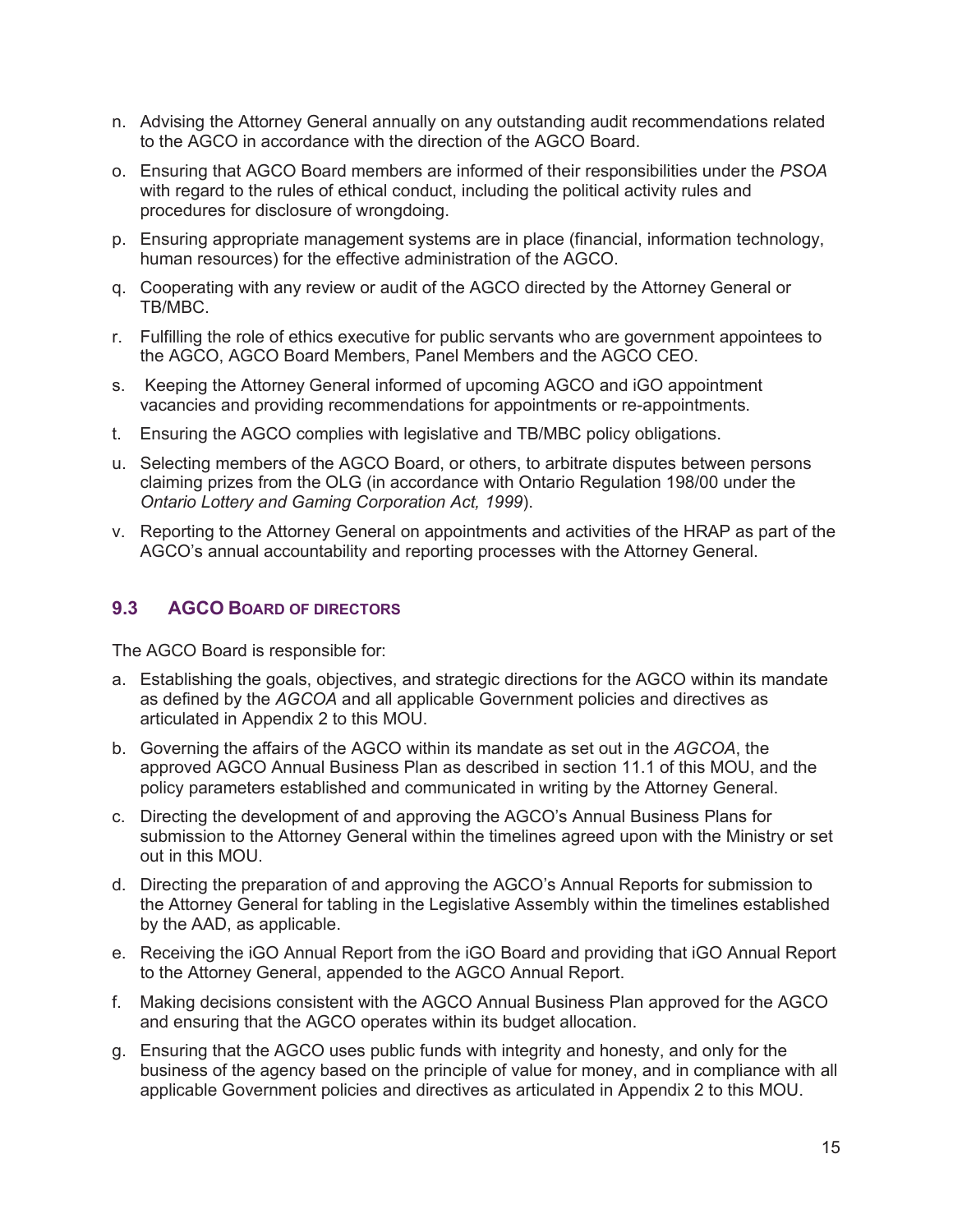n. Advising the Attorney General annually on any outstanding audit recommendations related to the AGCO in accordance with the direction of the AGCO Board.

o. Ensuring that AGCO Board members are informed of their responsibilities under the *PSOA* with regard to the rules of ethical conduct, including the political activity rules and procedures for disclosure of wrongdoing.

p. Ensuring appropriate management systems are in place (financial, information technology, human resources) for the effective administration of the AGCO.

q. Cooperating with any review or audit of the AGCO directed by the Attorney General or TB/MBC.

r. Fulfilling the role of ethics executive for public servants who are government appointees to the AGCO, AGCO Board Members, Panel Members and the AGCO CEO.

s. Keeping the Attorney General informed of upcoming AGCO and iGO appointment vacancies and providing recommendations for appointments or re-appointments.

t. Ensuring the AGCO complies with legislative and TB/MBC policy obligations.

u. Selecting members of the AGCO Board, or others, to arbitrate disputes between persons claiming prizes from the OLG (in accordance with Ontario Regulation 198/00 under the *Ontario Lottery and Gaming Corporation Act, 1999*).

v. Reporting to the Attorney General on appointments and activities of the HRAP as part of the AGCO's annual accountability and reporting processes with the Attorney General.

### 9.3 AGCO Board of Directors

The AGCO Board is responsible for:

a. Establishing the goals, objectives, and strategic directions for the AGCO within its mandate as defined by the *AGCOA* and all applicable Government policies and directives as articulated in Appendix 2 to this MOU.

b. Governing the affairs of the AGCO within its mandate as set out in the *AGCOA*, the approved AGCO Annual Business Plan as described in section 11.1 of this MOU, and the policy parameters established and communicated in writing by the Attorney General.

c. Directing the development of and approving the AGCO's Annual Business Plans for submission to the Attorney General within the timelines agreed upon with the Ministry or set out in this MOU.

d. Directing the preparation of and approving the AGCO's Annual Reports for submission to the Attorney General for tabling in the Legislative Assembly within the timelines established by the AAD, as applicable.

e. Receiving the iGO Annual Report from the iGO Board and providing that iGO Annual Report to the Attorney General, appended to the AGCO Annual Report.

f. Making decisions consistent with the AGCO Annual Business Plan approved for the AGCO and ensuring that the AGCO operates within its budget allocation.

g. Ensuring that the AGCO uses public funds with integrity and honesty, and only for the business of the agency based on the principle of value for money, and in compliance with all applicable Government policies and directives as articulated in Appendix 2 to this MOU.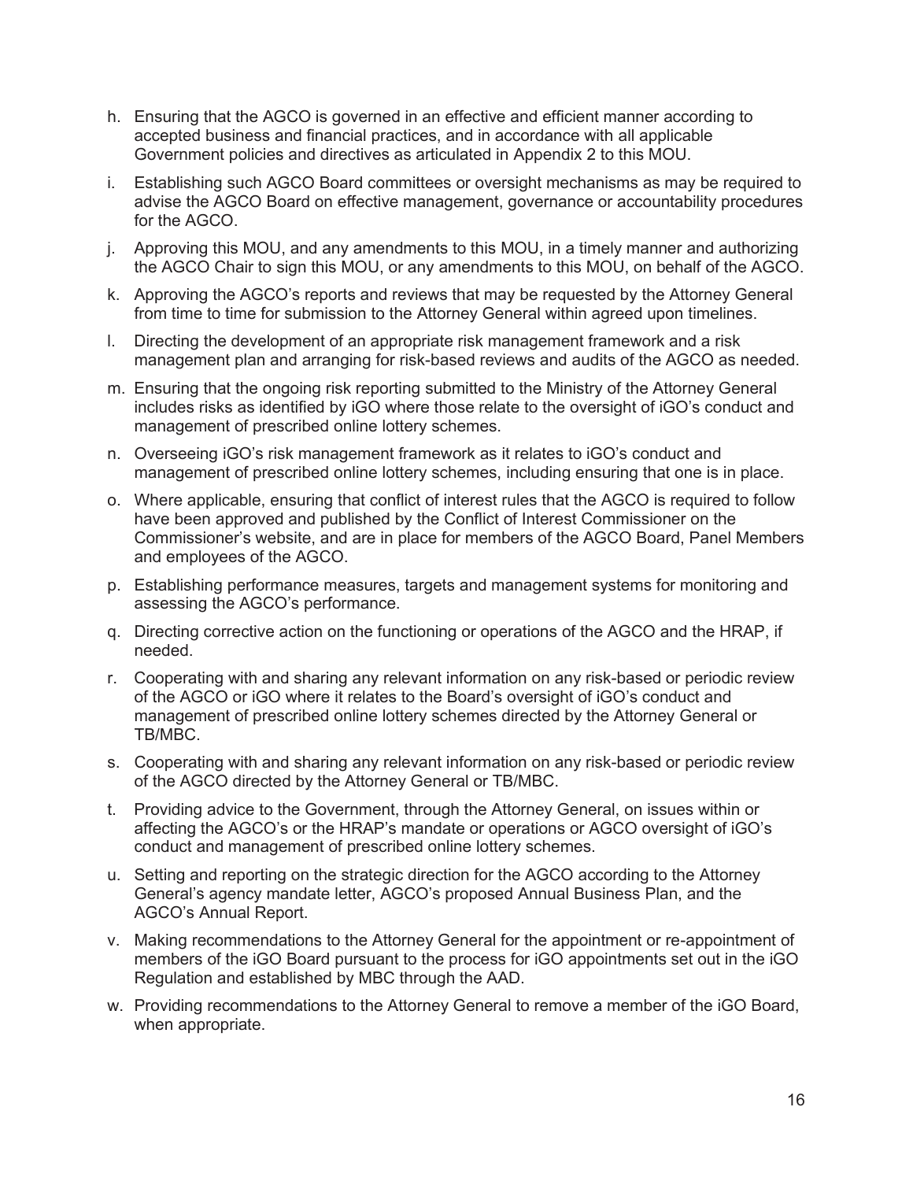h. Ensuring that the AGCO is governed in an effective and efficient manner according to accepted business and financial practices, and in accordance with all applicable Government policies and directives as articulated in Appendix 2 to this MOU.

i. Establishing such AGCO Board committees or oversight mechanisms as may be required to advise the AGCO Board on effective management, governance or accountability procedures for the AGCO.

j. Approving this MOU, and any amendments to this MOU, in a timely manner and authorizing the AGCO Chair to sign this MOU, or any amendments to this MOU, on behalf of the AGCO.

k. Approving the AGCO's reports and reviews that may be requested by the Attorney General from time to time for submission to the Attorney General within agreed upon timelines.

l. Directing the development of an appropriate risk management framework and a risk management plan and arranging for risk-based reviews and audits of the AGCO as needed.

m. Ensuring that the ongoing risk reporting submitted to the Ministry of the Attorney General includes risks as identified by iGO where those relate to the oversight of iGO's conduct and management of prescribed online lottery schemes.

n. Overseeing iGO's risk management framework as it relates to iGO's conduct and management of prescribed online lottery schemes, including ensuring that one is in place.

o. Where applicable, ensuring that conflict of interest rules that the AGCO is required to follow have been approved and published by the Conflict of Interest Commissioner on the Commissioner's website, and are in place for members of the AGCO Board, Panel Members and employees of the AGCO.

p. Establishing performance measures, targets and management systems for monitoring and assessing the AGCO's performance.

q. Directing corrective action on the functioning or operations of the AGCO and the HRAP, if needed.

r. Cooperating with and sharing any relevant information on any risk-based or periodic review of the AGCO or iGO where it relates to the Board's oversight of iGO's conduct and management of prescribed online lottery schemes directed by the Attorney General or TB/MBC.

s. Cooperating with and sharing any relevant information on any risk-based or periodic review of the AGCO directed by the Attorney General or TB/MBC.

t. Providing advice to the Government, through the Attorney General, on issues within or affecting the AGCO's or the HRAP's mandate or operations or AGCO oversight of iGO's conduct and management of prescribed online lottery schemes.

u. Setting and reporting on the strategic direction for the AGCO according to the Attorney General's agency mandate letter, AGCO's proposed Annual Business Plan, and the AGCO's Annual Report.

v. Making recommendations to the Attorney General for the appointment or re-appointment of members of the iGO Board pursuant to the process for iGO appointments set out in the iGO Regulation and established by MBC through the AAD.

w. Providing recommendations to the Attorney General to remove a member of the iGO Board, when appropriate.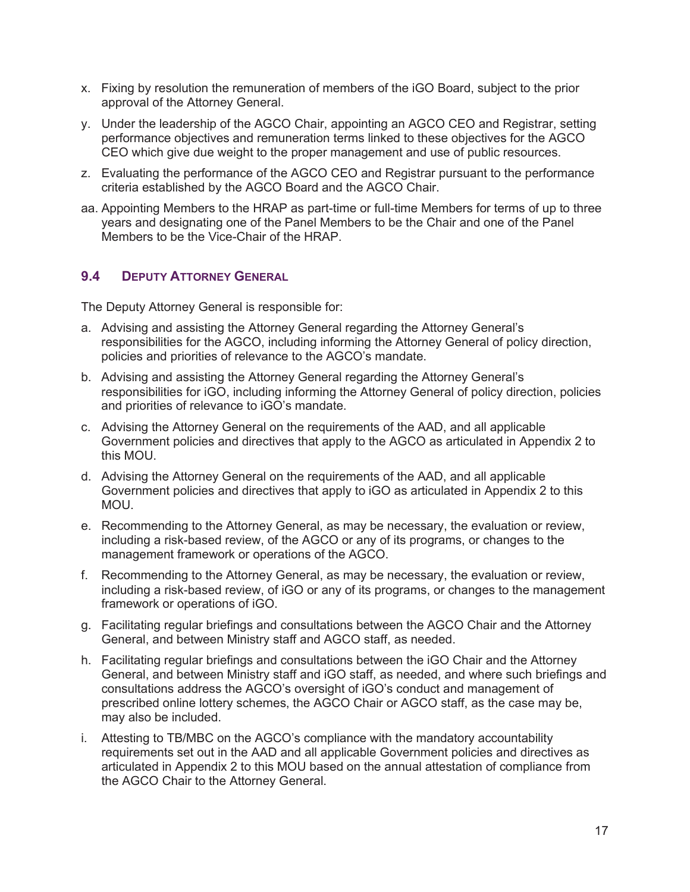x. Fixing by resolution the remuneration of members of the iGO Board, subject to the prior approval of the Attorney General.

y. Under the leadership of the AGCO Chair, appointing an AGCO CEO and Registrar, setting performance objectives and remuneration terms linked to these objectives for the AGCO CEO which give due weight to the proper management and use of public resources.

z. Evaluating the performance of the AGCO CEO and Registrar pursuant to the performance criteria established by the AGCO Board and the AGCO Chair.

aa. Appointing Members to the HRAP as part-time or full-time Members for terms of up to three years and designating one of the Panel Members to be the Chair and one of the Panel Members to be the Vice-Chair of the HRAP.

### 9.4 DEPUTY ATTORNEY GENERAL

The Deputy Attorney General is responsible for:

a. Advising and assisting the Attorney General regarding the Attorney General's responsibilities for the AGCO, including informing the Attorney General of policy direction, policies and priorities of relevance to the AGCO's mandate.

b. Advising and assisting the Attorney General regarding the Attorney General's responsibilities for iGO, including informing the Attorney General of policy direction, policies and priorities of relevance to iGO's mandate.

c. Advising the Attorney General on the requirements of the AAD, and all applicable Government policies and directives that apply to the AGCO as articulated in Appendix 2 to this MOU.

d. Advising the Attorney General on the requirements of the AAD, and all applicable Government policies and directives that apply to iGO as articulated in Appendix 2 to this MOU.

e. Recommending to the Attorney General, as may be necessary, the evaluation or review, including a risk-based review, of the AGCO or any of its programs, or changes to the management framework or operations of the AGCO.

f. Recommending to the Attorney General, as may be necessary, the evaluation or review, including a risk-based review, of iGO or any of its programs, or changes to the management framework or operations of iGO.

g. Facilitating regular briefings and consultations between the AGCO Chair and the Attorney General, and between Ministry staff and AGCO staff, as needed.

h. Facilitating regular briefings and consultations between the iGO Chair and the Attorney General, and between Ministry staff and iGO staff, as needed, and where such briefings and consultations address the AGCO's oversight of iGO's conduct and management of prescribed online lottery schemes, the AGCO Chair or AGCO staff, as the case may be, may also be included.

i. Attesting to TB/MBC on the AGCO's compliance with the mandatory accountability requirements set out in the AAD and all applicable Government policies and directives as articulated in Appendix 2 to this MOU based on the annual attestation of compliance from the AGCO Chair to the Attorney General.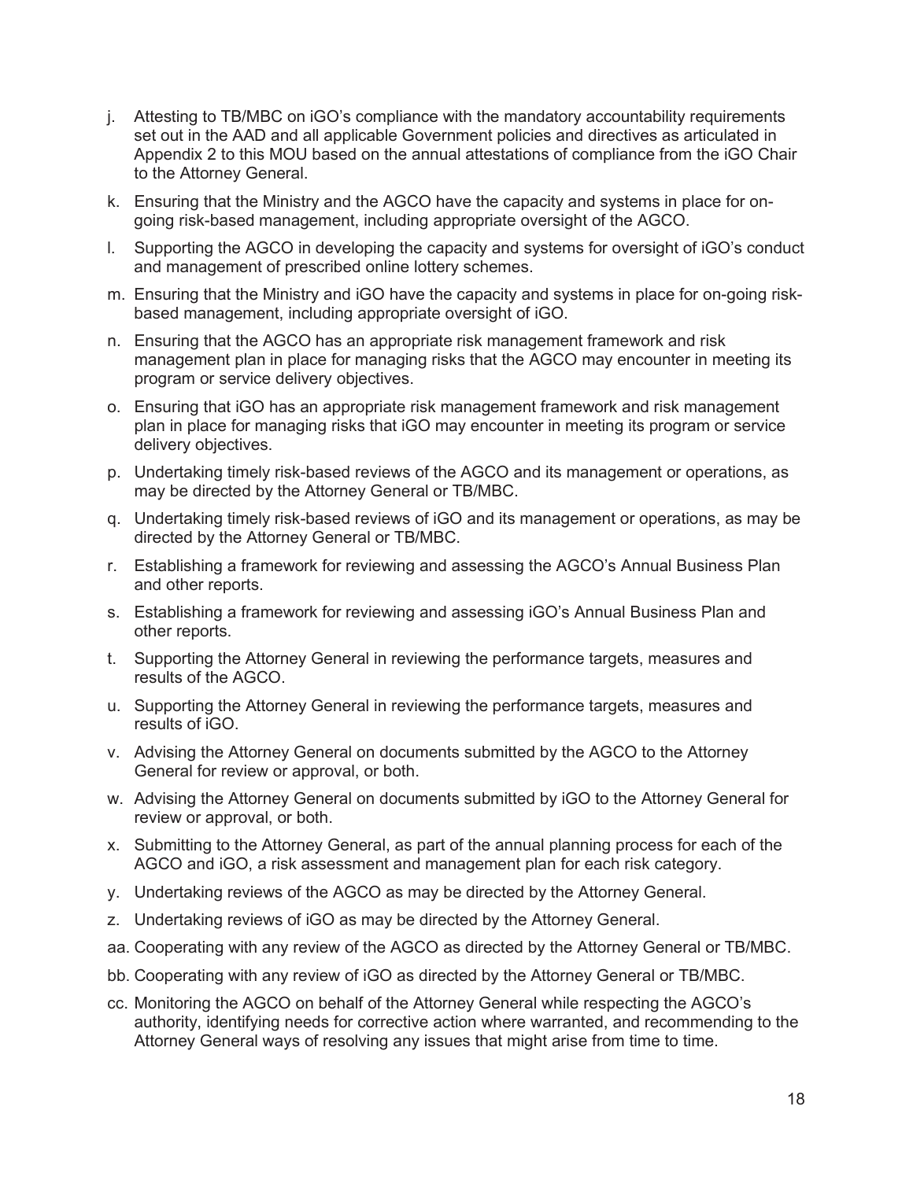j. Attesting to TB/MBC on iGO's compliance with the mandatory accountability requirements set out in the AAD and all applicable Government policies and directives as articulated in Appendix 2 to this MOU based on the annual attestations of compliance from the iGO Chair to the Attorney General.

k. Ensuring that the Ministry and the AGCO have the capacity and systems in place for on-going risk-based management, including appropriate oversight of the AGCO.

l. Supporting the AGCO in developing the capacity and systems for oversight of iGO's conduct and management of prescribed online lottery schemes.

m. Ensuring that the Ministry and iGO have the capacity and systems in place for on-going risk-based management, including appropriate oversight of iGO.

n. Ensuring that the AGCO has an appropriate risk management framework and risk management plan in place for managing risks that the AGCO may encounter in meeting its program or service delivery objectives.

o. Ensuring that iGO has an appropriate risk management framework and risk management plan in place for managing risks that iGO may encounter in meeting its program or service delivery objectives.

p. Undertaking timely risk-based reviews of the AGCO and its management or operations, as may be directed by the Attorney General or TB/MBC.

q. Undertaking timely risk-based reviews of iGO and its management or operations, as may be directed by the Attorney General or TB/MBC.

r. Establishing a framework for reviewing and assessing the AGCO's Annual Business Plan and other reports.

s. Establishing a framework for reviewing and assessing iGO's Annual Business Plan and other reports.

t. Supporting the Attorney General in reviewing the performance targets, measures and results of the AGCO.

u. Supporting the Attorney General in reviewing the performance targets, measures and results of iGO.

v. Advising the Attorney General on documents submitted by the AGCO to the Attorney General for review or approval, or both.

w. Advising the Attorney General on documents submitted by iGO to the Attorney General for review or approval, or both.

x. Submitting to the Attorney General, as part of the annual planning process for each of the AGCO and iGO, a risk assessment and management plan for each risk category.

y. Undertaking reviews of the AGCO as may be directed by the Attorney General.

z. Undertaking reviews of iGO as may be directed by the Attorney General.

aa. Cooperating with any review of the AGCO as directed by the Attorney General or TB/MBC.

bb. Cooperating with any review of iGO as directed by the Attorney General or TB/MBC.

cc. Monitoring the AGCO on behalf of the Attorney General while respecting the AGCO's authority, identifying needs for corrective action where warranted, and recommending to the Attorney General ways of resolving any issues that might arise from time to time.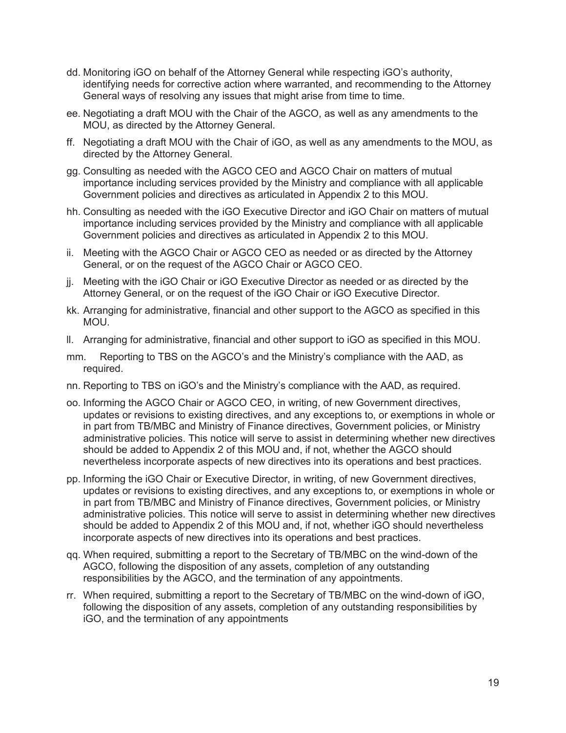dd. Monitoring iGO on behalf of the Attorney General while respecting iGO's authority, identifying needs for corrective action where warranted, and recommending to the Attorney General ways of resolving any issues that might arise from time to time.

ee. Negotiating a draft MOU with the Chair of the AGCO, as well as any amendments to the MOU, as directed by the Attorney General.

ff. Negotiating a draft MOU with the Chair of iGO, as well as any amendments to the MOU, as directed by the Attorney General.

gg. Consulting as needed with the AGCO CEO and AGCO Chair on matters of mutual importance including services provided by the Ministry and compliance with all applicable Government policies and directives as articulated in Appendix 2 to this MOU.

hh. Consulting as needed with the iGO Executive Director and iGO Chair on matters of mutual importance including services provided by the Ministry and compliance with all applicable Government policies and directives as articulated in Appendix 2 to this MOU.

ii. Meeting with the AGCO Chair or AGCO CEO as needed or as directed by the Attorney General, or on the request of the AGCO Chair or AGCO CEO.

jj. Meeting with the iGO Chair or iGO Executive Director as needed or as directed by the Attorney General, or on the request of the iGO Chair or iGO Executive Director.

kk. Arranging for administrative, financial and other support to the AGCO as specified in this MOU.

ll. Arranging for administrative, financial and other support to iGO as specified in this MOU.

mm. Reporting to TBS on the AGCO's and the Ministry's compliance with the AAD, as required.

nn. Reporting to TBS on iGO's and the Ministry's compliance with the AAD, as required.

oo. Informing the AGCO Chair or AGCO CEO, in writing, of new Government directives, updates or revisions to existing directives, and any exceptions to, or exemptions in whole or in part from TB/MBC and Ministry of Finance directives, Government policies, or Ministry administrative policies. This notice will serve to assist in determining whether new directives should be added to Appendix 2 of this MOU and, if not, whether the AGCO should nevertheless incorporate aspects of new directives into its operations and best practices.

pp. Informing the iGO Chair or Executive Director, in writing, of new Government directives, updates or revisions to existing directives, and any exceptions to, or exemptions in whole or in part from TB/MBC and Ministry of Finance directives, Government policies, or Ministry administrative policies. This notice will serve to assist in determining whether new directives should be added to Appendix 2 of this MOU and, if not, whether iGO should nevertheless incorporate aspects of new directives into its operations and best practices.

qq. When required, submitting a report to the Secretary of TB/MBC on the wind-down of the AGCO, following the disposition of any assets, completion of any outstanding responsibilities by the AGCO, and the termination of any appointments.

rr. When required, submitting a report to the Secretary of TB/MBC on the wind-down of iGO, following the disposition of any assets, completion of any outstanding responsibilities by iGO, and the termination of any appointments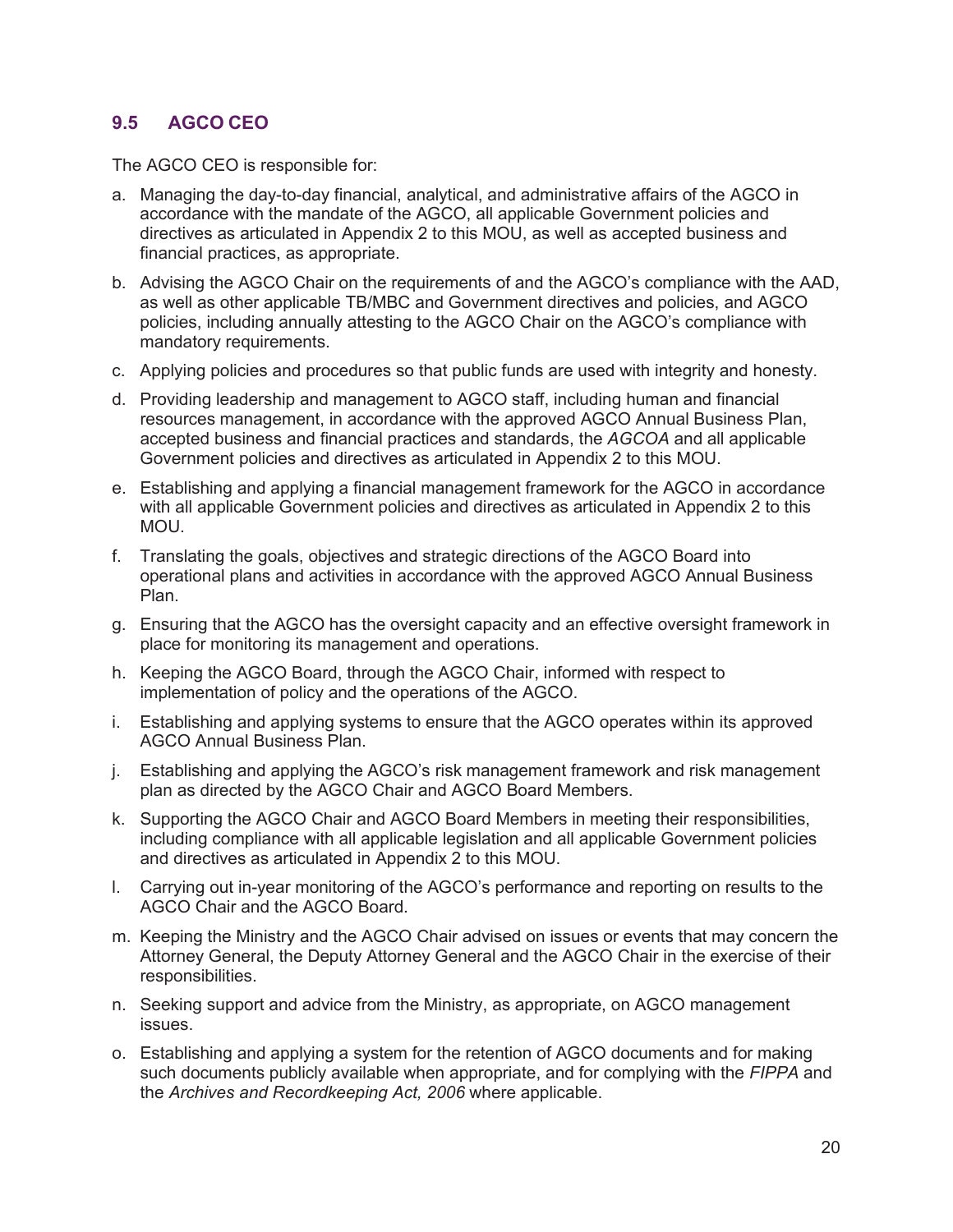## 9.5 AGCO CEO

The AGCO CEO is responsible for:

a. Managing the day-to-day financial, analytical, and administrative affairs of the AGCO in accordance with the mandate of the AGCO, all applicable Government policies and directives as articulated in Appendix 2 to this MOU, as well as accepted business and financial practices, as appropriate.

b. Advising the AGCO Chair on the requirements of and the AGCO's compliance with the AAD, as well as other applicable TB/MBC and Government directives and policies, and AGCO policies, including annually attesting to the AGCO Chair on the AGCO's compliance with mandatory requirements.

c. Applying policies and procedures so that public funds are used with integrity and honesty.

d. Providing leadership and management to AGCO staff, including human and financial resources management, in accordance with the approved AGCO Annual Business Plan, accepted business and financial practices and standards, the *AGCOA* and all applicable Government policies and directives as articulated in Appendix 2 to this MOU.

e. Establishing and applying a financial management framework for the AGCO in accordance with all applicable Government policies and directives as articulated in Appendix 2 to this MOU.

f. Translating the goals, objectives and strategic directions of the AGCO Board into operational plans and activities in accordance with the approved AGCO Annual Business Plan.

g. Ensuring that the AGCO has the oversight capacity and an effective oversight framework in place for monitoring its management and operations.

h. Keeping the AGCO Board, through the AGCO Chair, informed with respect to implementation of policy and the operations of the AGCO.

i. Establishing and applying systems to ensure that the AGCO operates within its approved AGCO Annual Business Plan.

j. Establishing and applying the AGCO's risk management framework and risk management plan as directed by the AGCO Chair and AGCO Board Members.

k. Supporting the AGCO Chair and AGCO Board Members in meeting their responsibilities, including compliance with all applicable legislation and all applicable Government policies and directives as articulated in Appendix 2 to this MOU.

l. Carrying out in-year monitoring of the AGCO's performance and reporting on results to the AGCO Chair and the AGCO Board.

m. Keeping the Ministry and the AGCO Chair advised on issues or events that may concern the Attorney General, the Deputy Attorney General and the AGCO Chair in the exercise of their responsibilities.

n. Seeking support and advice from the Ministry, as appropriate, on AGCO management issues.

o. Establishing and applying a system for the retention of AGCO documents and for making such documents publicly available when appropriate, and for complying with the *FIPPA* and the *Archives and Recordkeeping Act, 2006* where applicable.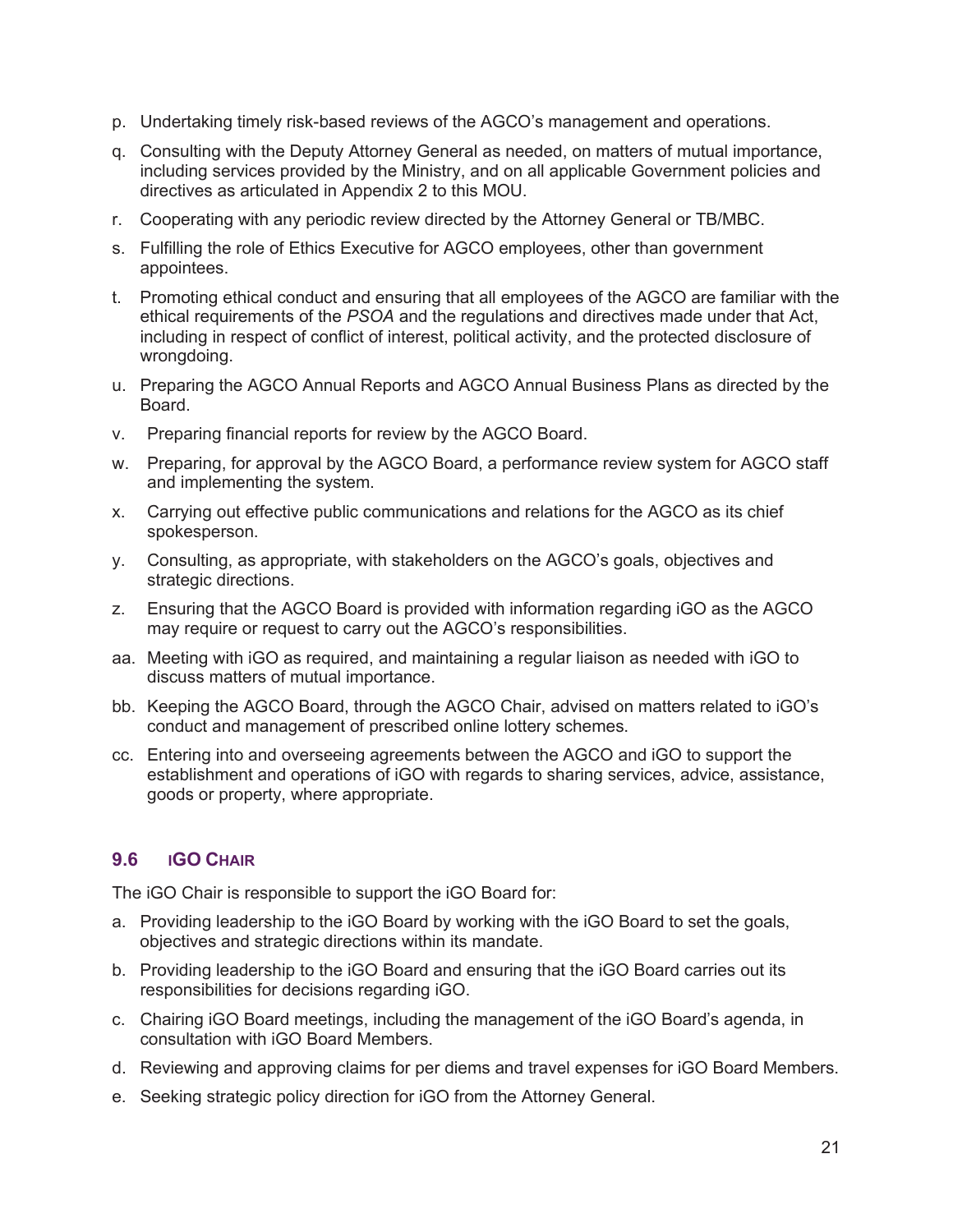p. Undertaking timely risk-based reviews of the AGCO's management and operations.

q. Consulting with the Deputy Attorney General as needed, on matters of mutual importance, including services provided by the Ministry, and on all applicable Government policies and directives as articulated in Appendix 2 to this MOU.

r. Cooperating with any periodic review directed by the Attorney General or TB/MBC.

s. Fulfilling the role of Ethics Executive for AGCO employees, other than government appointees.

t. Promoting ethical conduct and ensuring that all employees of the AGCO are familiar with the ethical requirements of the *PSOA* and the regulations and directives made under that Act, including in respect of conflict of interest, political activity, and the protected disclosure of wrongdoing.

u. Preparing the AGCO Annual Reports and AGCO Annual Business Plans as directed by the Board.

v. Preparing financial reports for review by the AGCO Board.

w. Preparing, for approval by the AGCO Board, a performance review system for AGCO staff and implementing the system.

x. Carrying out effective public communications and relations for the AGCO as its chief spokesperson.

y. Consulting, as appropriate, with stakeholders on the AGCO's goals, objectives and strategic directions.

z. Ensuring that the AGCO Board is provided with information regarding iGO as the AGCO may require or request to carry out the AGCO's responsibilities.

aa. Meeting with iGO as required, and maintaining a regular liaison as needed with iGO to discuss matters of mutual importance.

bb. Keeping the AGCO Board, through the AGCO Chair, advised on matters related to iGO's conduct and management of prescribed online lottery schemes.

cc. Entering into and overseeing agreements between the AGCO and iGO to support the establishment and operations of iGO with regards to sharing services, advice, assistance, goods or property, where appropriate.

### 9.6 iGO Chair

The iGO Chair is responsible to support the iGO Board for:

a. Providing leadership to the iGO Board by working with the iGO Board to set the goals, objectives and strategic directions within its mandate.

b. Providing leadership to the iGO Board and ensuring that the iGO Board carries out its responsibilities for decisions regarding iGO.

c. Chairing iGO Board meetings, including the management of the iGO Board's agenda, in consultation with iGO Board Members.

d. Reviewing and approving claims for per diems and travel expenses for iGO Board Members.

e. Seeking strategic policy direction for iGO from the Attorney General.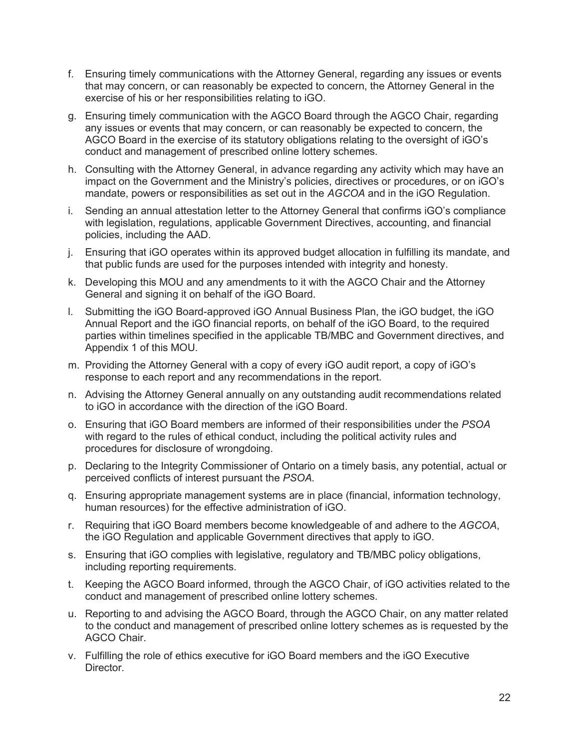f. Ensuring timely communications with the Attorney General, regarding any issues or events that may concern, or can reasonably be expected to concern, the Attorney General in the exercise of his or her responsibilities relating to iGO.

g. Ensuring timely communication with the AGCO Board through the AGCO Chair, regarding any issues or events that may concern, or can reasonably be expected to concern, the AGCO Board in the exercise of its statutory obligations relating to the oversight of iGO's conduct and management of prescribed online lottery schemes.

h. Consulting with the Attorney General, in advance regarding any activity which may have an impact on the Government and the Ministry's policies, directives or procedures, or on iGO's mandate, powers or responsibilities as set out in the *AGCOA* and in the iGO Regulation.

i. Sending an annual attestation letter to the Attorney General that confirms iGO's compliance with legislation, regulations, applicable Government Directives, accounting, and financial policies, including the AAD.

j. Ensuring that iGO operates within its approved budget allocation in fulfilling its mandate, and that public funds are used for the purposes intended with integrity and honesty.

k. Developing this MOU and any amendments to it with the AGCO Chair and the Attorney General and signing it on behalf of the iGO Board.

l. Submitting the iGO Board-approved iGO Annual Business Plan, the iGO budget, the iGO Annual Report and the iGO financial reports, on behalf of the iGO Board, to the required parties within timelines specified in the applicable TB/MBC and Government directives, and Appendix 1 of this MOU.

m. Providing the Attorney General with a copy of every iGO audit report, a copy of iGO's response to each report and any recommendations in the report.

n. Advising the Attorney General annually on any outstanding audit recommendations related to iGO in accordance with the direction of the iGO Board.

o. Ensuring that iGO Board members are informed of their responsibilities under the *PSOA* with regard to the rules of ethical conduct, including the political activity rules and procedures for disclosure of wrongdoing.

p. Declaring to the Integrity Commissioner of Ontario on a timely basis, any potential, actual or perceived conflicts of interest pursuant the *PSOA*.

q. Ensuring appropriate management systems are in place (financial, information technology, human resources) for the effective administration of iGO.

r. Requiring that iGO Board members become knowledgeable of and adhere to the *AGCOA*, the iGO Regulation and applicable Government directives that apply to iGO.

s. Ensuring that iGO complies with legislative, regulatory and TB/MBC policy obligations, including reporting requirements.

t. Keeping the AGCO Board informed, through the AGCO Chair, of iGO activities related to the conduct and management of prescribed online lottery schemes.

u. Reporting to and advising the AGCO Board, through the AGCO Chair, on any matter related to the conduct and management of prescribed online lottery schemes as is requested by the AGCO Chair.

v. Fulfilling the role of ethics executive for iGO Board members and the iGO Executive Director.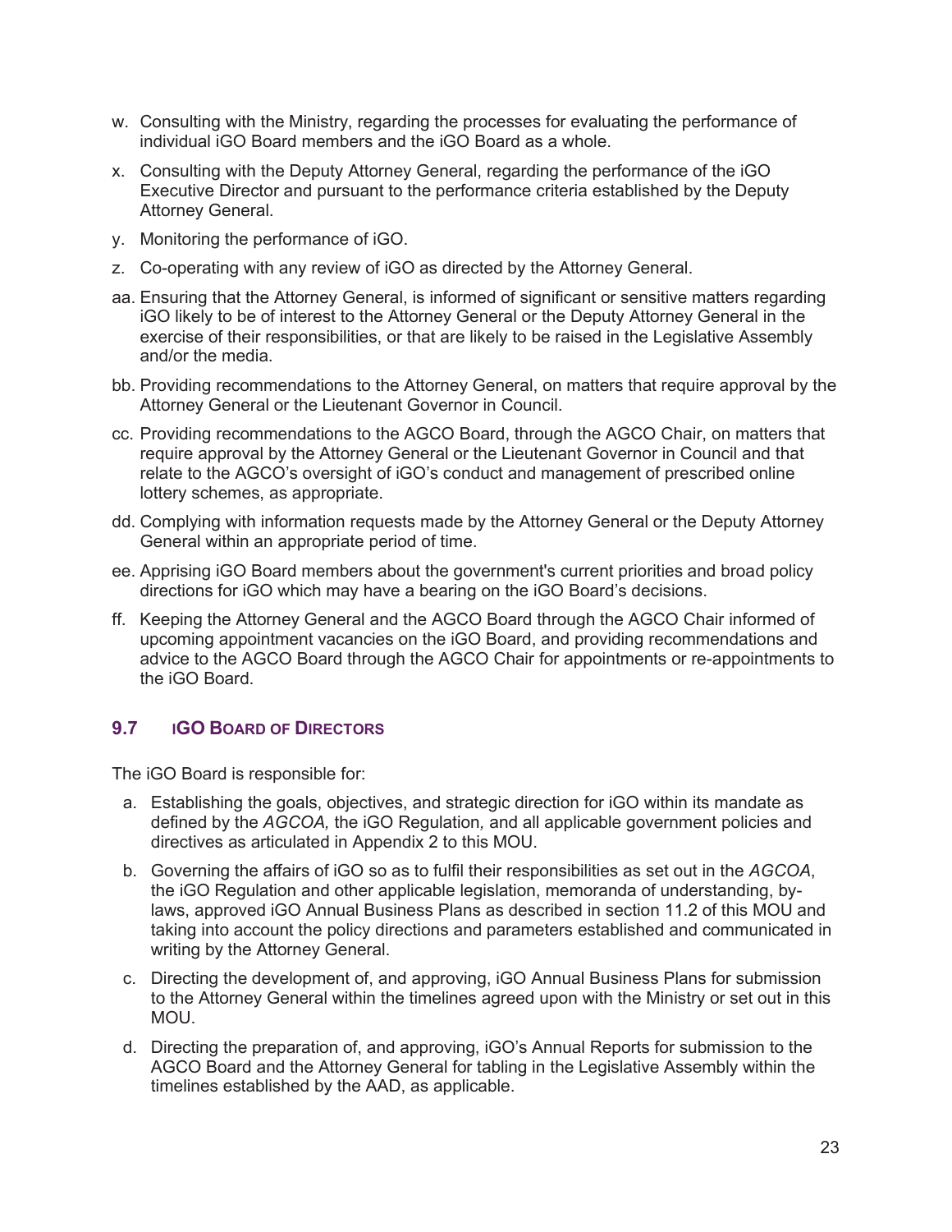w. Consulting with the Ministry, regarding the processes for evaluating the performance of individual iGO Board members and the iGO Board as a whole.

x. Consulting with the Deputy Attorney General, regarding the performance of the iGO Executive Director and pursuant to the performance criteria established by the Deputy Attorney General.

y. Monitoring the performance of iGO.

z. Co-operating with any review of iGO as directed by the Attorney General.

aa. Ensuring that the Attorney General, is informed of significant or sensitive matters regarding iGO likely to be of interest to the Attorney General or the Deputy Attorney General in the exercise of their responsibilities, or that are likely to be raised in the Legislative Assembly and/or the media.

bb. Providing recommendations to the Attorney General, on matters that require approval by the Attorney General or the Lieutenant Governor in Council.

cc. Providing recommendations to the AGCO Board, through the AGCO Chair, on matters that require approval by the Attorney General or the Lieutenant Governor in Council and that relate to the AGCO's oversight of iGO's conduct and management of prescribed online lottery schemes, as appropriate.

dd. Complying with information requests made by the Attorney General or the Deputy Attorney General within an appropriate period of time.

ee. Apprising iGO Board members about the government's current priorities and broad policy directions for iGO which may have a bearing on the iGO Board's decisions.

ff. Keeping the Attorney General and the AGCO Board through the AGCO Chair informed of upcoming appointment vacancies on the iGO Board, and providing recommendations and advice to the AGCO Board through the AGCO Chair for appointments or re-appointments to the iGO Board.

## 9.7 iGO Board of Directors

The iGO Board is responsible for:

a. Establishing the goals, objectives, and strategic direction for iGO within its mandate as defined by the *AGCOA,* the iGO Regulation, and all applicable government policies and directives as articulated in Appendix 2 to this MOU.

b. Governing the affairs of iGO so as to fulfil their responsibilities as set out in the *AGCOA*, the iGO Regulation and other applicable legislation, memoranda of understanding, by-laws, approved iGO Annual Business Plans as described in section 11.2 of this MOU and taking into account the policy directions and parameters established and communicated in writing by the Attorney General.

c. Directing the development of, and approving, iGO Annual Business Plans for submission to the Attorney General within the timelines agreed upon with the Ministry or set out in this MOU.

d. Directing the preparation of, and approving, iGO's Annual Reports for submission to the AGCO Board and the Attorney General for tabling in the Legislative Assembly within the timelines established by the AAD, as applicable.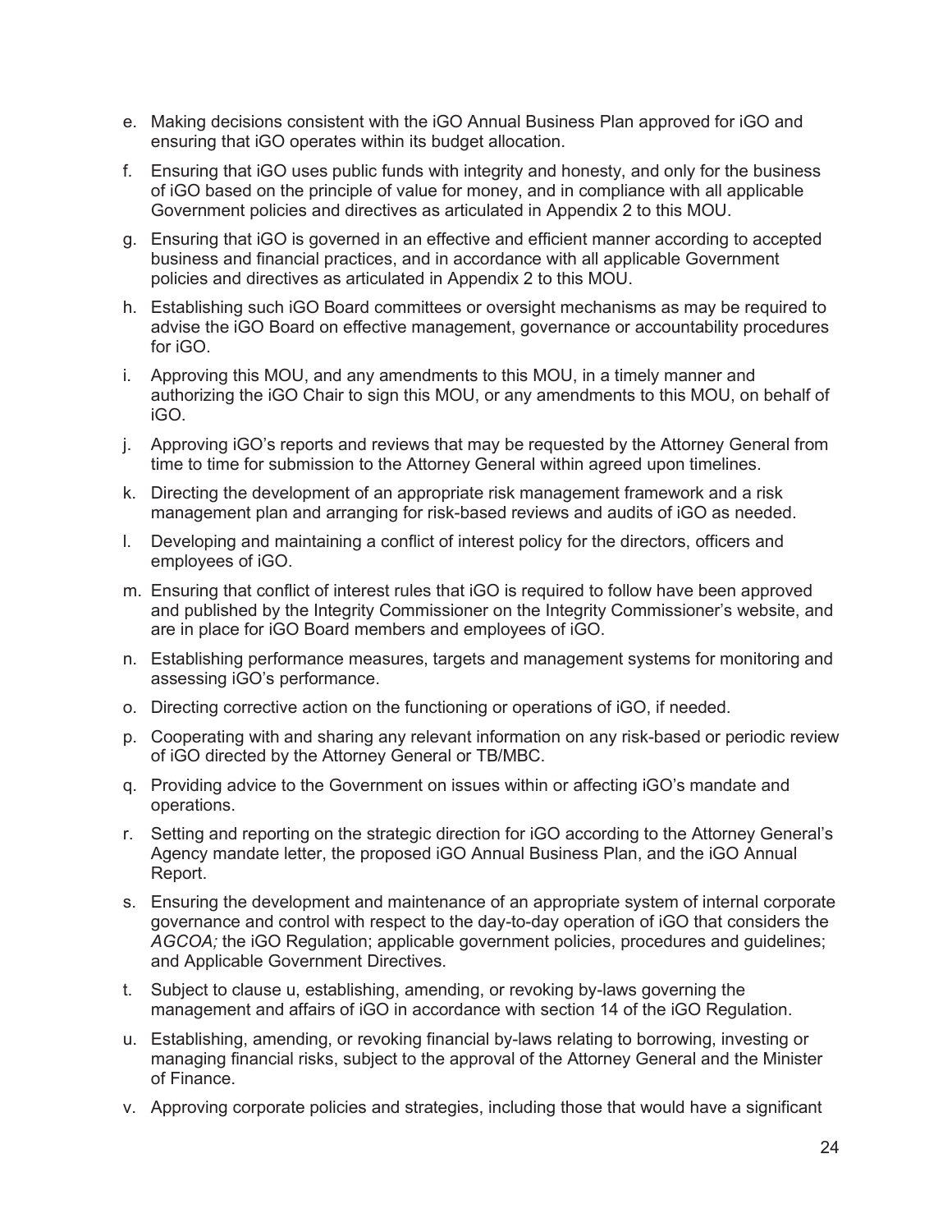e. Making decisions consistent with the iGO Annual Business Plan approved for iGO and ensuring that iGO operates within its budget allocation.

f. Ensuring that iGO uses public funds with integrity and honesty, and only for the business of iGO based on the principle of value for money, and in compliance with all applicable Government policies and directives as articulated in Appendix 2 to this MOU.

g. Ensuring that iGO is governed in an effective and efficient manner according to accepted business and financial practices, and in accordance with all applicable Government policies and directives as articulated in Appendix 2 to this MOU.

h. Establishing such iGO Board committees or oversight mechanisms as may be required to advise the iGO Board on effective management, governance or accountability procedures for iGO.

i. Approving this MOU, and any amendments to this MOU, in a timely manner and authorizing the iGO Chair to sign this MOU, or any amendments to this MOU, on behalf of iGO.

j. Approving iGO's reports and reviews that may be requested by the Attorney General from time to time for submission to the Attorney General within agreed upon timelines.

k. Directing the development of an appropriate risk management framework and a risk management plan and arranging for risk-based reviews and audits of iGO as needed.

l. Developing and maintaining a conflict of interest policy for the directors, officers and employees of iGO.

m. Ensuring that conflict of interest rules that iGO is required to follow have been approved and published by the Integrity Commissioner on the Integrity Commissioner's website, and are in place for iGO Board members and employees of iGO.

n. Establishing performance measures, targets and management systems for monitoring and assessing iGO's performance.

o. Directing corrective action on the functioning or operations of iGO, if needed.

p. Cooperating with and sharing any relevant information on any risk-based or periodic review of iGO directed by the Attorney General or TB/MBC.

q. Providing advice to the Government on issues within or affecting iGO's mandate and operations.

r. Setting and reporting on the strategic direction for iGO according to the Attorney General's Agency mandate letter, the proposed iGO Annual Business Plan, and the iGO Annual Report.

s. Ensuring the development and maintenance of an appropriate system of internal corporate governance and control with respect to the day-to-day operation of iGO that considers the *AGCOA;* the iGO Regulation; applicable government policies, procedures and guidelines; and Applicable Government Directives.

t. Subject to clause u, establishing, amending, or revoking by-laws governing the management and affairs of iGO in accordance with section 14 of the iGO Regulation.

u. Establishing, amending, or revoking financial by-laws relating to borrowing, investing or managing financial risks, subject to the approval of the Attorney General and the Minister of Finance.

v. Approving corporate policies and strategies, including those that would have a significant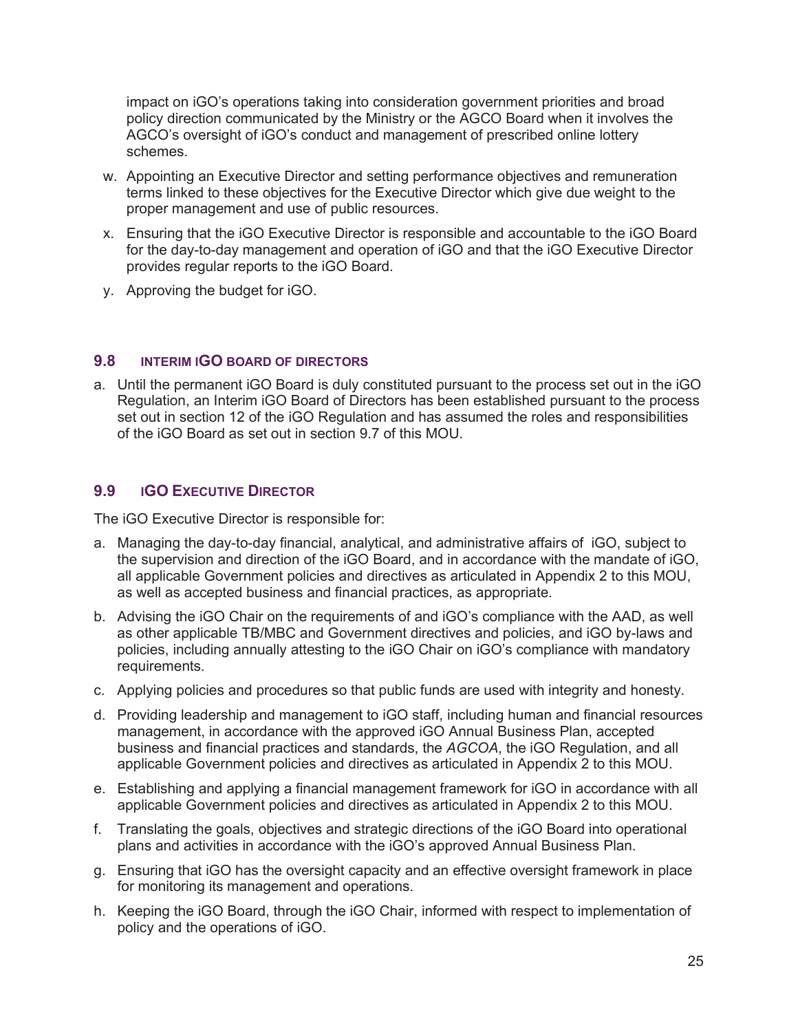impact on iGO's operations taking into consideration government priorities and broad policy direction communicated by the Ministry or the AGCO Board when it involves the AGCO's oversight of iGO's conduct and management of prescribed online lottery schemes.

w. Appointing an Executive Director and setting performance objectives and remuneration terms linked to these objectives for the Executive Director which give due weight to the proper management and use of public resources.

x. Ensuring that the iGO Executive Director is responsible and accountable to the iGO Board for the day-to-day management and operation of iGO and that the iGO Executive Director provides regular reports to the iGO Board.

y. Approving the budget for iGO.

### 9.8 INTERIM IGO BOARD OF DIRECTORS

a. Until the permanent iGO Board is duly constituted pursuant to the process set out in the iGO Regulation, an Interim iGO Board of Directors has been established pursuant to the process set out in section 12 of the iGO Regulation and has assumed the roles and responsibilities of the iGO Board as set out in section 9.7 of this MOU.

### 9.9 IGO EXECUTIVE DIRECTOR

The iGO Executive Director is responsible for:

a. Managing the day-to-day financial, analytical, and administrative affairs of iGO, subject to the supervision and direction of the iGO Board, and in accordance with the mandate of iGO, all applicable Government policies and directives as articulated in Appendix 2 to this MOU, as well as accepted business and financial practices, as appropriate.

b. Advising the iGO Chair on the requirements of and iGO's compliance with the AAD, as well as other applicable TB/MBC and Government directives and policies, and iGO by-laws and policies, including annually attesting to the iGO Chair on iGO's compliance with mandatory requirements.

c. Applying policies and procedures so that public funds are used with integrity and honesty.

d. Providing leadership and management to iGO staff, including human and financial resources management, in accordance with the approved iGO Annual Business Plan, accepted business and financial practices and standards, the *AGCOA*, the iGO Regulation, and all applicable Government policies and directives as articulated in Appendix 2 to this MOU.

e. Establishing and applying a financial management framework for iGO in accordance with all applicable Government policies and directives as articulated in Appendix 2 to this MOU.

f. Translating the goals, objectives and strategic directions of the iGO Board into operational plans and activities in accordance with the iGO's approved Annual Business Plan.

g. Ensuring that iGO has the oversight capacity and an effective oversight framework in place for monitoring its management and operations.

h. Keeping the iGO Board, through the iGO Chair, informed with respect to implementation of policy and the operations of iGO.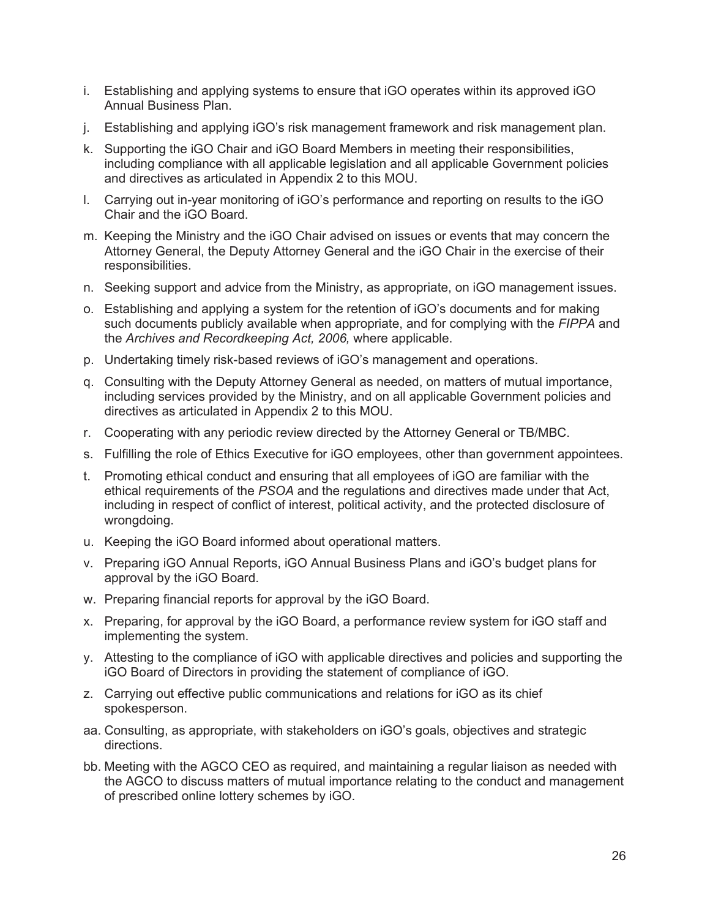i. Establishing and applying systems to ensure that iGO operates within its approved iGO Annual Business Plan.

j. Establishing and applying iGO's risk management framework and risk management plan.

k. Supporting the iGO Chair and iGO Board Members in meeting their responsibilities, including compliance with all applicable legislation and all applicable Government policies and directives as articulated in Appendix 2 to this MOU.

l. Carrying out in-year monitoring of iGO's performance and reporting on results to the iGO Chair and the iGO Board.

m. Keeping the Ministry and the iGO Chair advised on issues or events that may concern the Attorney General, the Deputy Attorney General and the iGO Chair in the exercise of their responsibilities.

n. Seeking support and advice from the Ministry, as appropriate, on iGO management issues.

o. Establishing and applying a system for the retention of iGO's documents and for making such documents publicly available when appropriate, and for complying with the *FIPPA* and the *Archives and Recordkeeping Act, 2006,* where applicable.

p. Undertaking timely risk-based reviews of iGO's management and operations.

q. Consulting with the Deputy Attorney General as needed, on matters of mutual importance, including services provided by the Ministry, and on all applicable Government policies and directives as articulated in Appendix 2 to this MOU.

r. Cooperating with any periodic review directed by the Attorney General or TB/MBC.

s. Fulfilling the role of Ethics Executive for iGO employees, other than government appointees.

t. Promoting ethical conduct and ensuring that all employees of iGO are familiar with the ethical requirements of the *PSOA* and the regulations and directives made under that Act, including in respect of conflict of interest, political activity, and the protected disclosure of wrongdoing.

u. Keeping the iGO Board informed about operational matters.

v. Preparing iGO Annual Reports, iGO Annual Business Plans and iGO's budget plans for approval by the iGO Board.

w. Preparing financial reports for approval by the iGO Board.

x. Preparing, for approval by the iGO Board, a performance review system for iGO staff and implementing the system.

y. Attesting to the compliance of iGO with applicable directives and policies and supporting the iGO Board of Directors in providing the statement of compliance of iGO.

z. Carrying out effective public communications and relations for iGO as its chief spokesperson.

aa. Consulting, as appropriate, with stakeholders on iGO's goals, objectives and strategic directions.

bb. Meeting with the AGCO CEO as required, and maintaining a regular liaison as needed with the AGCO to discuss matters of mutual importance relating to the conduct and management of prescribed online lottery schemes by iGO.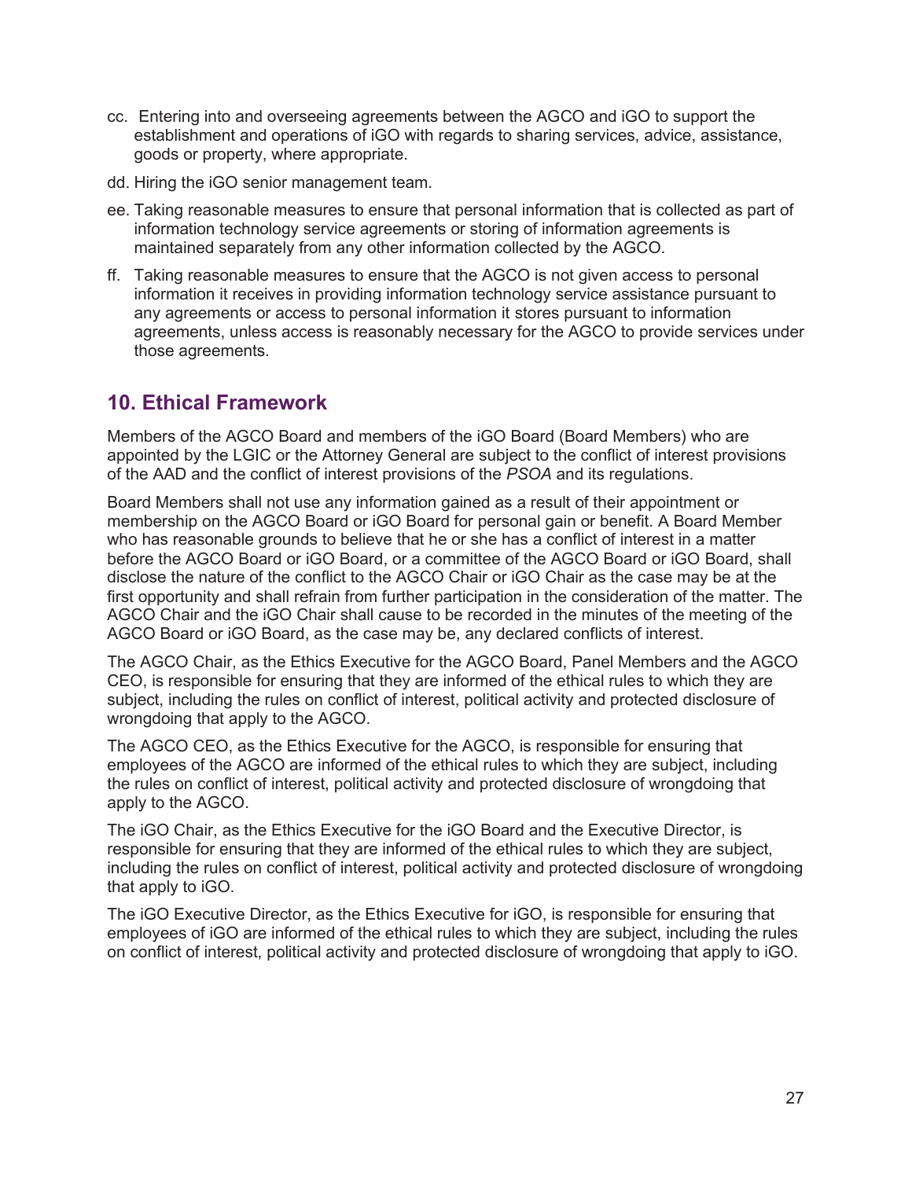cc. Entering into and overseeing agreements between the AGCO and iGO to support the establishment and operations of iGO with regards to sharing services, advice, assistance, goods or property, where appropriate.

dd. Hiring the iGO senior management team.

ee. Taking reasonable measures to ensure that personal information that is collected as part of information technology service agreements or storing of information agreements is maintained separately from any other information collected by the AGCO.

ff. Taking reasonable measures to ensure that the AGCO is not given access to personal information it receives in providing information technology service assistance pursuant to any agreements or access to personal information it stores pursuant to information agreements, unless access is reasonably necessary for the AGCO to provide services under those agreements.

## 10. Ethical Framework

Members of the AGCO Board and members of the iGO Board (Board Members) who are appointed by the LGIC or the Attorney General are subject to the conflict of interest provisions of the AAD and the conflict of interest provisions of the *PSOA* and its regulations.

Board Members shall not use any information gained as a result of their appointment or membership on the AGCO Board or iGO Board for personal gain or benefit. A Board Member who has reasonable grounds to believe that he or she has a conflict of interest in a matter before the AGCO Board or iGO Board, or a committee of the AGCO Board or iGO Board, shall disclose the nature of the conflict to the AGCO Chair or iGO Chair as the case may be at the first opportunity and shall refrain from further participation in the consideration of the matter. The AGCO Chair and the iGO Chair shall cause to be recorded in the minutes of the meeting of the AGCO Board or iGO Board, as the case may be, any declared conflicts of interest.

The AGCO Chair, as the Ethics Executive for the AGCO Board, Panel Members and the AGCO CEO, is responsible for ensuring that they are informed of the ethical rules to which they are subject, including the rules on conflict of interest, political activity and protected disclosure of wrongdoing that apply to the AGCO.

The AGCO CEO, as the Ethics Executive for the AGCO, is responsible for ensuring that employees of the AGCO are informed of the ethical rules to which they are subject, including the rules on conflict of interest, political activity and protected disclosure of wrongdoing that apply to the AGCO.

The iGO Chair, as the Ethics Executive for the iGO Board and the Executive Director, is responsible for ensuring that they are informed of the ethical rules to which they are subject, including the rules on conflict of interest, political activity and protected disclosure of wrongdoing that apply to iGO.

The iGO Executive Director, as the Ethics Executive for iGO, is responsible for ensuring that employees of iGO are informed of the ethical rules to which they are subject, including the rules on conflict of interest, political activity and protected disclosure of wrongdoing that apply to iGO.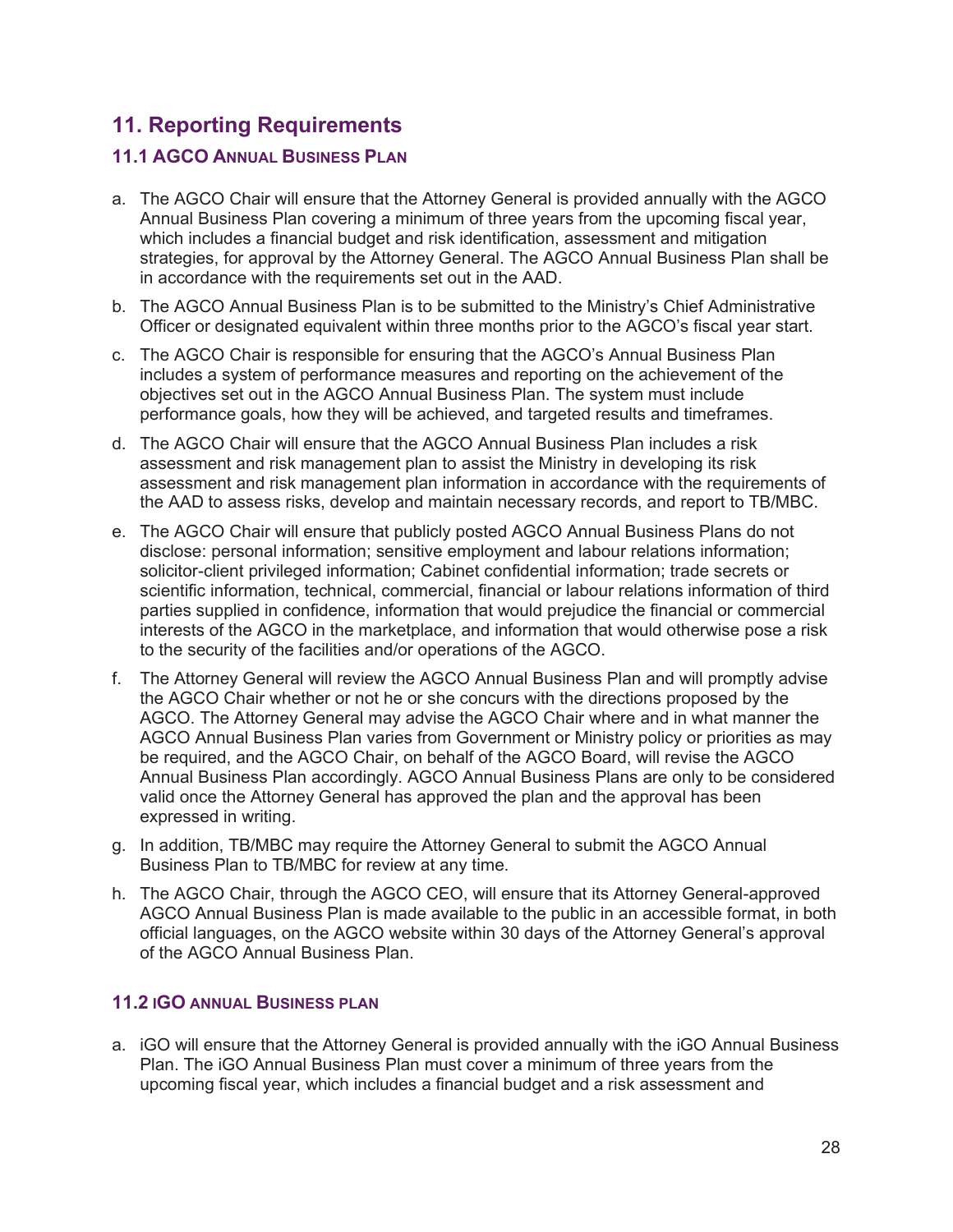## 11. Reporting Requirements

### 11.1 AGCO Annual Business Plan

a. The AGCO Chair will ensure that the Attorney General is provided annually with the AGCO Annual Business Plan covering a minimum of three years from the upcoming fiscal year, which includes a financial budget and risk identification, assessment and mitigation strategies, for approval by the Attorney General. The AGCO Annual Business Plan shall be in accordance with the requirements set out in the AAD.

b. The AGCO Annual Business Plan is to be submitted to the Ministry's Chief Administrative Officer or designated equivalent within three months prior to the AGCO's fiscal year start.

c. The AGCO Chair is responsible for ensuring that the AGCO's Annual Business Plan includes a system of performance measures and reporting on the achievement of the objectives set out in the AGCO Annual Business Plan. The system must include performance goals, how they will be achieved, and targeted results and timeframes.

d. The AGCO Chair will ensure that the AGCO Annual Business Plan includes a risk assessment and risk management plan to assist the Ministry in developing its risk assessment and risk management plan information in accordance with the requirements of the AAD to assess risks, develop and maintain necessary records, and report to TB/MBC.

e. The AGCO Chair will ensure that publicly posted AGCO Annual Business Plans do not disclose: personal information; sensitive employment and labour relations information; solicitor-client privileged information; Cabinet confidential information; trade secrets or scientific information, technical, commercial, financial or labour relations information of third parties supplied in confidence, information that would prejudice the financial or commercial interests of the AGCO in the marketplace, and information that would otherwise pose a risk to the security of the facilities and/or operations of the AGCO.

f. The Attorney General will review the AGCO Annual Business Plan and will promptly advise the AGCO Chair whether or not he or she concurs with the directions proposed by the AGCO. The Attorney General may advise the AGCO Chair where and in what manner the AGCO Annual Business Plan varies from Government or Ministry policy or priorities as may be required, and the AGCO Chair, on behalf of the AGCO Board, will revise the AGCO Annual Business Plan accordingly. AGCO Annual Business Plans are only to be considered valid once the Attorney General has approved the plan and the approval has been expressed in writing.

g. In addition, TB/MBC may require the Attorney General to submit the AGCO Annual Business Plan to TB/MBC for review at any time.

h. The AGCO Chair, through the AGCO CEO, will ensure that its Attorney General-approved AGCO Annual Business Plan is made available to the public in an accessible format, in both official languages, on the AGCO website within 30 days of the Attorney General's approval of the AGCO Annual Business Plan.

### 11.2 iGO annual Business plan

a. iGO will ensure that the Attorney General is provided annually with the iGO Annual Business Plan. The iGO Annual Business Plan must cover a minimum of three years from the upcoming fiscal year, which includes a financial budget and a risk assessment and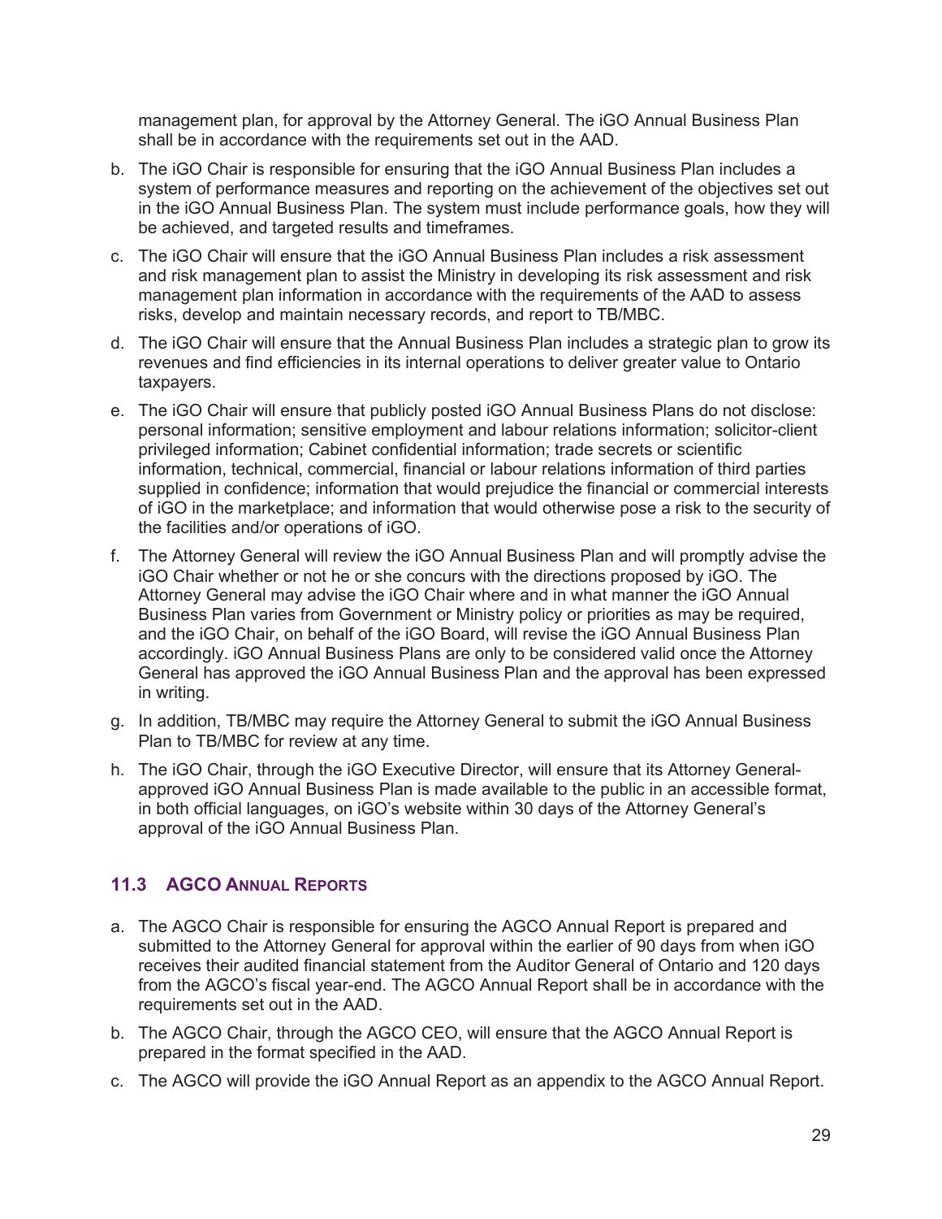management plan, for approval by the Attorney General. The iGO Annual Business Plan shall be in accordance with the requirements set out in the AAD.

b. The iGO Chair is responsible for ensuring that the iGO Annual Business Plan includes a system of performance measures and reporting on the achievement of the objectives set out in the iGO Annual Business Plan. The system must include performance goals, how they will be achieved, and targeted results and timeframes.

c. The iGO Chair will ensure that the iGO Annual Business Plan includes a risk assessment and risk management plan to assist the Ministry in developing its risk assessment and risk management plan information in accordance with the requirements of the AAD to assess risks, develop and maintain necessary records, and report to TB/MBC.

d. The iGO Chair will ensure that the Annual Business Plan includes a strategic plan to grow its revenues and find efficiencies in its internal operations to deliver greater value to Ontario taxpayers.

e. The iGO Chair will ensure that publicly posted iGO Annual Business Plans do not disclose: personal information; sensitive employment and labour relations information; solicitor-client privileged information; Cabinet confidential information; trade secrets or scientific information, technical, commercial, financial or labour relations information of third parties supplied in confidence; information that would prejudice the financial or commercial interests of iGO in the marketplace; and information that would otherwise pose a risk to the security of the facilities and/or operations of iGO.

f. The Attorney General will review the iGO Annual Business Plan and will promptly advise the iGO Chair whether or not he or she concurs with the directions proposed by iGO. The Attorney General may advise the iGO Chair where and in what manner the iGO Annual Business Plan varies from Government or Ministry policy or priorities as may be required, and the iGO Chair, on behalf of the iGO Board, will revise the iGO Annual Business Plan accordingly. iGO Annual Business Plans are only to be considered valid once the Attorney General has approved the iGO Annual Business Plan and the approval has been expressed in writing.

g. In addition, TB/MBC may require the Attorney General to submit the iGO Annual Business Plan to TB/MBC for review at any time.

h. The iGO Chair, through the iGO Executive Director, will ensure that its Attorney General-approved iGO Annual Business Plan is made available to the public in an accessible format, in both official languages, on iGO's website within 30 days of the Attorney General's approval of the iGO Annual Business Plan.

## 11.3 AGCO Annual Reports

a. The AGCO Chair is responsible for ensuring the AGCO Annual Report is prepared and submitted to the Attorney General for approval within the earlier of 90 days from when iGO receives their audited financial statement from the Auditor General of Ontario and 120 days from the AGCO's fiscal year-end. The AGCO Annual Report shall be in accordance with the requirements set out in the AAD.

b. The AGCO Chair, through the AGCO CEO, will ensure that the AGCO Annual Report is prepared in the format specified in the AAD.

c. The AGCO will provide the iGO Annual Report as an appendix to the AGCO Annual Report.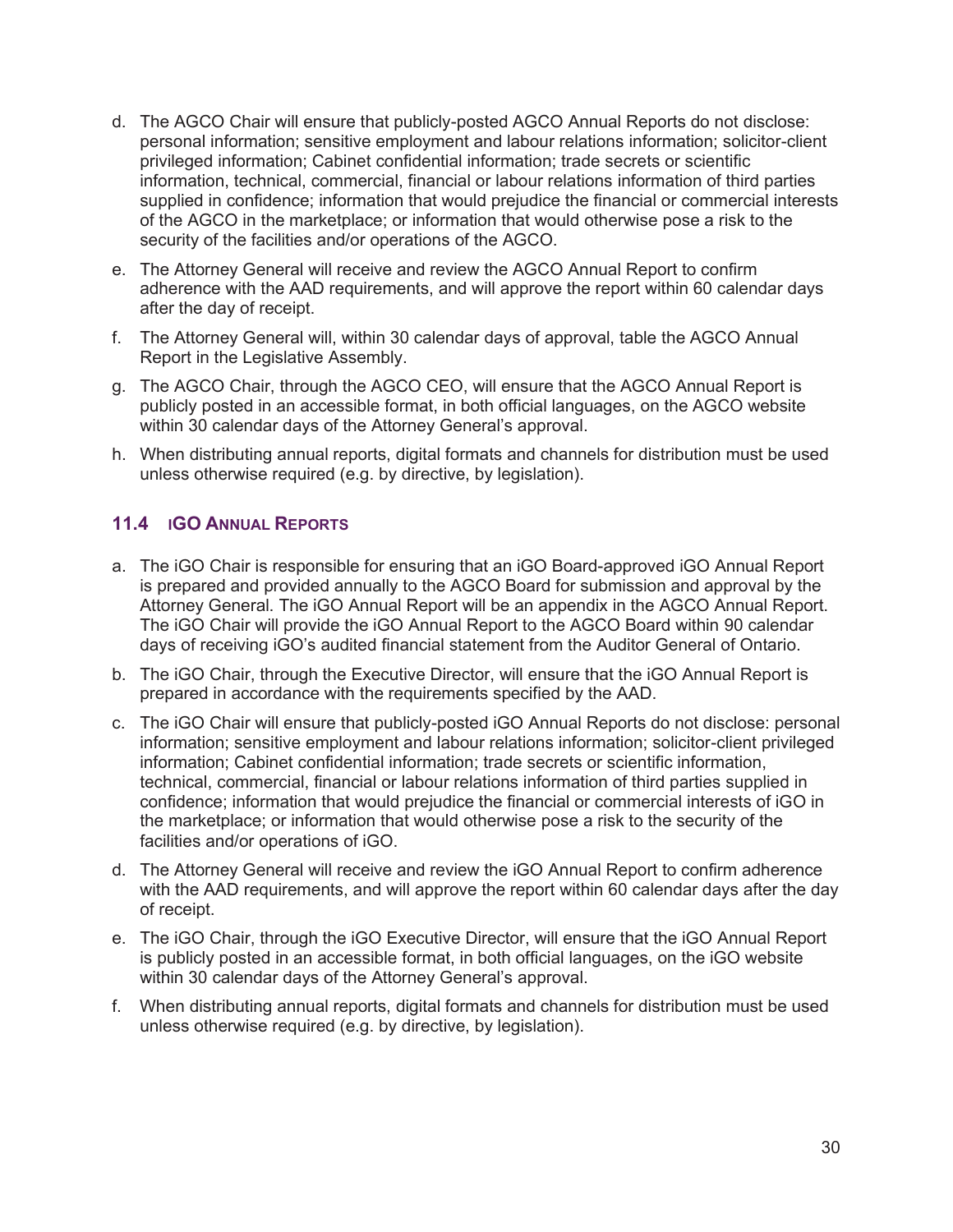d. The AGCO Chair will ensure that publicly-posted AGCO Annual Reports do not disclose: personal information; sensitive employment and labour relations information; solicitor-client privileged information; Cabinet confidential information; trade secrets or scientific information, technical, commercial, financial or labour relations information of third parties supplied in confidence; information that would prejudice the financial or commercial interests of the AGCO in the marketplace; or information that would otherwise pose a risk to the security of the facilities and/or operations of the AGCO.

e. The Attorney General will receive and review the AGCO Annual Report to confirm adherence with the AAD requirements, and will approve the report within 60 calendar days after the day of receipt.

f. The Attorney General will, within 30 calendar days of approval, table the AGCO Annual Report in the Legislative Assembly.

g. The AGCO Chair, through the AGCO CEO, will ensure that the AGCO Annual Report is publicly posted in an accessible format, in both official languages, on the AGCO website within 30 calendar days of the Attorney General's approval.

h. When distributing annual reports, digital formats and channels for distribution must be used unless otherwise required (e.g. by directive, by legislation).

### 11.4 iGO Annual Reports

a. The iGO Chair is responsible for ensuring that an iGO Board-approved iGO Annual Report is prepared and provided annually to the AGCO Board for submission and approval by the Attorney General. The iGO Annual Report will be an appendix in the AGCO Annual Report. The iGO Chair will provide the iGO Annual Report to the AGCO Board within 90 calendar days of receiving iGO's audited financial statement from the Auditor General of Ontario.

b. The iGO Chair, through the Executive Director, will ensure that the iGO Annual Report is prepared in accordance with the requirements specified by the AAD.

c. The iGO Chair will ensure that publicly-posted iGO Annual Reports do not disclose: personal information; sensitive employment and labour relations information; solicitor-client privileged information; Cabinet confidential information; trade secrets or scientific information, technical, commercial, financial or labour relations information of third parties supplied in confidence; information that would prejudice the financial or commercial interests of iGO in the marketplace; or information that would otherwise pose a risk to the security of the facilities and/or operations of iGO.

d. The Attorney General will receive and review the iGO Annual Report to confirm adherence with the AAD requirements, and will approve the report within 60 calendar days after the day of receipt.

e. The iGO Chair, through the iGO Executive Director, will ensure that the iGO Annual Report is publicly posted in an accessible format, in both official languages, on the iGO website within 30 calendar days of the Attorney General's approval.

f. When distributing annual reports, digital formats and channels for distribution must be used unless otherwise required (e.g. by directive, by legislation).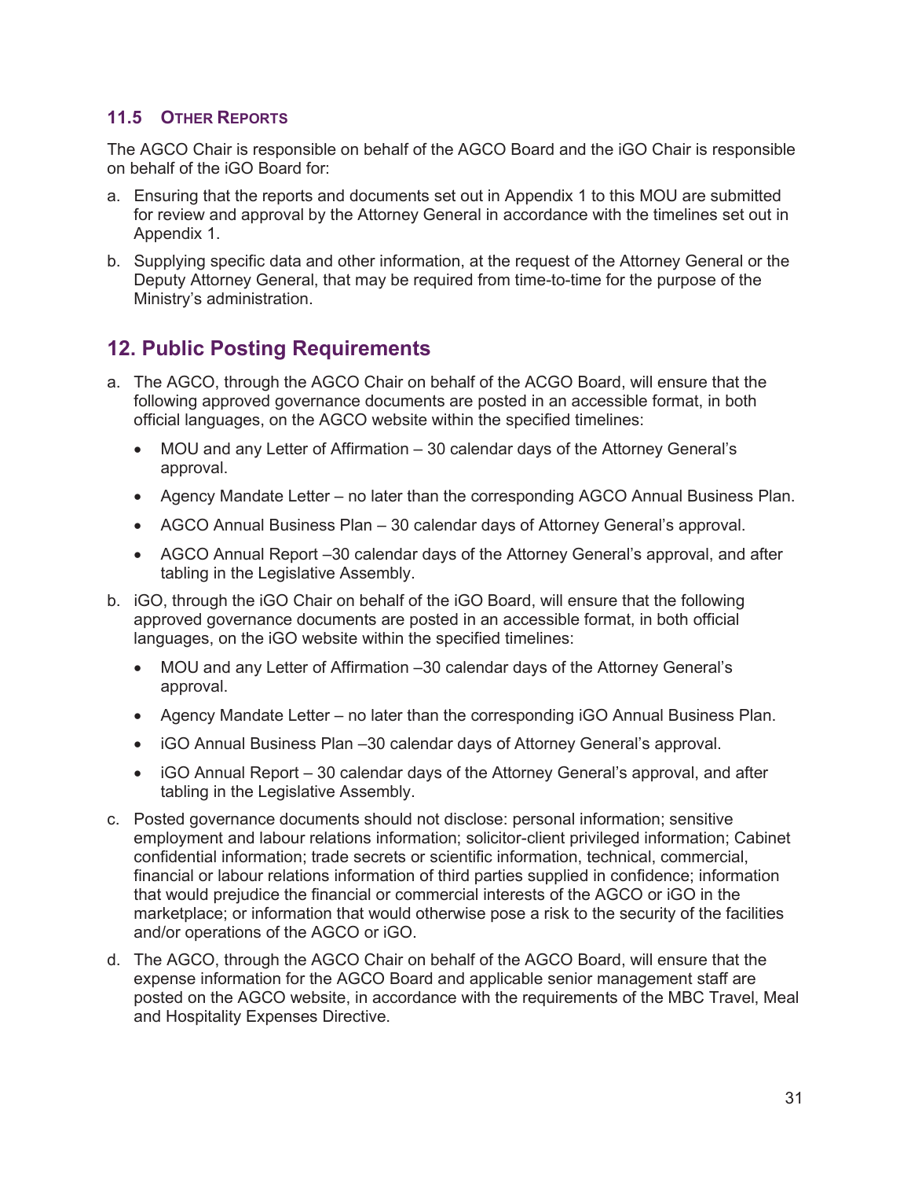### 11.5 Other Reports

The AGCO Chair is responsible on behalf of the AGCO Board and the iGO Chair is responsible on behalf of the iGO Board for:

a. Ensuring that the reports and documents set out in Appendix 1 to this MOU are submitted for review and approval by the Attorney General in accordance with the timelines set out in Appendix 1.

b. Supplying specific data and other information, at the request of the Attorney General or the Deputy Attorney General, that may be required from time-to-time for the purpose of the Ministry's administration.

## 12. Public Posting Requirements

a. The AGCO, through the AGCO Chair on behalf of the ACGO Board, will ensure that the following approved governance documents are posted in an accessible format, in both official languages, on the AGCO website within the specified timelines:

   - MOU and any Letter of Affirmation – 30 calendar days of the Attorney General's approval.
   - Agency Mandate Letter – no later than the corresponding AGCO Annual Business Plan.
   - AGCO Annual Business Plan – 30 calendar days of Attorney General's approval.
   - AGCO Annual Report –30 calendar days of the Attorney General's approval, and after tabling in the Legislative Assembly.

b. iGO, through the iGO Chair on behalf of the iGO Board, will ensure that the following approved governance documents are posted in an accessible format, in both official languages, on the iGO website within the specified timelines:

   - MOU and any Letter of Affirmation –30 calendar days of the Attorney General's approval.
   - Agency Mandate Letter – no later than the corresponding iGO Annual Business Plan.
   - iGO Annual Business Plan –30 calendar days of Attorney General's approval.
   - iGO Annual Report – 30 calendar days of the Attorney General's approval, and after tabling in the Legislative Assembly.

c. Posted governance documents should not disclose: personal information; sensitive employment and labour relations information; solicitor-client privileged information; Cabinet confidential information; trade secrets or scientific information, technical, commercial, financial or labour relations information of third parties supplied in confidence; information that would prejudice the financial or commercial interests of the AGCO or iGO in the marketplace; or information that would otherwise pose a risk to the security of the facilities and/or operations of the AGCO or iGO.

d. The AGCO, through the AGCO Chair on behalf of the AGCO Board, will ensure that the expense information for the AGCO Board and applicable senior management staff are posted on the AGCO website, in accordance with the requirements of the MBC Travel, Meal and Hospitality Expenses Directive.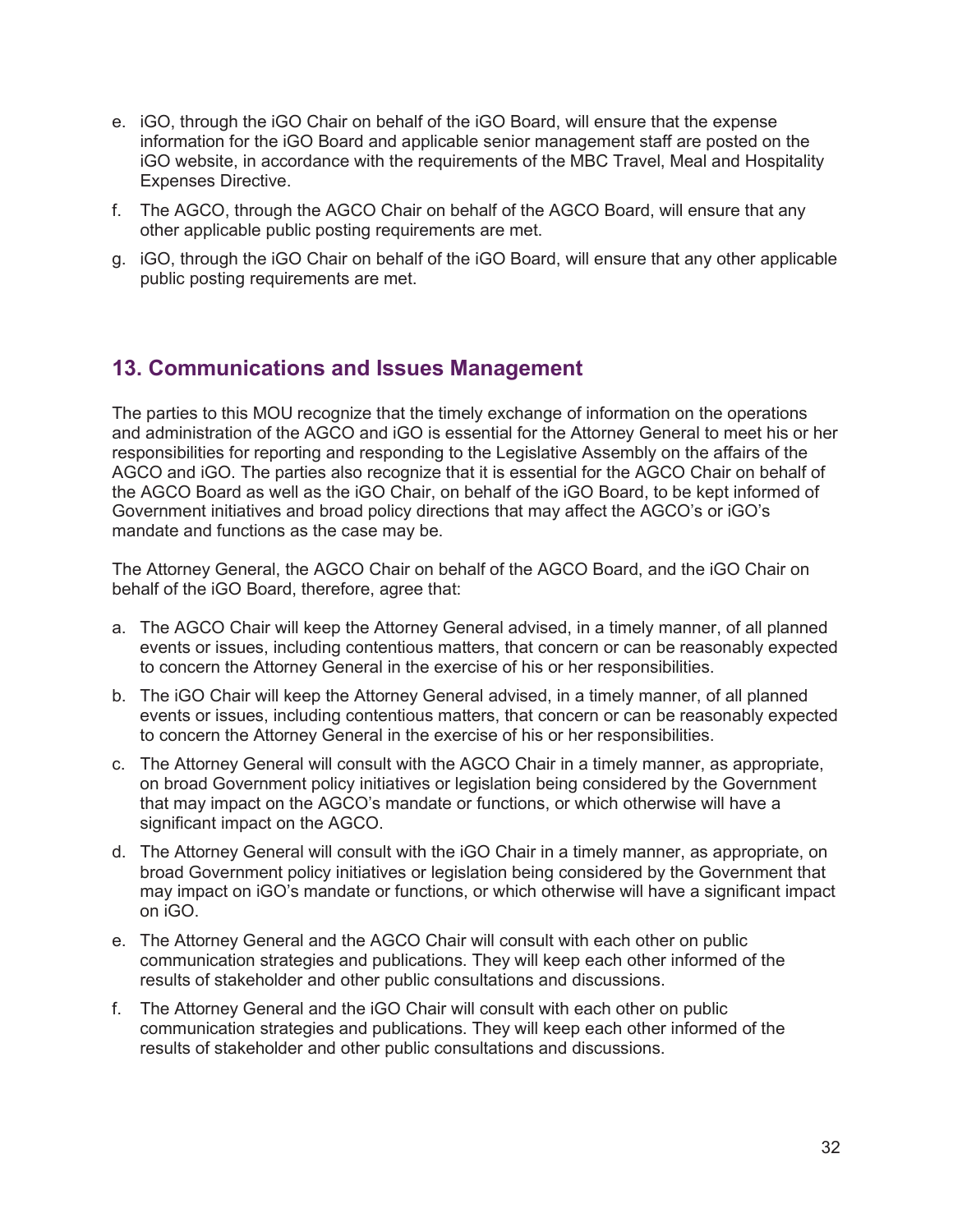e. iGO, through the iGO Chair on behalf of the iGO Board, will ensure that the expense information for the iGO Board and applicable senior management staff are posted on the iGO website, in accordance with the requirements of the MBC Travel, Meal and Hospitality Expenses Directive.

f. The AGCO, through the AGCO Chair on behalf of the AGCO Board, will ensure that any other applicable public posting requirements are met.

g. iGO, through the iGO Chair on behalf of the iGO Board, will ensure that any other applicable public posting requirements are met.

## 13. Communications and Issues Management

The parties to this MOU recognize that the timely exchange of information on the operations and administration of the AGCO and iGO is essential for the Attorney General to meet his or her responsibilities for reporting and responding to the Legislative Assembly on the affairs of the AGCO and iGO. The parties also recognize that it is essential for the AGCO Chair on behalf of the AGCO Board as well as the iGO Chair, on behalf of the iGO Board, to be kept informed of Government initiatives and broad policy directions that may affect the AGCO's or iGO's mandate and functions as the case may be.

The Attorney General, the AGCO Chair on behalf of the AGCO Board, and the iGO Chair on behalf of the iGO Board, therefore, agree that:

a. The AGCO Chair will keep the Attorney General advised, in a timely manner, of all planned events or issues, including contentious matters, that concern or can be reasonably expected to concern the Attorney General in the exercise of his or her responsibilities.

b. The iGO Chair will keep the Attorney General advised, in a timely manner, of all planned events or issues, including contentious matters, that concern or can be reasonably expected to concern the Attorney General in the exercise of his or her responsibilities.

c. The Attorney General will consult with the AGCO Chair in a timely manner, as appropriate, on broad Government policy initiatives or legislation being considered by the Government that may impact on the AGCO's mandate or functions, or which otherwise will have a significant impact on the AGCO.

d. The Attorney General will consult with the iGO Chair in a timely manner, as appropriate, on broad Government policy initiatives or legislation being considered by the Government that may impact on iGO's mandate or functions, or which otherwise will have a significant impact on iGO.

e. The Attorney General and the AGCO Chair will consult with each other on public communication strategies and publications. They will keep each other informed of the results of stakeholder and other public consultations and discussions.

f. The Attorney General and the iGO Chair will consult with each other on public communication strategies and publications. They will keep each other informed of the results of stakeholder and other public consultations and discussions.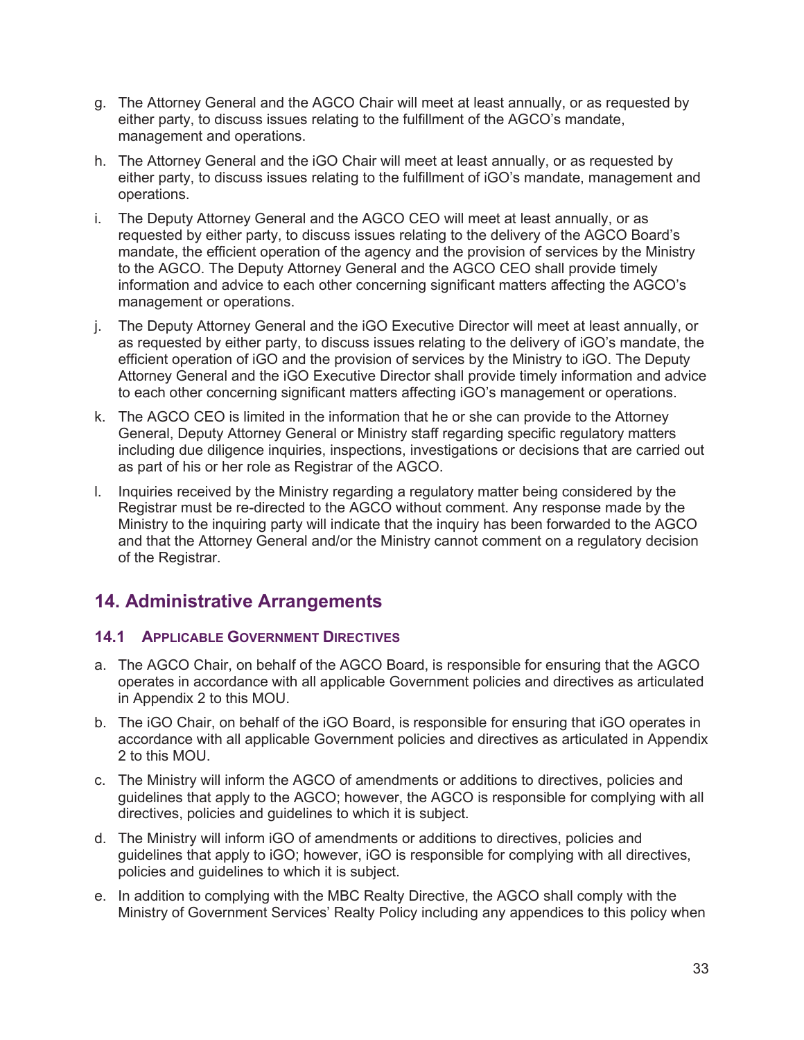g. The Attorney General and the AGCO Chair will meet at least annually, or as requested by either party, to discuss issues relating to the fulfillment of the AGCO's mandate, management and operations.

h. The Attorney General and the iGO Chair will meet at least annually, or as requested by either party, to discuss issues relating to the fulfillment of iGO's mandate, management and operations.

i. The Deputy Attorney General and the AGCO CEO will meet at least annually, or as requested by either party, to discuss issues relating to the delivery of the AGCO Board's mandate, the efficient operation of the agency and the provision of services by the Ministry to the AGCO. The Deputy Attorney General and the AGCO CEO shall provide timely information and advice to each other concerning significant matters affecting the AGCO's management or operations.

j. The Deputy Attorney General and the iGO Executive Director will meet at least annually, or as requested by either party, to discuss issues relating to the delivery of iGO's mandate, the efficient operation of iGO and the provision of services by the Ministry to iGO. The Deputy Attorney General and the iGO Executive Director shall provide timely information and advice to each other concerning significant matters affecting iGO's management or operations.

k. The AGCO CEO is limited in the information that he or she can provide to the Attorney General, Deputy Attorney General or Ministry staff regarding specific regulatory matters including due diligence inquiries, inspections, investigations or decisions that are carried out as part of his or her role as Registrar of the AGCO.

l. Inquiries received by the Ministry regarding a regulatory matter being considered by the Registrar must be re-directed to the AGCO without comment. Any response made by the Ministry to the inquiring party will indicate that the inquiry has been forwarded to the AGCO and that the Attorney General and/or the Ministry cannot comment on a regulatory decision of the Registrar.

## 14. Administrative Arrangements

### 14.1 Applicable Government Directives

a. The AGCO Chair, on behalf of the AGCO Board, is responsible for ensuring that the AGCO operates in accordance with all applicable Government policies and directives as articulated in Appendix 2 to this MOU.

b. The iGO Chair, on behalf of the iGO Board, is responsible for ensuring that iGO operates in accordance with all applicable Government policies and directives as articulated in Appendix 2 to this MOU.

c. The Ministry will inform the AGCO of amendments or additions to directives, policies and guidelines that apply to the AGCO; however, the AGCO is responsible for complying with all directives, policies and guidelines to which it is subject.

d. The Ministry will inform iGO of amendments or additions to directives, policies and guidelines that apply to iGO; however, iGO is responsible for complying with all directives, policies and guidelines to which it is subject.

e. In addition to complying with the MBC Realty Directive, the AGCO shall comply with the Ministry of Government Services' Realty Policy including any appendices to this policy when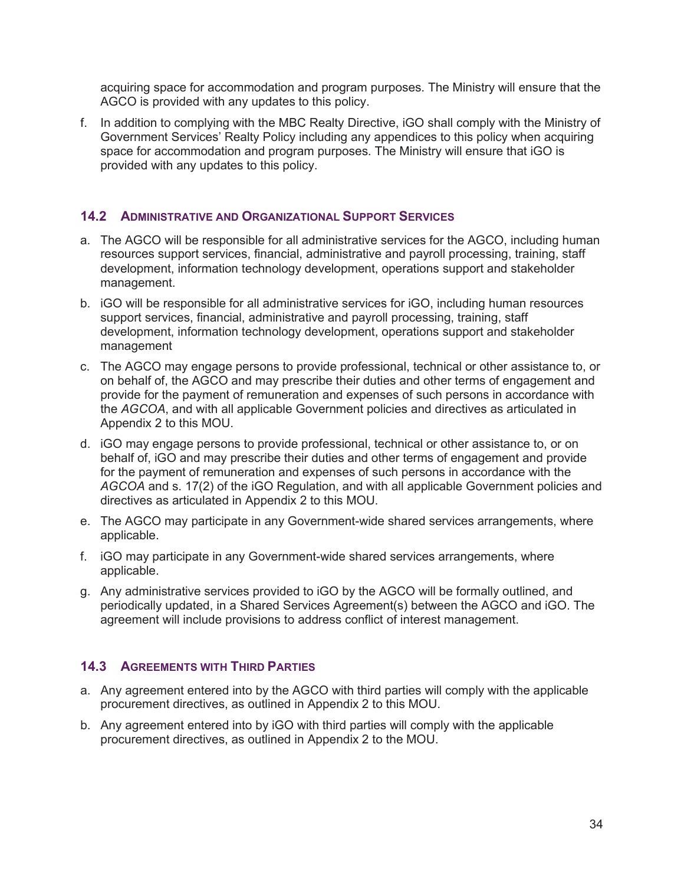acquiring space for accommodation and program purposes. The Ministry will ensure that the AGCO is provided with any updates to this policy.

f. In addition to complying with the MBC Realty Directive, iGO shall comply with the Ministry of Government Services' Realty Policy including any appendices to this policy when acquiring space for accommodation and program purposes. The Ministry will ensure that iGO is provided with any updates to this policy.

### 14.2 Administrative and Organizational Support Services

a. The AGCO will be responsible for all administrative services for the AGCO, including human resources support services, financial, administrative and payroll processing, training, staff development, information technology development, operations support and stakeholder management.

b. iGO will be responsible for all administrative services for iGO, including human resources support services, financial, administrative and payroll processing, training, staff development, information technology development, operations support and stakeholder management

c. The AGCO may engage persons to provide professional, technical or other assistance to, or on behalf of, the AGCO and may prescribe their duties and other terms of engagement and provide for the payment of remuneration and expenses of such persons in accordance with the *AGCOA*, and with all applicable Government policies and directives as articulated in Appendix 2 to this MOU.

d. iGO may engage persons to provide professional, technical or other assistance to, or on behalf of, iGO and may prescribe their duties and other terms of engagement and provide for the payment of remuneration and expenses of such persons in accordance with the *AGCOA* and s. 17(2) of the iGO Regulation, and with all applicable Government policies and directives as articulated in Appendix 2 to this MOU.

e. The AGCO may participate in any Government-wide shared services arrangements, where applicable.

f. iGO may participate in any Government-wide shared services arrangements, where applicable.

g. Any administrative services provided to iGO by the AGCO will be formally outlined, and periodically updated, in a Shared Services Agreement(s) between the AGCO and iGO. The agreement will include provisions to address conflict of interest management.

### 14.3 Agreements with Third Parties

a. Any agreement entered into by the AGCO with third parties will comply with the applicable procurement directives, as outlined in Appendix 2 to this MOU.

b. Any agreement entered into by iGO with third parties will comply with the applicable procurement directives, as outlined in Appendix 2 to the MOU.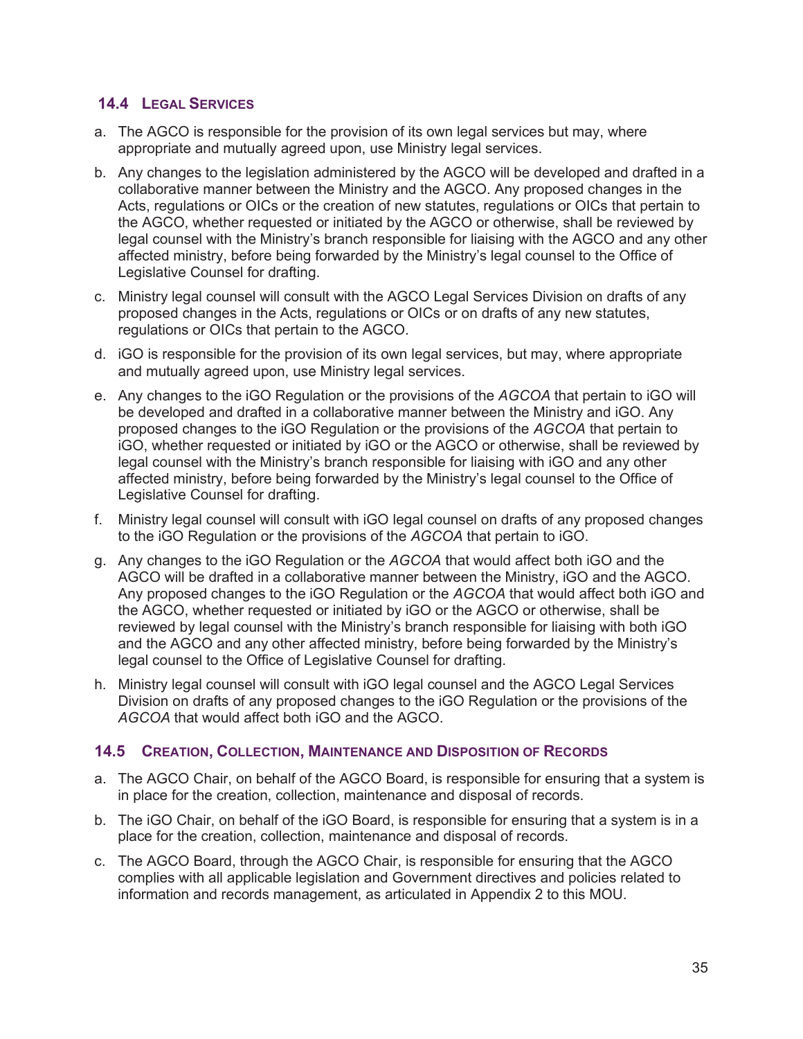### 14.4 Legal Services

a. The AGCO is responsible for the provision of its own legal services but may, where appropriate and mutually agreed upon, use Ministry legal services.

b. Any changes to the legislation administered by the AGCO will be developed and drafted in a collaborative manner between the Ministry and the AGCO. Any proposed changes in the Acts, regulations or OICs or the creation of new statutes, regulations or OICs that pertain to the AGCO, whether requested or initiated by the AGCO or otherwise, shall be reviewed by legal counsel with the Ministry's branch responsible for liaising with the AGCO and any other affected ministry, before being forwarded by the Ministry's legal counsel to the Office of Legislative Counsel for drafting.

c. Ministry legal counsel will consult with the AGCO Legal Services Division on drafts of any proposed changes in the Acts, regulations or OICs or on drafts of any new statutes, regulations or OICs that pertain to the AGCO.

d. iGO is responsible for the provision of its own legal services, but may, where appropriate and mutually agreed upon, use Ministry legal services.

e. Any changes to the iGO Regulation or the provisions of the *AGCOA* that pertain to iGO will be developed and drafted in a collaborative manner between the Ministry and iGO. Any proposed changes to the iGO Regulation or the provisions of the *AGCOA* that pertain to iGO, whether requested or initiated by iGO or the AGCO or otherwise, shall be reviewed by legal counsel with the Ministry's branch responsible for liaising with iGO and any other affected ministry, before being forwarded by the Ministry's legal counsel to the Office of Legislative Counsel for drafting.

f. Ministry legal counsel will consult with iGO legal counsel on drafts of any proposed changes to the iGO Regulation or the provisions of the *AGCOA* that pertain to iGO.

g. Any changes to the iGO Regulation or the *AGCOA* that would affect both iGO and the AGCO will be drafted in a collaborative manner between the Ministry, iGO and the AGCO. Any proposed changes to the iGO Regulation or the *AGCOA* that would affect both iGO and the AGCO, whether requested or initiated by iGO or the AGCO or otherwise, shall be reviewed by legal counsel with the Ministry's branch responsible for liaising with both iGO and the AGCO and any other affected ministry, before being forwarded by the Ministry's legal counsel to the Office of Legislative Counsel for drafting.

h. Ministry legal counsel will consult with iGO legal counsel and the AGCO Legal Services Division on drafts of any proposed changes to the iGO Regulation or the provisions of the *AGCOA* that would affect both iGO and the AGCO.

### 14.5 Creation, Collection, Maintenance and Disposition of Records

a. The AGCO Chair, on behalf of the AGCO Board, is responsible for ensuring that a system is in place for the creation, collection, maintenance and disposal of records.

b. The iGO Chair, on behalf of the iGO Board, is responsible for ensuring that a system is in a place for the creation, collection, maintenance and disposal of records.

c. The AGCO Board, through the AGCO Chair, is responsible for ensuring that the AGCO complies with all applicable legislation and Government directives and policies related to information and records management, as articulated in Appendix 2 to this MOU.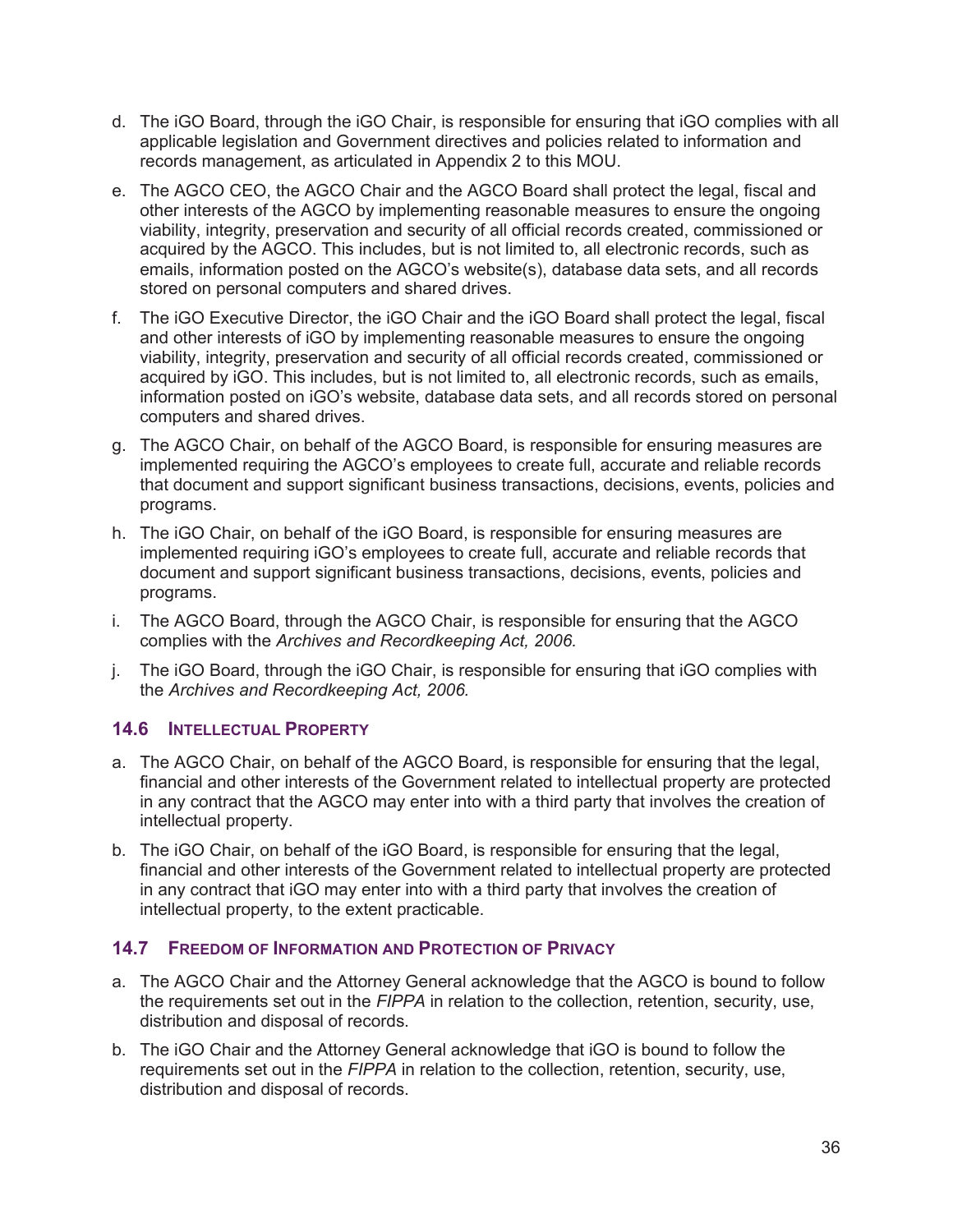d. The iGO Board, through the iGO Chair, is responsible for ensuring that iGO complies with all applicable legislation and Government directives and policies related to information and records management, as articulated in Appendix 2 to this MOU.

e. The AGCO CEO, the AGCO Chair and the AGCO Board shall protect the legal, fiscal and other interests of the AGCO by implementing reasonable measures to ensure the ongoing viability, integrity, preservation and security of all official records created, commissioned or acquired by the AGCO. This includes, but is not limited to, all electronic records, such as emails, information posted on the AGCO's website(s), database data sets, and all records stored on personal computers and shared drives.

f. The iGO Executive Director, the iGO Chair and the iGO Board shall protect the legal, fiscal and other interests of iGO by implementing reasonable measures to ensure the ongoing viability, integrity, preservation and security of all official records created, commissioned or acquired by iGO. This includes, but is not limited to, all electronic records, such as emails, information posted on iGO's website, database data sets, and all records stored on personal computers and shared drives.

g. The AGCO Chair, on behalf of the AGCO Board, is responsible for ensuring measures are implemented requiring the AGCO's employees to create full, accurate and reliable records that document and support significant business transactions, decisions, events, policies and programs.

h. The iGO Chair, on behalf of the iGO Board, is responsible for ensuring measures are implemented requiring iGO's employees to create full, accurate and reliable records that document and support significant business transactions, decisions, events, policies and programs.

i. The AGCO Board, through the AGCO Chair, is responsible for ensuring that the AGCO complies with the *Archives and Recordkeeping Act, 2006.*

j. The iGO Board, through the iGO Chair, is responsible for ensuring that iGO complies with the *Archives and Recordkeeping Act, 2006.*

### 14.6 Intellectual Property

a. The AGCO Chair, on behalf of the AGCO Board, is responsible for ensuring that the legal, financial and other interests of the Government related to intellectual property are protected in any contract that the AGCO may enter into with a third party that involves the creation of intellectual property.

b. The iGO Chair, on behalf of the iGO Board, is responsible for ensuring that the legal, financial and other interests of the Government related to intellectual property are protected in any contract that iGO may enter into with a third party that involves the creation of intellectual property, to the extent practicable.

### 14.7 Freedom of Information and Protection of Privacy

a. The AGCO Chair and the Attorney General acknowledge that the AGCO is bound to follow the requirements set out in the *FIPPA* in relation to the collection, retention, security, use, distribution and disposal of records.

b. The iGO Chair and the Attorney General acknowledge that iGO is bound to follow the requirements set out in the *FIPPA* in relation to the collection, retention, security, use, distribution and disposal of records.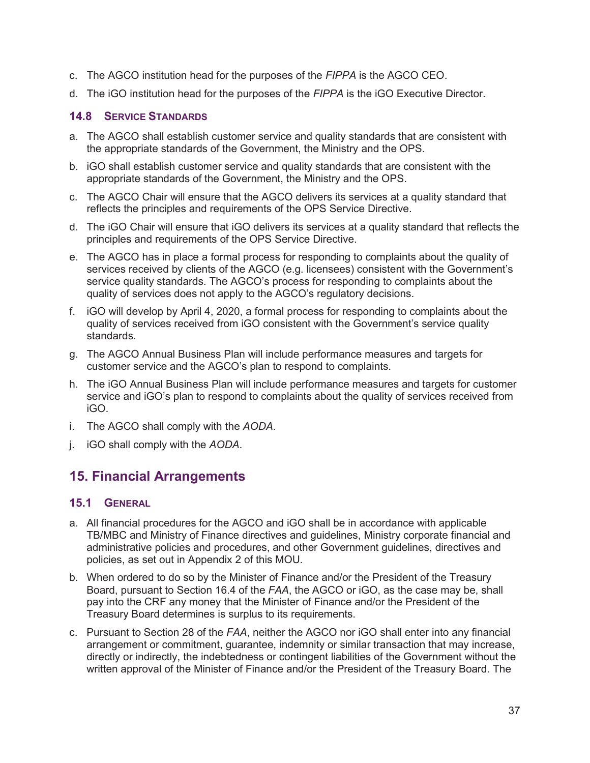c. The AGCO institution head for the purposes of the *FIPPA* is the AGCO CEO.

d. The iGO institution head for the purposes of the *FIPPA* is the iGO Executive Director.

### 14.8 Service Standards

a. The AGCO shall establish customer service and quality standards that are consistent with the appropriate standards of the Government, the Ministry and the OPS.

b. iGO shall establish customer service and quality standards that are consistent with the appropriate standards of the Government, the Ministry and the OPS.

c. The AGCO Chair will ensure that the AGCO delivers its services at a quality standard that reflects the principles and requirements of the OPS Service Directive.

d. The iGO Chair will ensure that iGO delivers its services at a quality standard that reflects the principles and requirements of the OPS Service Directive.

e. The AGCO has in place a formal process for responding to complaints about the quality of services received by clients of the AGCO (e.g. licensees) consistent with the Government's service quality standards. The AGCO's process for responding to complaints about the quality of services does not apply to the AGCO's regulatory decisions.

f. iGO will develop by April 4, 2020, a formal process for responding to complaints about the quality of services received from iGO consistent with the Government's service quality standards.

g. The AGCO Annual Business Plan will include performance measures and targets for customer service and the AGCO's plan to respond to complaints.

h. The iGO Annual Business Plan will include performance measures and targets for customer service and iGO's plan to respond to complaints about the quality of services received from iGO.

i. The AGCO shall comply with the *AODA*.

j. iGO shall comply with the *AODA*.

## 15. Financial Arrangements

### 15.1 General

a. All financial procedures for the AGCO and iGO shall be in accordance with applicable TB/MBC and Ministry of Finance directives and guidelines, Ministry corporate financial and administrative policies and procedures, and other Government guidelines, directives and policies, as set out in Appendix 2 of this MOU.

b. When ordered to do so by the Minister of Finance and/or the President of the Treasury Board, pursuant to Section 16.4 of the *FAA*, the AGCO or iGO, as the case may be, shall pay into the CRF any money that the Minister of Finance and/or the President of the Treasury Board determines is surplus to its requirements.

c. Pursuant to Section 28 of the *FAA*, neither the AGCO nor iGO shall enter into any financial arrangement or commitment, guarantee, indemnity or similar transaction that may increase, directly or indirectly, the indebtedness or contingent liabilities of the Government without the written approval of the Minister of Finance and/or the President of the Treasury Board. The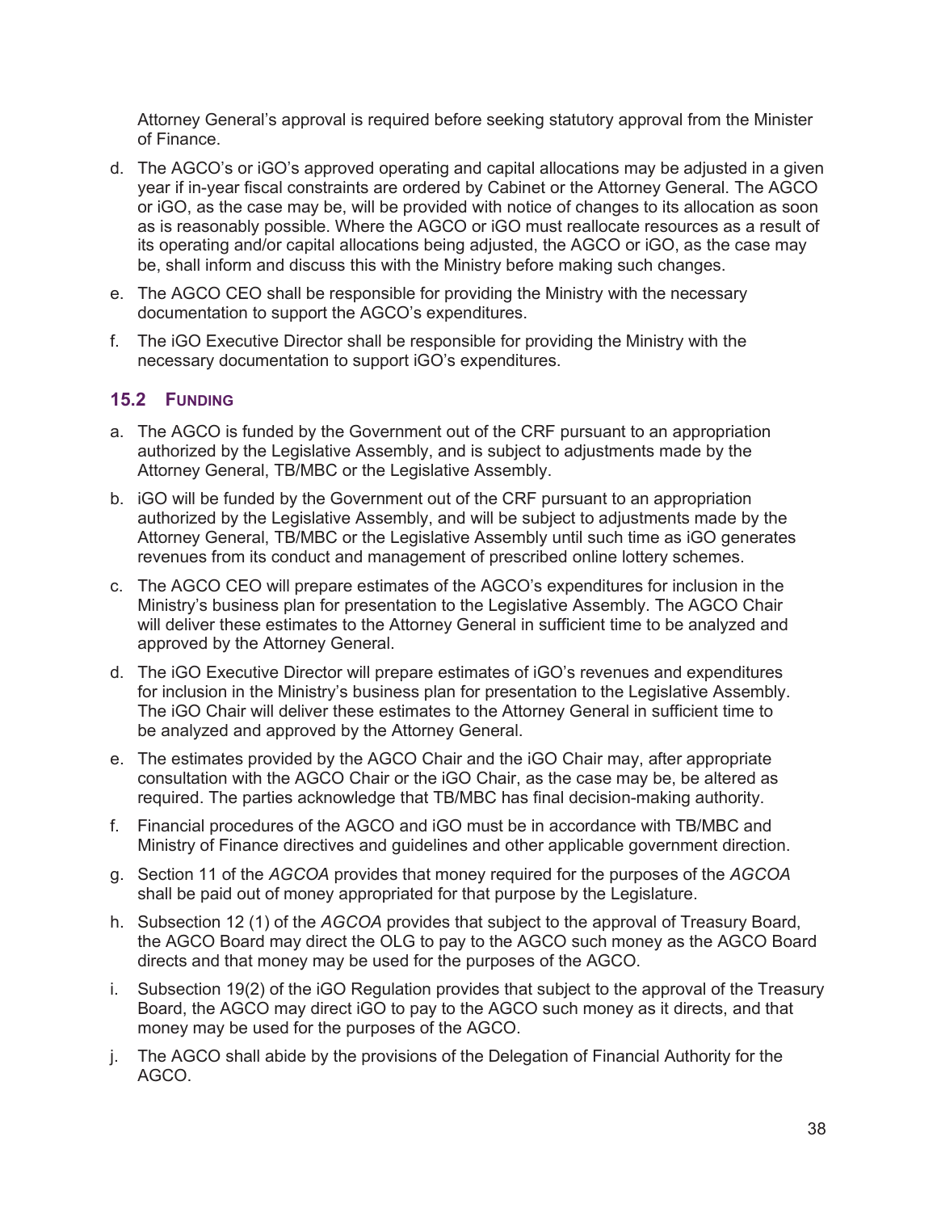Attorney General's approval is required before seeking statutory approval from the Minister of Finance.

d. The AGCO's or iGO's approved operating and capital allocations may be adjusted in a given year if in-year fiscal constraints are ordered by Cabinet or the Attorney General. The AGCO or iGO, as the case may be, will be provided with notice of changes to its allocation as soon as is reasonably possible. Where the AGCO or iGO must reallocate resources as a result of its operating and/or capital allocations being adjusted, the AGCO or iGO, as the case may be, shall inform and discuss this with the Ministry before making such changes.

e. The AGCO CEO shall be responsible for providing the Ministry with the necessary documentation to support the AGCO's expenditures.

f. The iGO Executive Director shall be responsible for providing the Ministry with the necessary documentation to support iGO's expenditures.

### 15.2 Funding

a. The AGCO is funded by the Government out of the CRF pursuant to an appropriation authorized by the Legislative Assembly, and is subject to adjustments made by the Attorney General, TB/MBC or the Legislative Assembly.

b. iGO will be funded by the Government out of the CRF pursuant to an appropriation authorized by the Legislative Assembly, and will be subject to adjustments made by the Attorney General, TB/MBC or the Legislative Assembly until such time as iGO generates revenues from its conduct and management of prescribed online lottery schemes.

c. The AGCO CEO will prepare estimates of the AGCO's expenditures for inclusion in the Ministry's business plan for presentation to the Legislative Assembly. The AGCO Chair will deliver these estimates to the Attorney General in sufficient time to be analyzed and approved by the Attorney General.

d. The iGO Executive Director will prepare estimates of iGO's revenues and expenditures for inclusion in the Ministry's business plan for presentation to the Legislative Assembly. The iGO Chair will deliver these estimates to the Attorney General in sufficient time to be analyzed and approved by the Attorney General.

e. The estimates provided by the AGCO Chair and the iGO Chair may, after appropriate consultation with the AGCO Chair or the iGO Chair, as the case may be, be altered as required. The parties acknowledge that TB/MBC has final decision-making authority.

f. Financial procedures of the AGCO and iGO must be in accordance with TB/MBC and Ministry of Finance directives and guidelines and other applicable government direction.

g. Section 11 of the *AGCOA* provides that money required for the purposes of the *AGCOA* shall be paid out of money appropriated for that purpose by the Legislature.

h. Subsection 12 (1) of the *AGCOA* provides that subject to the approval of Treasury Board, the AGCO Board may direct the OLG to pay to the AGCO such money as the AGCO Board directs and that money may be used for the purposes of the AGCO.

i. Subsection 19(2) of the iGO Regulation provides that subject to the approval of the Treasury Board, the AGCO may direct iGO to pay to the AGCO such money as it directs, and that money may be used for the purposes of the AGCO.

j. The AGCO shall abide by the provisions of the Delegation of Financial Authority for the AGCO.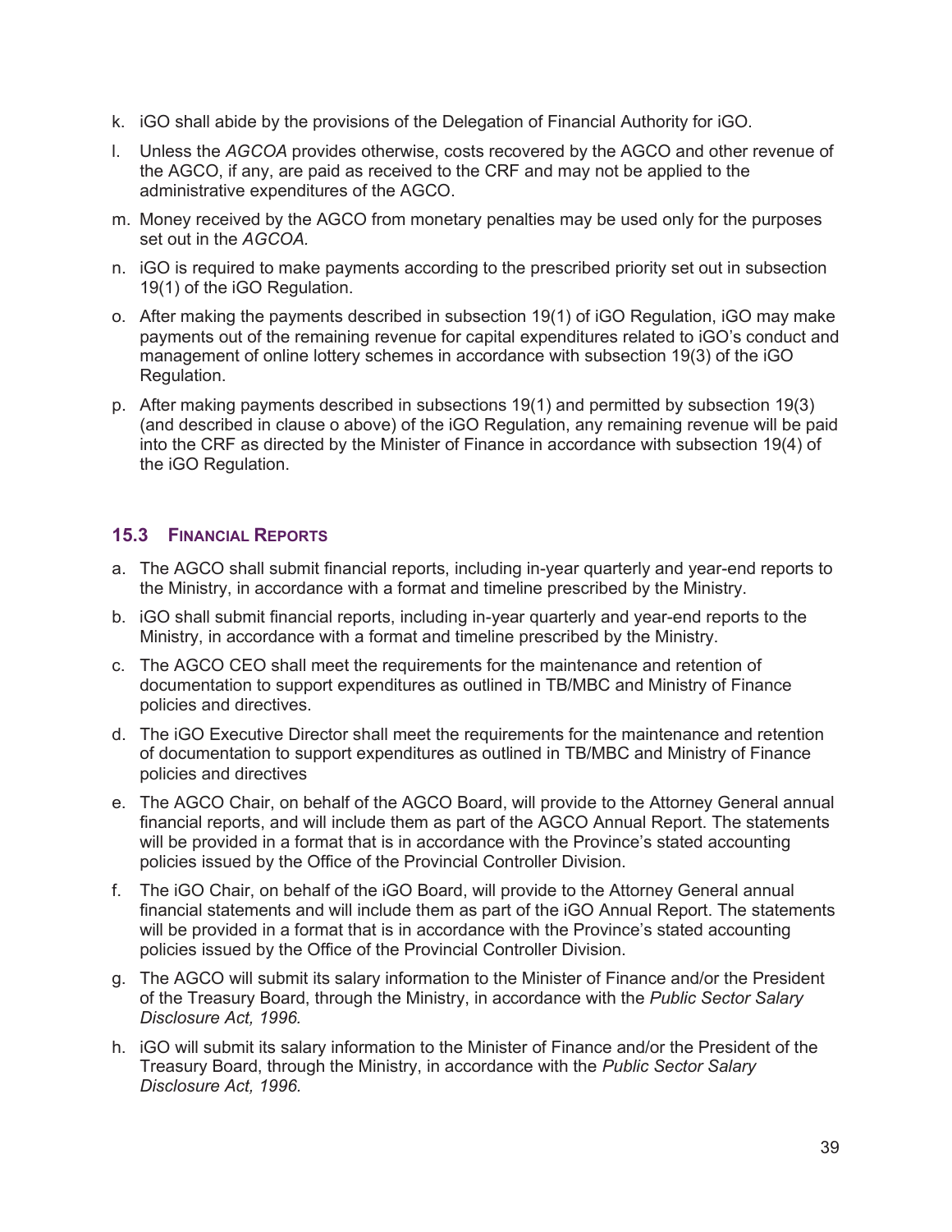k. iGO shall abide by the provisions of the Delegation of Financial Authority for iGO.

l. Unless the *AGCOA* provides otherwise, costs recovered by the AGCO and other revenue of the AGCO, if any, are paid as received to the CRF and may not be applied to the administrative expenditures of the AGCO.

m. Money received by the AGCO from monetary penalties may be used only for the purposes set out in the *AGCOA.*

n. iGO is required to make payments according to the prescribed priority set out in subsection 19(1) of the iGO Regulation.

o. After making the payments described in subsection 19(1) of iGO Regulation, iGO may make payments out of the remaining revenue for capital expenditures related to iGO's conduct and management of online lottery schemes in accordance with subsection 19(3) of the iGO Regulation.

p. After making payments described in subsections 19(1) and permitted by subsection 19(3) (and described in clause o above) of the iGO Regulation, any remaining revenue will be paid into the CRF as directed by the Minister of Finance in accordance with subsection 19(4) of the iGO Regulation.

### 15.3 Financial Reports

a. The AGCO shall submit financial reports, including in-year quarterly and year-end reports to the Ministry, in accordance with a format and timeline prescribed by the Ministry.

b. iGO shall submit financial reports, including in-year quarterly and year-end reports to the Ministry, in accordance with a format and timeline prescribed by the Ministry.

c. The AGCO CEO shall meet the requirements for the maintenance and retention of documentation to support expenditures as outlined in TB/MBC and Ministry of Finance policies and directives.

d. The iGO Executive Director shall meet the requirements for the maintenance and retention of documentation to support expenditures as outlined in TB/MBC and Ministry of Finance policies and directives

e. The AGCO Chair, on behalf of the AGCO Board, will provide to the Attorney General annual financial reports, and will include them as part of the AGCO Annual Report. The statements will be provided in a format that is in accordance with the Province's stated accounting policies issued by the Office of the Provincial Controller Division.

f. The iGO Chair, on behalf of the iGO Board, will provide to the Attorney General annual financial statements and will include them as part of the iGO Annual Report. The statements will be provided in a format that is in accordance with the Province's stated accounting policies issued by the Office of the Provincial Controller Division.

g. The AGCO will submit its salary information to the Minister of Finance and/or the President of the Treasury Board, through the Ministry, in accordance with the *Public Sector Salary Disclosure Act, 1996.*

h. iGO will submit its salary information to the Minister of Finance and/or the President of the Treasury Board, through the Ministry, in accordance with the *Public Sector Salary Disclosure Act, 1996.*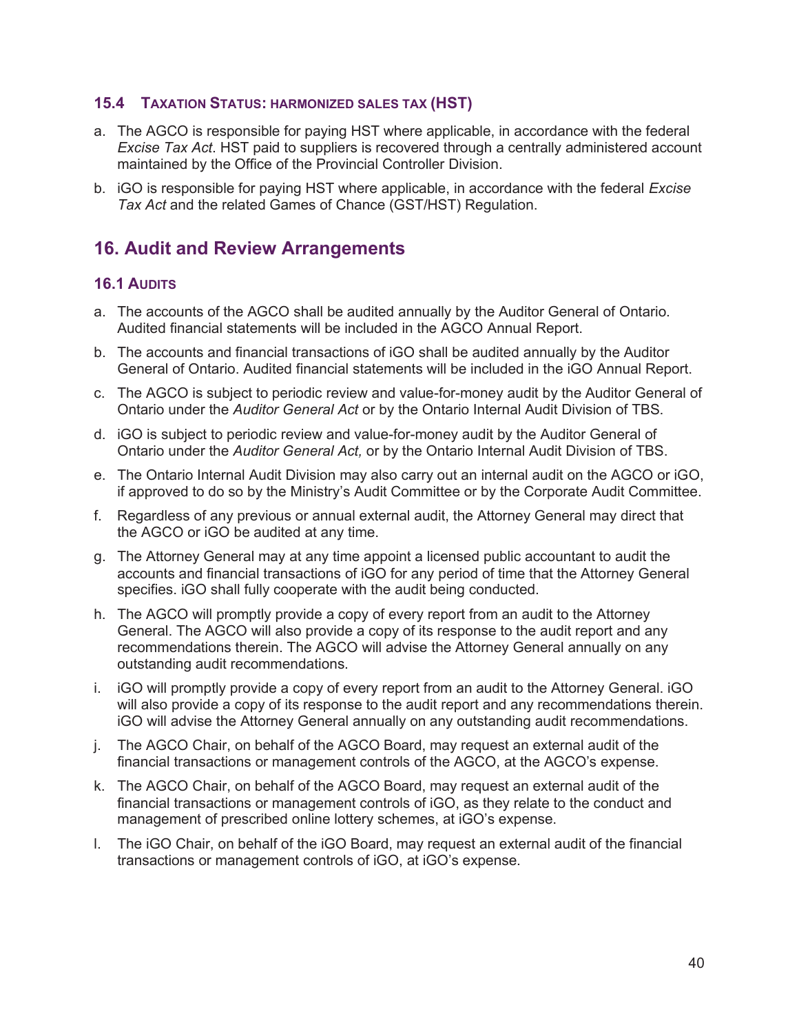### 15.4 Taxation Status: harmonized sales tax (HST)

a. The AGCO is responsible for paying HST where applicable, in accordance with the federal *Excise Tax Act*. HST paid to suppliers is recovered through a centrally administered account maintained by the Office of the Provincial Controller Division.

b. iGO is responsible for paying HST where applicable, in accordance with the federal *Excise Tax Act* and the related Games of Chance (GST/HST) Regulation.

## 16. Audit and Review Arrangements

### 16.1 Audits

a. The accounts of the AGCO shall be audited annually by the Auditor General of Ontario. Audited financial statements will be included in the AGCO Annual Report.

b. The accounts and financial transactions of iGO shall be audited annually by the Auditor General of Ontario. Audited financial statements will be included in the iGO Annual Report.

c. The AGCO is subject to periodic review and value-for-money audit by the Auditor General of Ontario under the *Auditor General Act* or by the Ontario Internal Audit Division of TBS.

d. iGO is subject to periodic review and value-for-money audit by the Auditor General of Ontario under the *Auditor General Act,* or by the Ontario Internal Audit Division of TBS.

e. The Ontario Internal Audit Division may also carry out an internal audit on the AGCO or iGO, if approved to do so by the Ministry's Audit Committee or by the Corporate Audit Committee.

f. Regardless of any previous or annual external audit, the Attorney General may direct that the AGCO or iGO be audited at any time.

g. The Attorney General may at any time appoint a licensed public accountant to audit the accounts and financial transactions of iGO for any period of time that the Attorney General specifies. iGO shall fully cooperate with the audit being conducted.

h. The AGCO will promptly provide a copy of every report from an audit to the Attorney General. The AGCO will also provide a copy of its response to the audit report and any recommendations therein. The AGCO will advise the Attorney General annually on any outstanding audit recommendations.

i. iGO will promptly provide a copy of every report from an audit to the Attorney General. iGO will also provide a copy of its response to the audit report and any recommendations therein. iGO will advise the Attorney General annually on any outstanding audit recommendations.

j. The AGCO Chair, on behalf of the AGCO Board, may request an external audit of the financial transactions or management controls of the AGCO, at the AGCO's expense.

k. The AGCO Chair, on behalf of the AGCO Board, may request an external audit of the financial transactions or management controls of iGO, as they relate to the conduct and management of prescribed online lottery schemes, at iGO's expense.

l. The iGO Chair, on behalf of the iGO Board, may request an external audit of the financial transactions or management controls of iGO, at iGO's expense.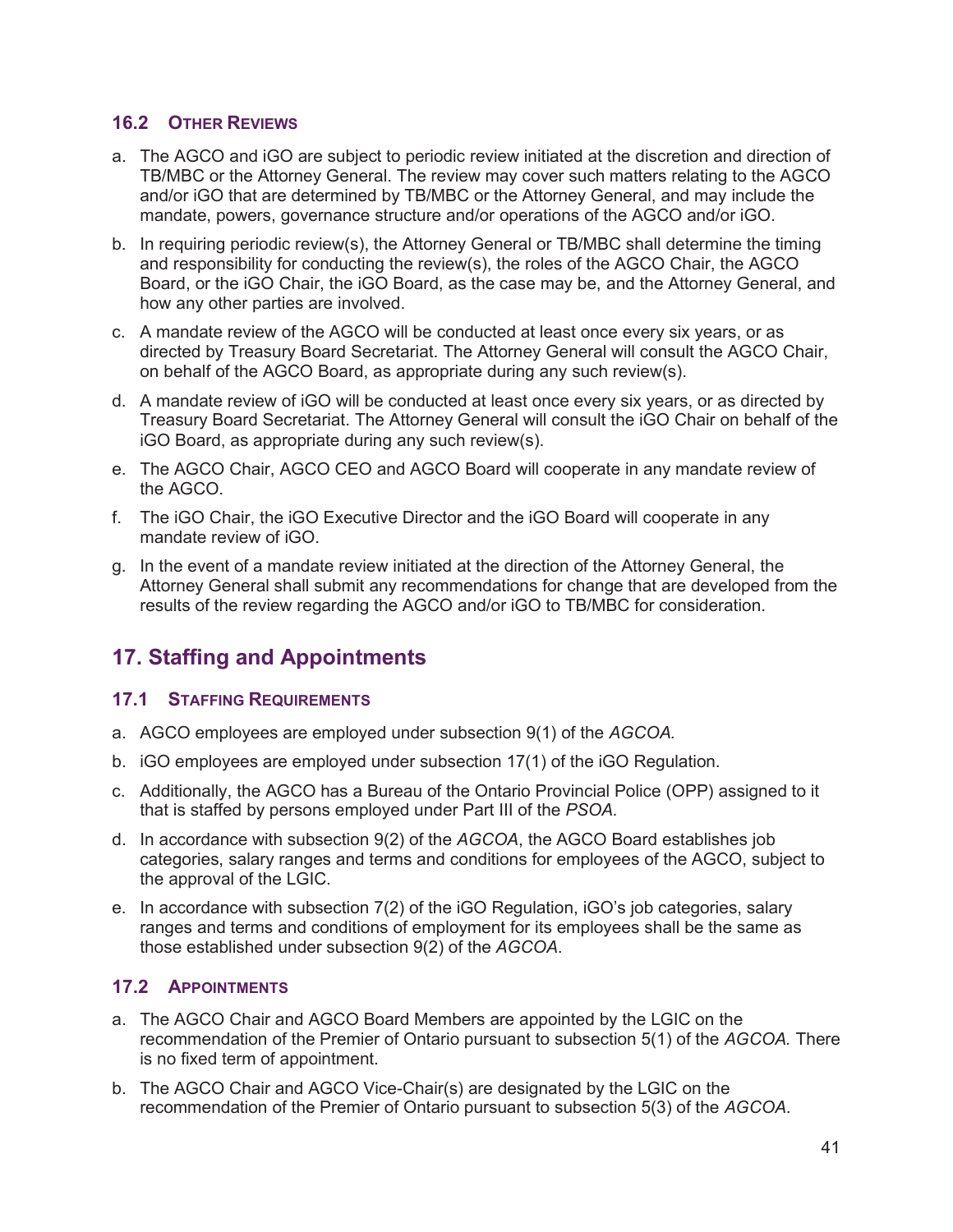### 16.2 Other Reviews

a. The AGCO and iGO are subject to periodic review initiated at the discretion and direction of TB/MBC or the Attorney General. The review may cover such matters relating to the AGCO and/or iGO that are determined by TB/MBC or the Attorney General, and may include the mandate, powers, governance structure and/or operations of the AGCO and/or iGO.

b. In requiring periodic review(s), the Attorney General or TB/MBC shall determine the timing and responsibility for conducting the review(s), the roles of the AGCO Chair, the AGCO Board, or the iGO Chair, the iGO Board, as the case may be, and the Attorney General, and how any other parties are involved.

c. A mandate review of the AGCO will be conducted at least once every six years, or as directed by Treasury Board Secretariat. The Attorney General will consult the AGCO Chair, on behalf of the AGCO Board, as appropriate during any such review(s).

d. A mandate review of iGO will be conducted at least once every six years, or as directed by Treasury Board Secretariat. The Attorney General will consult the iGO Chair on behalf of the iGO Board, as appropriate during any such review(s).

e. The AGCO Chair, AGCO CEO and AGCO Board will cooperate in any mandate review of the AGCO.

f. The iGO Chair, the iGO Executive Director and the iGO Board will cooperate in any mandate review of iGO.

g. In the event of a mandate review initiated at the direction of the Attorney General, the Attorney General shall submit any recommendations for change that are developed from the results of the review regarding the AGCO and/or iGO to TB/MBC for consideration.

## 17. Staffing and Appointments

### 17.1 Staffing Requirements

a. AGCO employees are employed under subsection 9(1) of the *AGCOA.*

b. iGO employees are employed under subsection 17(1) of the iGO Regulation.

c. Additionally, the AGCO has a Bureau of the Ontario Provincial Police (OPP) assigned to it that is staffed by persons employed under Part III of the *PSOA.*

d. In accordance with subsection 9(2) of the *AGCOA*, the AGCO Board establishes job categories, salary ranges and terms and conditions for employees of the AGCO, subject to the approval of the LGIC.

e. In accordance with subsection 7(2) of the iGO Regulation, iGO's job categories, salary ranges and terms and conditions of employment for its employees shall be the same as those established under subsection 9(2) of the *AGCOA*.

### 17.2 Appointments

a. The AGCO Chair and AGCO Board Members are appointed by the LGIC on the recommendation of the Premier of Ontario pursuant to subsection 5(1) of the *AGCOA.* There is no fixed term of appointment.

b. The AGCO Chair and AGCO Vice-Chair(s) are designated by the LGIC on the recommendation of the Premier of Ontario pursuant to subsection 5(3) of the *AGCOA*.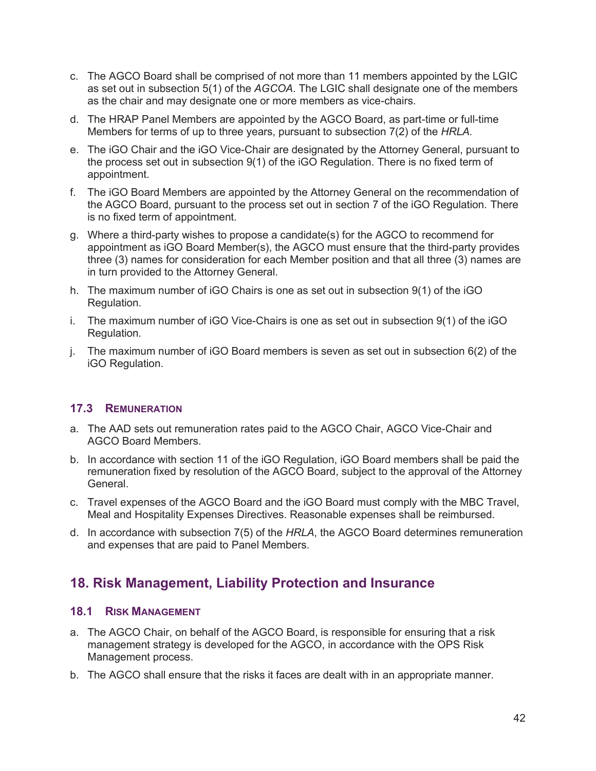c. The AGCO Board shall be comprised of not more than 11 members appointed by the LGIC as set out in subsection 5(1) of the *AGCOA*. The LGIC shall designate one of the members as the chair and may designate one or more members as vice-chairs.

d. The HRAP Panel Members are appointed by the AGCO Board, as part-time or full-time Members for terms of up to three years, pursuant to subsection 7(2) of the *HRLA.*

e. The iGO Chair and the iGO Vice-Chair are designated by the Attorney General, pursuant to the process set out in subsection 9(1) of the iGO Regulation. There is no fixed term of appointment.

f. The iGO Board Members are appointed by the Attorney General on the recommendation of the AGCO Board, pursuant to the process set out in section 7 of the iGO Regulation. There is no fixed term of appointment.

g. Where a third-party wishes to propose a candidate(s) for the AGCO to recommend for appointment as iGO Board Member(s), the AGCO must ensure that the third-party provides three (3) names for consideration for each Member position and that all three (3) names are in turn provided to the Attorney General.

h. The maximum number of iGO Chairs is one as set out in subsection 9(1) of the iGO Regulation.

i. The maximum number of iGO Vice-Chairs is one as set out in subsection 9(1) of the iGO Regulation*.*

j. The maximum number of iGO Board members is seven as set out in subsection 6(2) of the iGO Regulation.

### 17.3 Remuneration

a. The AAD sets out remuneration rates paid to the AGCO Chair, AGCO Vice-Chair and AGCO Board Members.

b. In accordance with section 11 of the iGO Regulation, iGO Board members shall be paid the remuneration fixed by resolution of the AGCO Board, subject to the approval of the Attorney General.

c. Travel expenses of the AGCO Board and the iGO Board must comply with the MBC Travel, Meal and Hospitality Expenses Directives. Reasonable expenses shall be reimbursed.

d. In accordance with subsection 7(5) of the *HRLA*, the AGCO Board determines remuneration and expenses that are paid to Panel Members.

## 18. Risk Management, Liability Protection and Insurance

### 18.1 Risk Management

a. The AGCO Chair, on behalf of the AGCO Board, is responsible for ensuring that a risk management strategy is developed for the AGCO, in accordance with the OPS Risk Management process.

b. The AGCO shall ensure that the risks it faces are dealt with in an appropriate manner.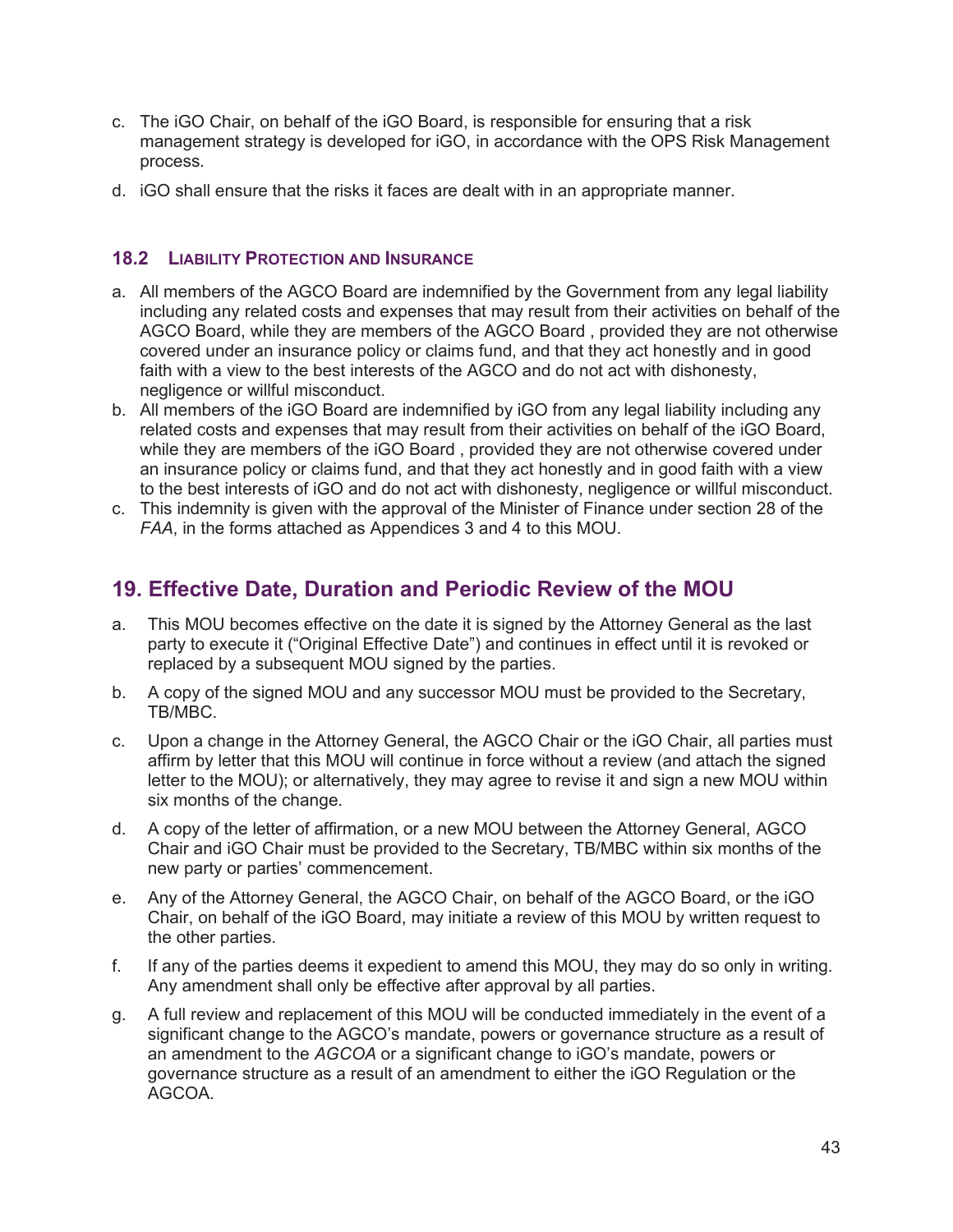c. The iGO Chair, on behalf of the iGO Board, is responsible for ensuring that a risk management strategy is developed for iGO, in accordance with the OPS Risk Management process.

d. iGO shall ensure that the risks it faces are dealt with in an appropriate manner.

### 18.2 Liability Protection and Insurance

a. All members of the AGCO Board are indemnified by the Government from any legal liability including any related costs and expenses that may result from their activities on behalf of the AGCO Board, while they are members of the AGCO Board , provided they are not otherwise covered under an insurance policy or claims fund, and that they act honestly and in good faith with a view to the best interests of the AGCO and do not act with dishonesty, negligence or willful misconduct.

b. All members of the iGO Board are indemnified by iGO from any legal liability including any related costs and expenses that may result from their activities on behalf of the iGO Board, while they are members of the iGO Board , provided they are not otherwise covered under an insurance policy or claims fund, and that they act honestly and in good faith with a view to the best interests of iGO and do not act with dishonesty, negligence or willful misconduct.

c. This indemnity is given with the approval of the Minister of Finance under section 28 of the *FAA*, in the forms attached as Appendices 3 and 4 to this MOU.

## 19. Effective Date, Duration and Periodic Review of the MOU

a. This MOU becomes effective on the date it is signed by the Attorney General as the last party to execute it ("Original Effective Date") and continues in effect until it is revoked or replaced by a subsequent MOU signed by the parties.

b. A copy of the signed MOU and any successor MOU must be provided to the Secretary, TB/MBC.

c. Upon a change in the Attorney General, the AGCO Chair or the iGO Chair, all parties must affirm by letter that this MOU will continue in force without a review (and attach the signed letter to the MOU); or alternatively, they may agree to revise it and sign a new MOU within six months of the change.

d. A copy of the letter of affirmation, or a new MOU between the Attorney General, AGCO Chair and iGO Chair must be provided to the Secretary, TB/MBC within six months of the new party or parties' commencement.

e. Any of the Attorney General, the AGCO Chair, on behalf of the AGCO Board, or the iGO Chair, on behalf of the iGO Board, may initiate a review of this MOU by written request to the other parties.

f. If any of the parties deems it expedient to amend this MOU, they may do so only in writing. Any amendment shall only be effective after approval by all parties.

g. A full review and replacement of this MOU will be conducted immediately in the event of a significant change to the AGCO's mandate, powers or governance structure as a result of an amendment to the *AGCOA* or a significant change to iGO's mandate, powers or governance structure as a result of an amendment to either the iGO Regulation or the AGCOA.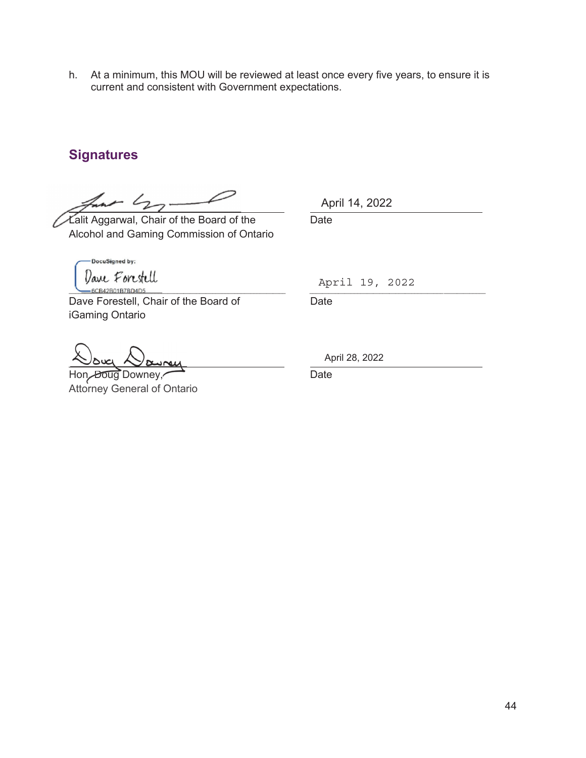h. At a minimum, this MOU will be reviewed at least once every five years, to ensure it is current and consistent with Government expectations.

## Signatures

| | |
|---|---|
| Lalit Aggarwal, Chair of the Board of the Alcohol and Gaming Commission of Ontario | April 14, 2022<br>Date |
| DocuSigned by:<br>Dave Forestell<br>6CB42B01B7BD4D5<br>Dave Forestell, Chair of the Board of iGaming Ontario | April 19, 2022<br>Date |
| Hon. Doug Downey,<br>Attorney General of Ontario | April 28, 2022<br>Date |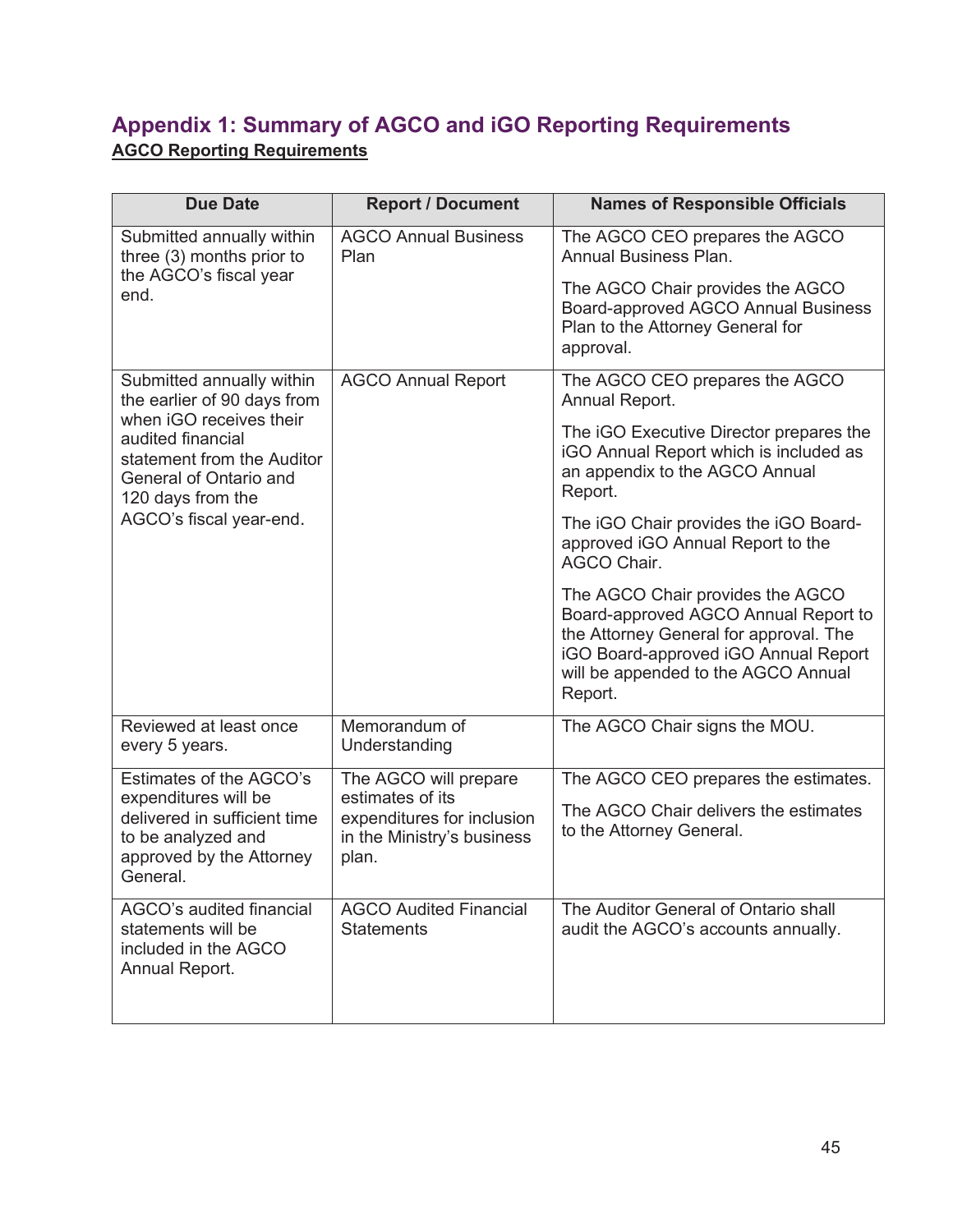# Appendix 1: Summary of AGCO and iGO Reporting Requirements

**AGCO Reporting Requirements**

| Due Date | Report / Document | Names of Responsible Officials |
|---|---|---|
| Submitted annually within three (3) months prior to the AGCO's fiscal year end. | AGCO Annual Business Plan | The AGCO CEO prepares the AGCO Annual Business Plan.<br><br>The AGCO Chair provides the AGCO Board-approved AGCO Annual Business Plan to the Attorney General for approval. |
| Submitted annually within the earlier of 90 days from when iGO receives their audited financial statement from the Auditor General of Ontario and 120 days from the AGCO's fiscal year-end. | AGCO Annual Report | The AGCO CEO prepares the AGCO Annual Report.<br><br>The iGO Executive Director prepares the iGO Annual Report which is included as an appendix to the AGCO Annual Report.<br><br>The iGO Chair provides the iGO Board-approved iGO Annual Report to the AGCO Chair.<br><br>The AGCO Chair provides the AGCO Board-approved AGCO Annual Report to the Attorney General for approval. The iGO Board-approved iGO Annual Report will be appended to the AGCO Annual Report. |
| Reviewed at least once every 5 years. | Memorandum of Understanding | The AGCO Chair signs the MOU. |
| Estimates of the AGCO's expenditures will be delivered in sufficient time to be analyzed and approved by the Attorney General. | The AGCO will prepare estimates of its expenditures for inclusion in the Ministry's business plan. | The AGCO CEO prepares the estimates.<br><br>The AGCO Chair delivers the estimates to the Attorney General. |
| AGCO's audited financial statements will be included in the AGCO Annual Report. | AGCO Audited Financial Statements | The Auditor General of Ontario shall audit the AGCO's accounts annually. |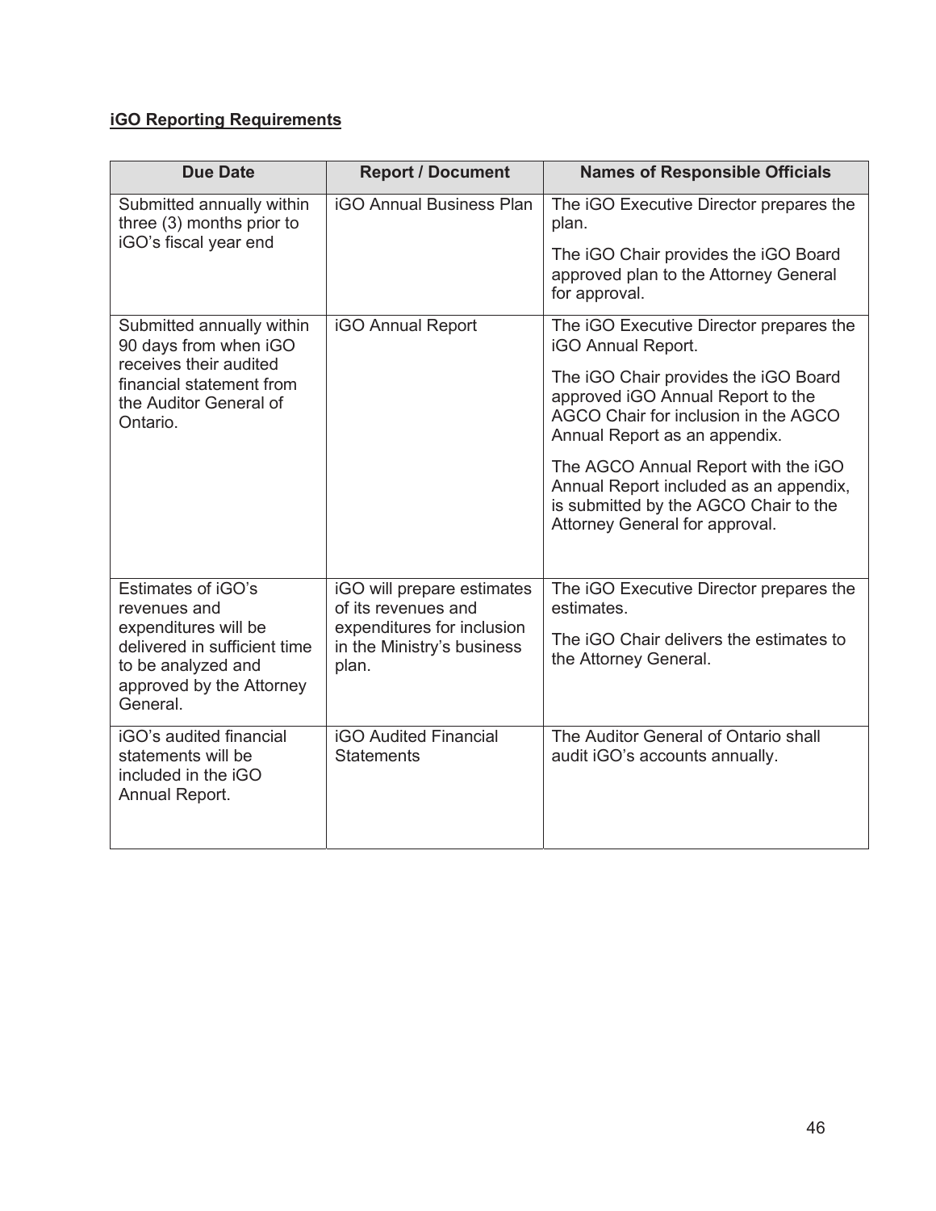**iGO Reporting Requirements**

| Due Date | Report / Document | Names of Responsible Officials |
|---|---|---|
| Submitted annually within three (3) months prior to iGO's fiscal year end | iGO Annual Business Plan | The iGO Executive Director prepares the plan.<br><br>The iGO Chair provides the iGO Board approved plan to the Attorney General for approval. |
| Submitted annually within 90 days from when iGO receives their audited financial statement from the Auditor General of Ontario. | iGO Annual Report | The iGO Executive Director prepares the iGO Annual Report.<br><br>The iGO Chair provides the iGO Board approved iGO Annual Report to the AGCO Chair for inclusion in the AGCO Annual Report as an appendix.<br><br>The AGCO Annual Report with the iGO Annual Report included as an appendix, is submitted by the AGCO Chair to the Attorney General for approval. |
| Estimates of iGO's revenues and expenditures will be delivered in sufficient time to be analyzed and approved by the Attorney General. | iGO will prepare estimates of its revenues and expenditures for inclusion in the Ministry's business plan. | The iGO Executive Director prepares the estimates.<br><br>The iGO Chair delivers the estimates to the Attorney General. |
| iGO's audited financial statements will be included in the iGO Annual Report. | iGO Audited Financial Statements | The Auditor General of Ontario shall audit iGO's accounts annually. |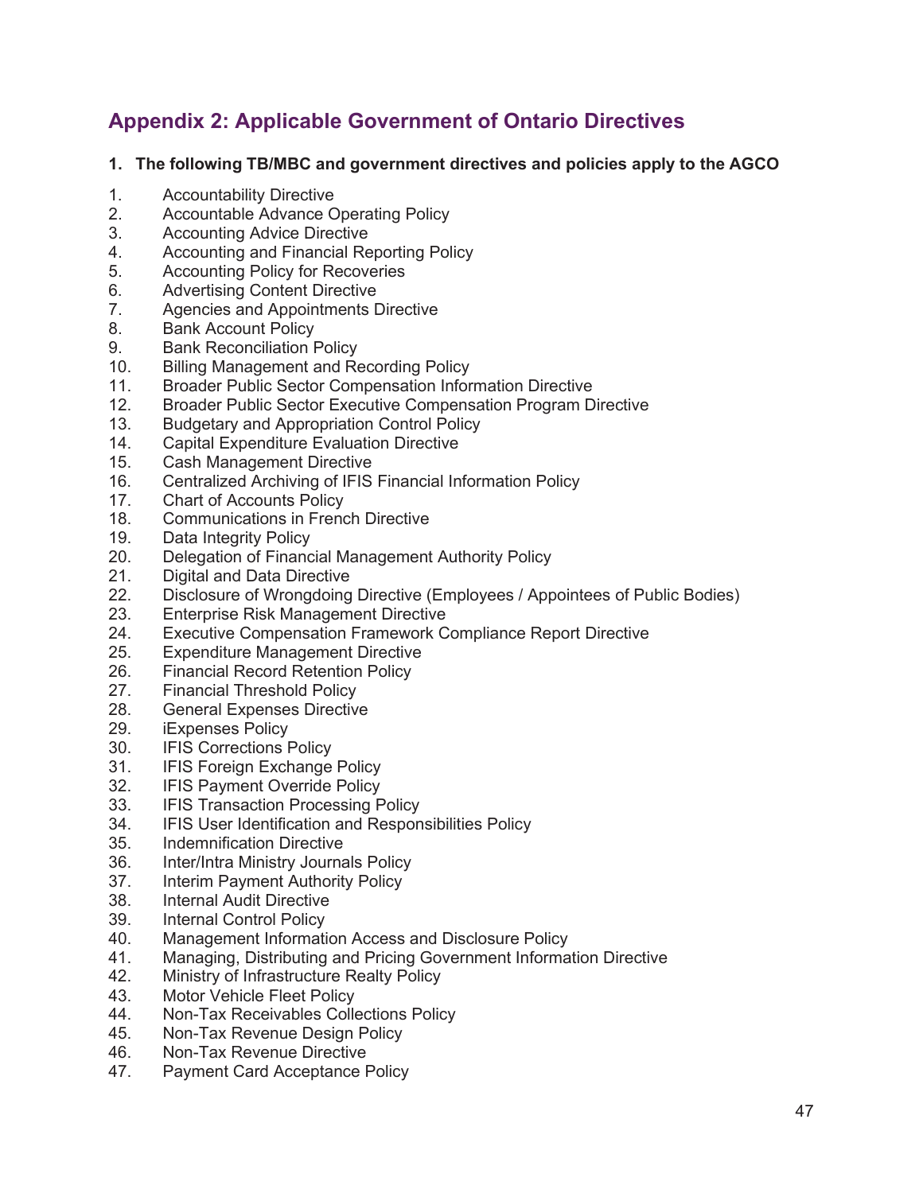## Appendix 2: Applicable Government of Ontario Directives

**1. The following TB/MBC and government directives and policies apply to the AGCO**

1. Accountability Directive
2. Accountable Advance Operating Policy
3. Accounting Advice Directive
4. Accounting and Financial Reporting Policy
5. Accounting Policy for Recoveries
6. Advertising Content Directive
7. Agencies and Appointments Directive
8. Bank Account Policy
9. Bank Reconciliation Policy
10. Billing Management and Recording Policy
11. Broader Public Sector Compensation Information Directive
12. Broader Public Sector Executive Compensation Program Directive
13. Budgetary and Appropriation Control Policy
14. Capital Expenditure Evaluation Directive
15. Cash Management Directive
16. Centralized Archiving of IFIS Financial Information Policy
17. Chart of Accounts Policy
18. Communications in French Directive
19. Data Integrity Policy
20. Delegation of Financial Management Authority Policy
21. Digital and Data Directive
22. Disclosure of Wrongdoing Directive (Employees / Appointees of Public Bodies)
23. Enterprise Risk Management Directive
24. Executive Compensation Framework Compliance Report Directive
25. Expenditure Management Directive
26. Financial Record Retention Policy
27. Financial Threshold Policy
28. General Expenses Directive
29. iExpenses Policy
30. IFIS Corrections Policy
31. IFIS Foreign Exchange Policy
32. IFIS Payment Override Policy
33. IFIS Transaction Processing Policy
34. IFIS User Identification and Responsibilities Policy
35. Indemnification Directive
36. Inter/Intra Ministry Journals Policy
37. Interim Payment Authority Policy
38. Internal Audit Directive
39. Internal Control Policy
40. Management Information Access and Disclosure Policy
41. Managing, Distributing and Pricing Government Information Directive
42. Ministry of Infrastructure Realty Policy
43. Motor Vehicle Fleet Policy
44. Non-Tax Receivables Collections Policy
45. Non-Tax Revenue Design Policy
46. Non-Tax Revenue Directive
47. Payment Card Acceptance Policy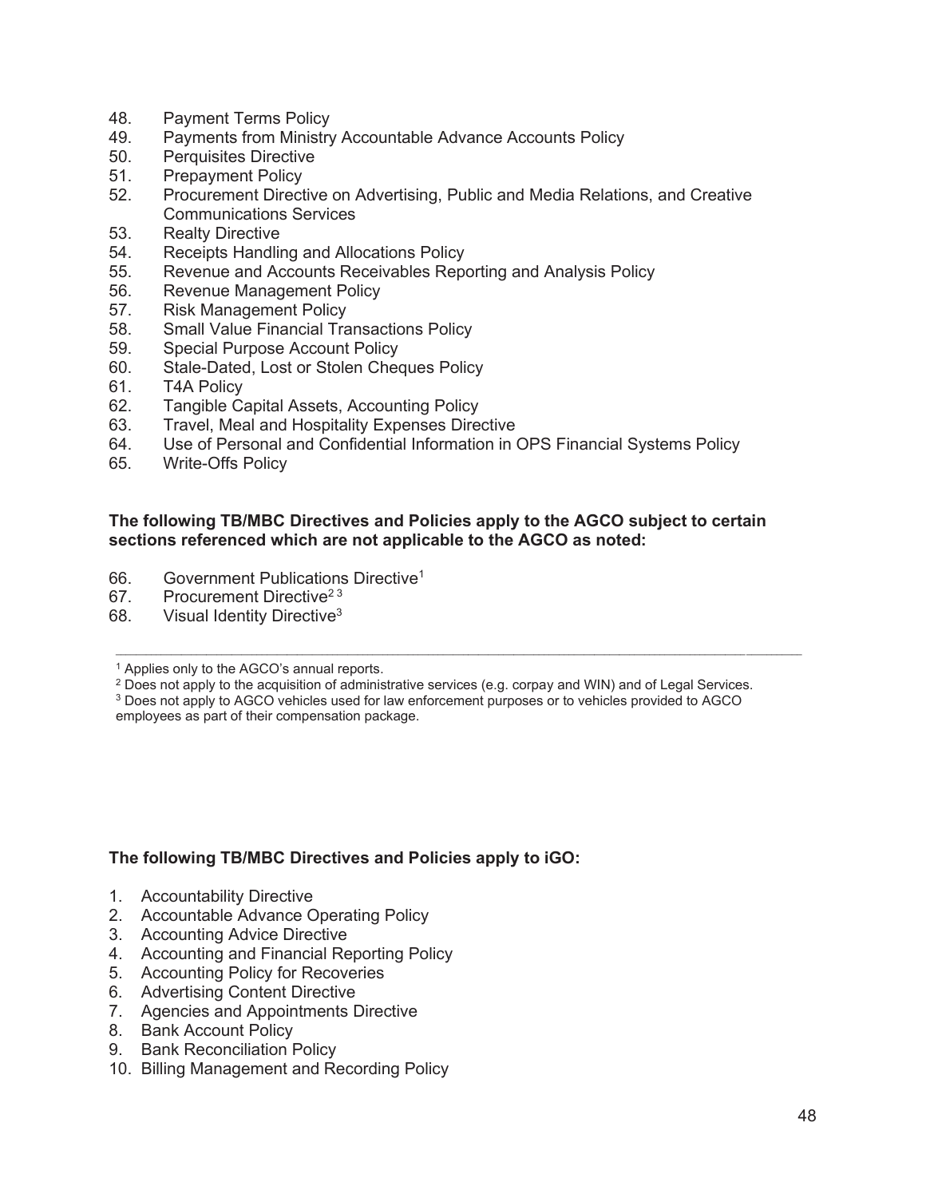48. Payment Terms Policy
49. Payments from Ministry Accountable Advance Accounts Policy
50. Perquisites Directive
51. Prepayment Policy
52. Procurement Directive on Advertising, Public and Media Relations, and Creative Communications Services
53. Realty Directive
54. Receipts Handling and Allocations Policy
55. Revenue and Accounts Receivables Reporting and Analysis Policy
56. Revenue Management Policy
57. Risk Management Policy
58. Small Value Financial Transactions Policy
59. Special Purpose Account Policy
60. Stale-Dated, Lost or Stolen Cheques Policy
61. T4A Policy
62. Tangible Capital Assets, Accounting Policy
63. Travel, Meal and Hospitality Expenses Directive
64. Use of Personal and Confidential Information in OPS Financial Systems Policy
65. Write-Offs Policy

**The following TB/MBC Directives and Policies apply to the AGCO subject to certain sections referenced which are not applicable to the AGCO as noted:**

66. Government Publications Directive[1]
67. Procurement Directive[2,3]
68. Visual Identity Directive[3]

---

[1] Applies only to the AGCO's annual reports.

[2] Does not apply to the acquisition of administrative services (e.g. corpay and WIN) and of Legal Services.

[3] Does not apply to AGCO vehicles used for law enforcement purposes or to vehicles provided to AGCO employees as part of their compensation package.

**The following TB/MBC Directives and Policies apply to iGO:**

1. Accountability Directive
2. Accountable Advance Operating Policy
3. Accounting Advice Directive
4. Accounting and Financial Reporting Policy
5. Accounting Policy for Recoveries
6. Advertising Content Directive
7. Agencies and Appointments Directive
8. Bank Account Policy
9. Bank Reconciliation Policy
10. Billing Management and Recording Policy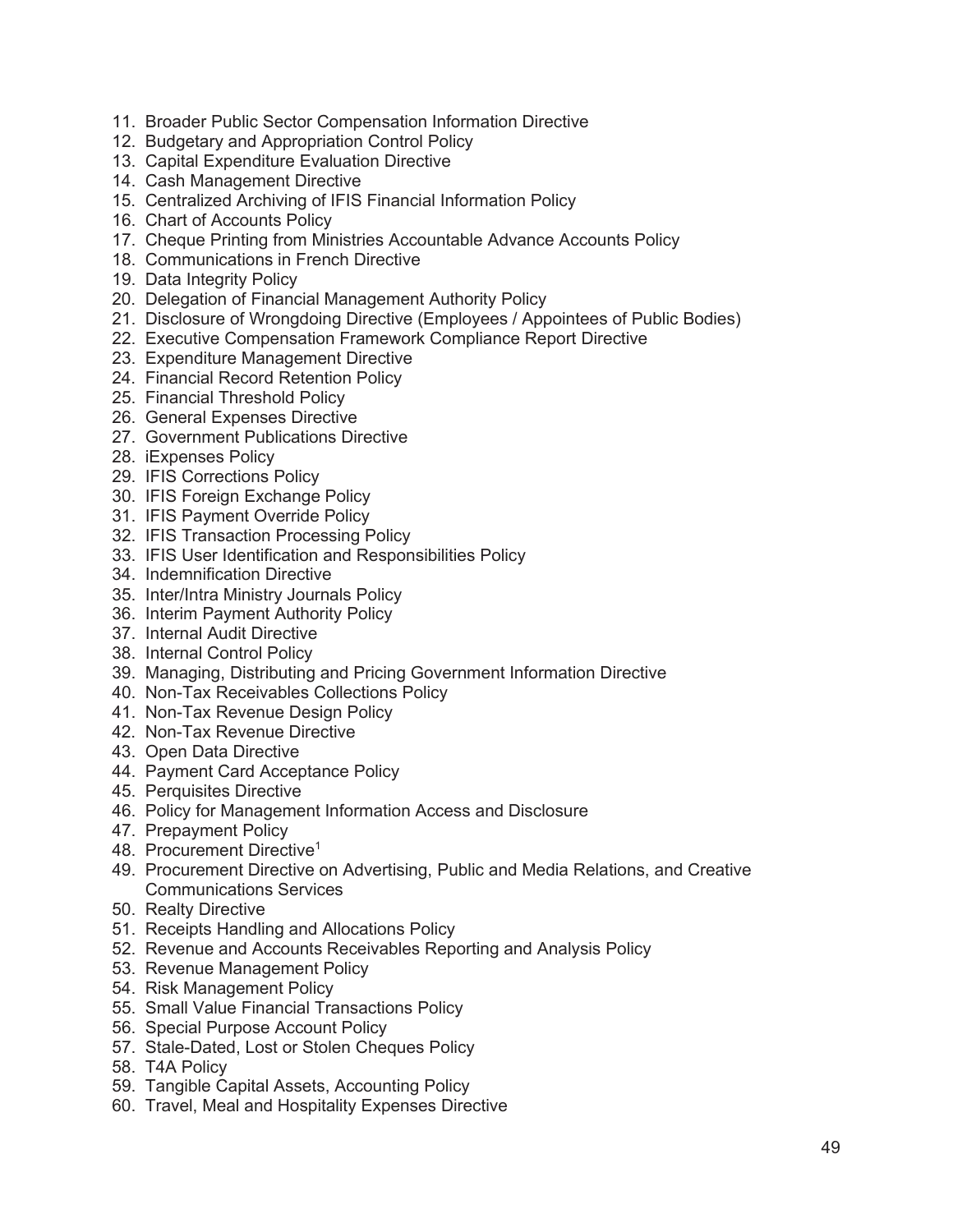11. Broader Public Sector Compensation Information Directive
12. Budgetary and Appropriation Control Policy
13. Capital Expenditure Evaluation Directive
14. Cash Management Directive
15. Centralized Archiving of IFIS Financial Information Policy
16. Chart of Accounts Policy
17. Cheque Printing from Ministries Accountable Advance Accounts Policy
18. Communications in French Directive
19. Data Integrity Policy
20. Delegation of Financial Management Authority Policy
21. Disclosure of Wrongdoing Directive (Employees / Appointees of Public Bodies)
22. Executive Compensation Framework Compliance Report Directive
23. Expenditure Management Directive
24. Financial Record Retention Policy
25. Financial Threshold Policy
26. General Expenses Directive
27. Government Publications Directive
28. iExpenses Policy
29. IFIS Corrections Policy
30. IFIS Foreign Exchange Policy
31. IFIS Payment Override Policy
32. IFIS Transaction Processing Policy
33. IFIS User Identification and Responsibilities Policy
34. Indemnification Directive
35. Inter/Intra Ministry Journals Policy
36. Interim Payment Authority Policy
37. Internal Audit Directive
38. Internal Control Policy
39. Managing, Distributing and Pricing Government Information Directive
40. Non-Tax Receivables Collections Policy
41. Non-Tax Revenue Design Policy
42. Non-Tax Revenue Directive
43. Open Data Directive
44. Payment Card Acceptance Policy
45. Perquisites Directive
46. Policy for Management Information Access and Disclosure
47. Prepayment Policy
48. Procurement Directive[1]
49. Procurement Directive on Advertising, Public and Media Relations, and Creative Communications Services
50. Realty Directive
51. Receipts Handling and Allocations Policy
52. Revenue and Accounts Receivables Reporting and Analysis Policy
53. Revenue Management Policy
54. Risk Management Policy
55. Small Value Financial Transactions Policy
56. Special Purpose Account Policy
57. Stale-Dated, Lost or Stolen Cheques Policy
58. T4A Policy
59. Tangible Capital Assets, Accounting Policy
60. Travel, Meal and Hospitality Expenses Directive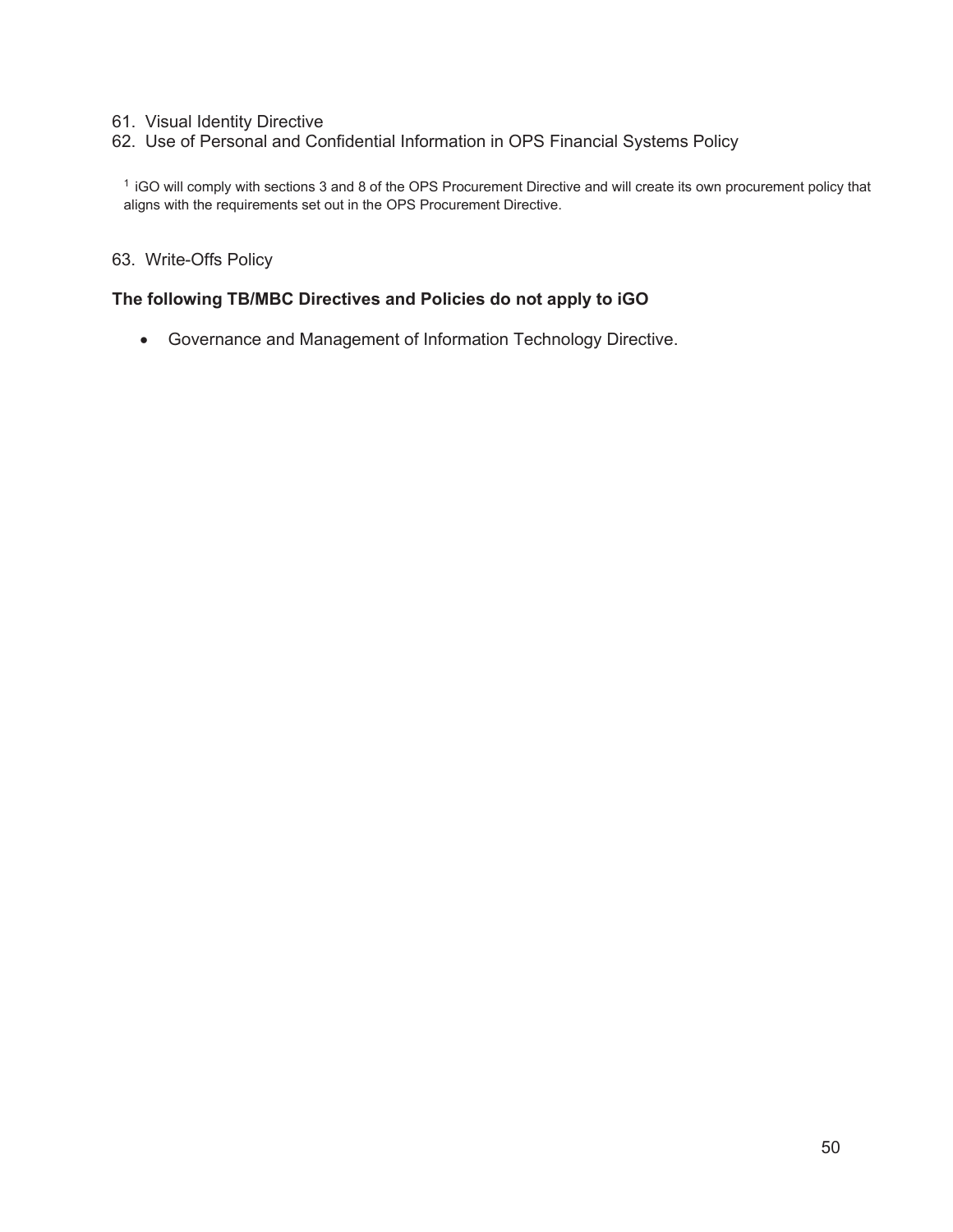61. Visual Identity Directive
62. Use of Personal and Confidential Information in OPS Financial Systems Policy

[1] iGO will comply with sections 3 and 8 of the OPS Procurement Directive and will create its own procurement policy that aligns with the requirements set out in the OPS Procurement Directive.

63. Write-Offs Policy

**The following TB/MBC Directives and Policies do not apply to iGO**

- Governance and Management of Information Technology Directive.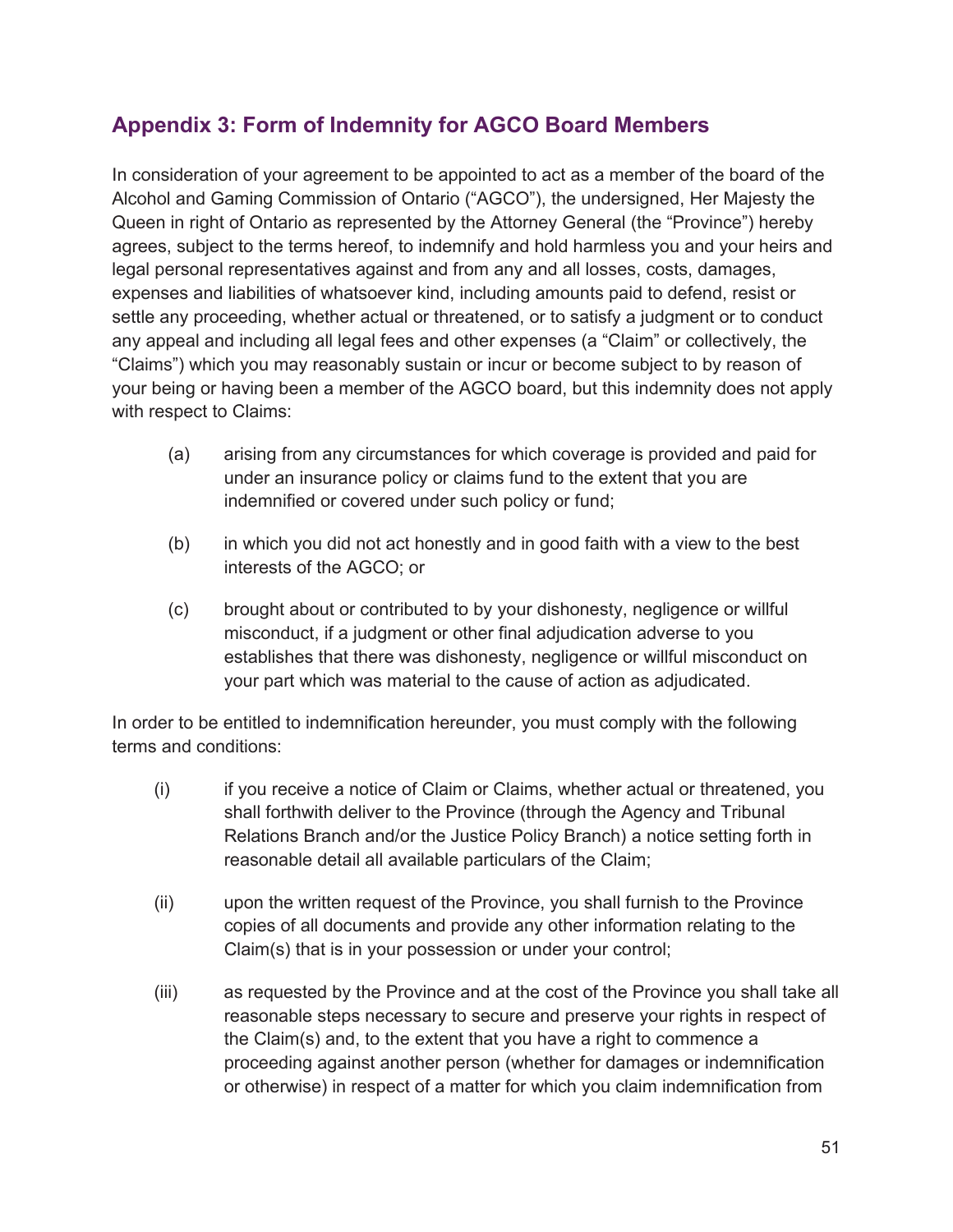## Appendix 3: Form of Indemnity for AGCO Board Members

In consideration of your agreement to be appointed to act as a member of the board of the Alcohol and Gaming Commission of Ontario ("AGCO"), the undersigned, Her Majesty the Queen in right of Ontario as represented by the Attorney General (the "Province") hereby agrees, subject to the terms hereof, to indemnify and hold harmless you and your heirs and legal personal representatives against and from any and all losses, costs, damages, expenses and liabilities of whatsoever kind, including amounts paid to defend, resist or settle any proceeding, whether actual or threatened, or to satisfy a judgment or to conduct any appeal and including all legal fees and other expenses (a "Claim" or collectively, the "Claims") which you may reasonably sustain or incur or become subject to by reason of your being or having been a member of the AGCO board, but this indemnity does not apply with respect to Claims:

(a) arising from any circumstances for which coverage is provided and paid for under an insurance policy or claims fund to the extent that you are indemnified or covered under such policy or fund;

(b) in which you did not act honestly and in good faith with a view to the best interests of the AGCO; or

(c) brought about or contributed to by your dishonesty, negligence or willful misconduct, if a judgment or other final adjudication adverse to you establishes that there was dishonesty, negligence or willful misconduct on your part which was material to the cause of action as adjudicated.

In order to be entitled to indemnification hereunder, you must comply with the following terms and conditions:

(i) if you receive a notice of Claim or Claims, whether actual or threatened, you shall forthwith deliver to the Province (through the Agency and Tribunal Relations Branch and/or the Justice Policy Branch) a notice setting forth in reasonable detail all available particulars of the Claim;

(ii) upon the written request of the Province, you shall furnish to the Province copies of all documents and provide any other information relating to the Claim(s) that is in your possession or under your control;

(iii) as requested by the Province and at the cost of the Province you shall take all reasonable steps necessary to secure and preserve your rights in respect of the Claim(s) and, to the extent that you have a right to commence a proceeding against another person (whether for damages or indemnification or otherwise) in respect of a matter for which you claim indemnification from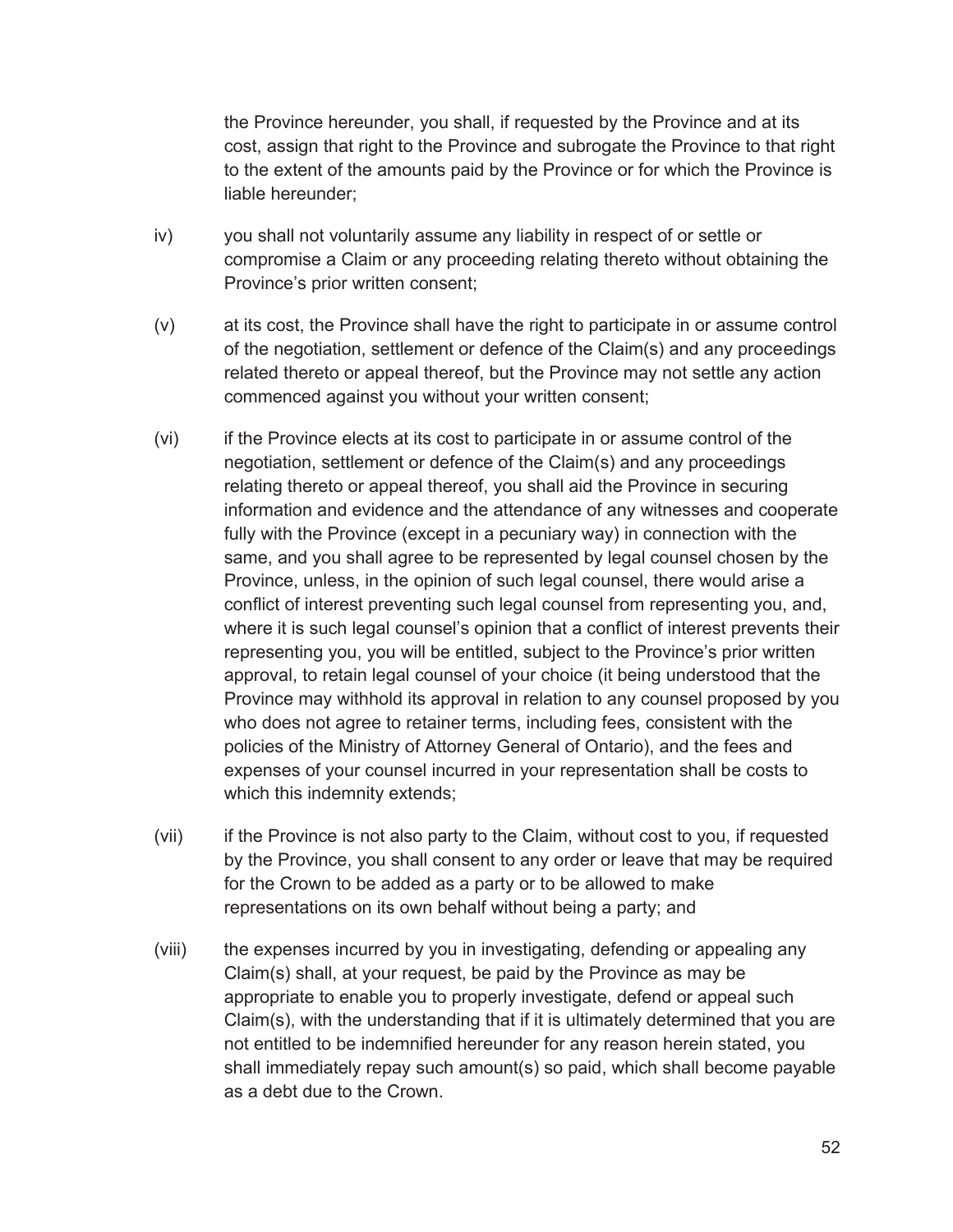the Province hereunder, you shall, if requested by the Province and at its cost, assign that right to the Province and subrogate the Province to that right to the extent of the amounts paid by the Province or for which the Province is liable hereunder;

iv) you shall not voluntarily assume any liability in respect of or settle or compromise a Claim or any proceeding relating thereto without obtaining the Province's prior written consent;

(v) at its cost, the Province shall have the right to participate in or assume control of the negotiation, settlement or defence of the Claim(s) and any proceedings related thereto or appeal thereof, but the Province may not settle any action commenced against you without your written consent;

(vi) if the Province elects at its cost to participate in or assume control of the negotiation, settlement or defence of the Claim(s) and any proceedings relating thereto or appeal thereof, you shall aid the Province in securing information and evidence and the attendance of any witnesses and cooperate fully with the Province (except in a pecuniary way) in connection with the same, and you shall agree to be represented by legal counsel chosen by the Province, unless, in the opinion of such legal counsel, there would arise a conflict of interest preventing such legal counsel from representing you, and, where it is such legal counsel's opinion that a conflict of interest prevents their representing you, you will be entitled, subject to the Province's prior written approval, to retain legal counsel of your choice (it being understood that the Province may withhold its approval in relation to any counsel proposed by you who does not agree to retainer terms, including fees, consistent with the policies of the Ministry of Attorney General of Ontario), and the fees and expenses of your counsel incurred in your representation shall be costs to which this indemnity extends;

(vii) if the Province is not also party to the Claim, without cost to you, if requested by the Province, you shall consent to any order or leave that may be required for the Crown to be added as a party or to be allowed to make representations on its own behalf without being a party; and

(viii) the expenses incurred by you in investigating, defending or appealing any Claim(s) shall, at your request, be paid by the Province as may be appropriate to enable you to properly investigate, defend or appeal such Claim(s), with the understanding that if it is ultimately determined that you are not entitled to be indemnified hereunder for any reason herein stated, you shall immediately repay such amount(s) so paid, which shall become payable as a debt due to the Crown.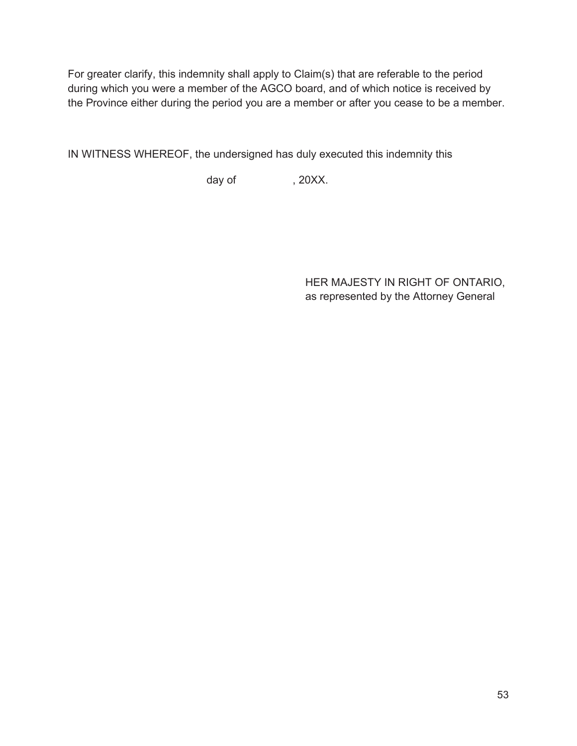For greater clarify, this indemnity shall apply to Claim(s) that are referable to the period during which you were a member of the AGCO board, and of which notice is received by the Province either during the period you are a member or after you cease to be a member.

IN WITNESS WHEREOF, the undersigned has duly executed this indemnity this

day of , 20XX.

HER MAJESTY IN RIGHT OF ONTARIO,
as represented by the Attorney General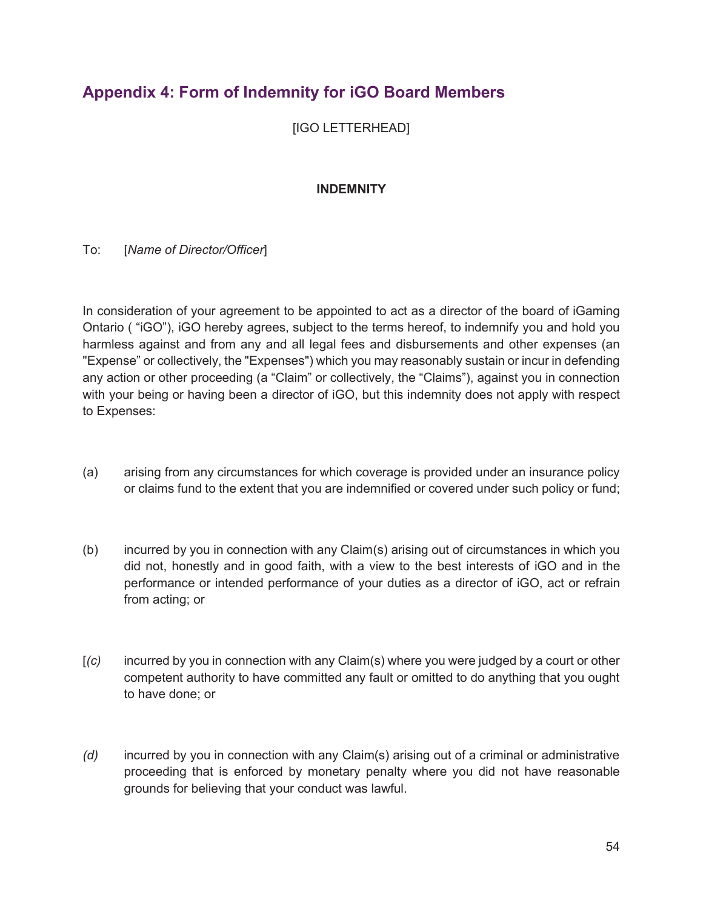## Appendix 4: Form of Indemnity for iGO Board Members

[IGO LETTERHEAD]

**INDEMNITY**

To: [*Name of Director/Officer*]

In consideration of your agreement to be appointed to act as a director of the board of iGaming Ontario ( "iGO"), iGO hereby agrees, subject to the terms hereof, to indemnify you and hold you harmless against and from any and all legal fees and disbursements and other expenses (an "Expense" or collectively, the "Expenses") which you may reasonably sustain or incur in defending any action or other proceeding (a "Claim" or collectively, the "Claims"), against you in connection with your being or having been a director of iGO, but this indemnity does not apply with respect to Expenses:

(a) arising from any circumstances for which coverage is provided under an insurance policy or claims fund to the extent that you are indemnified or covered under such policy or fund;

(b) incurred by you in connection with any Claim(s) arising out of circumstances in which you did not, honestly and in good faith, with a view to the best interests of iGO and in the performance or intended performance of your duties as a director of iGO, act or refrain from acting; or

[*(c)* incurred by you in connection with any Claim(s) where you were judged by a court or other competent authority to have committed any fault or omitted to do anything that you ought to have done; or

*(d)* incurred by you in connection with any Claim(s) arising out of a criminal or administrative proceeding that is enforced by monetary penalty where you did not have reasonable grounds for believing that your conduct was lawful.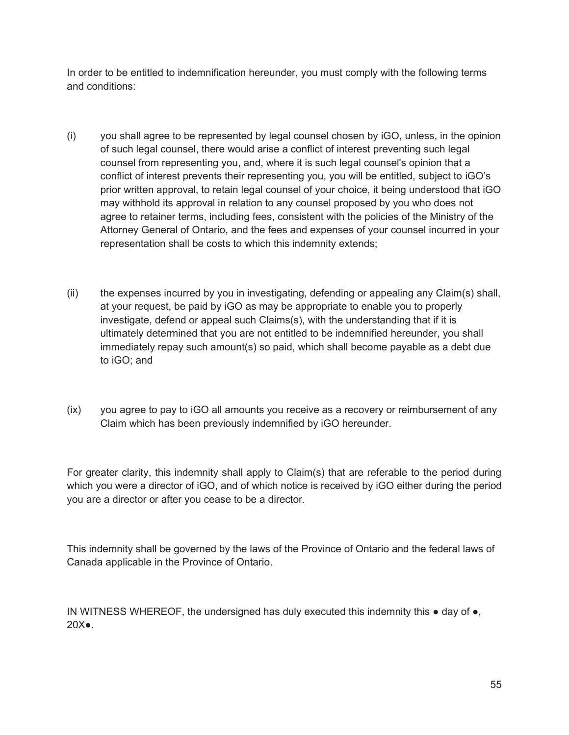In order to be entitled to indemnification hereunder, you must comply with the following terms and conditions:

(i) you shall agree to be represented by legal counsel chosen by iGO, unless, in the opinion of such legal counsel, there would arise a conflict of interest preventing such legal counsel from representing you, and, where it is such legal counsel's opinion that a conflict of interest prevents their representing you, you will be entitled, subject to iGO's prior written approval, to retain legal counsel of your choice, it being understood that iGO may withhold its approval in relation to any counsel proposed by you who does not agree to retainer terms, including fees, consistent with the policies of the Ministry of the Attorney General of Ontario, and the fees and expenses of your counsel incurred in your representation shall be costs to which this indemnity extends;

(ii) the expenses incurred by you in investigating, defending or appealing any Claim(s) shall, at your request, be paid by iGO as may be appropriate to enable you to properly investigate, defend or appeal such Claims(s), with the understanding that if it is ultimately determined that you are not entitled to be indemnified hereunder, you shall immediately repay such amount(s) so paid, which shall become payable as a debt due to iGO; and

(ix) you agree to pay to iGO all amounts you receive as a recovery or reimbursement of any Claim which has been previously indemnified by iGO hereunder.

For greater clarity, this indemnity shall apply to Claim(s) that are referable to the period during which you were a director of iGO, and of which notice is received by iGO either during the period you are a director or after you cease to be a director.

This indemnity shall be governed by the laws of the Province of Ontario and the federal laws of Canada applicable in the Province of Ontario.

IN WITNESS WHEREOF, the undersigned has duly executed this indemnity this ● day of ●, 20X●.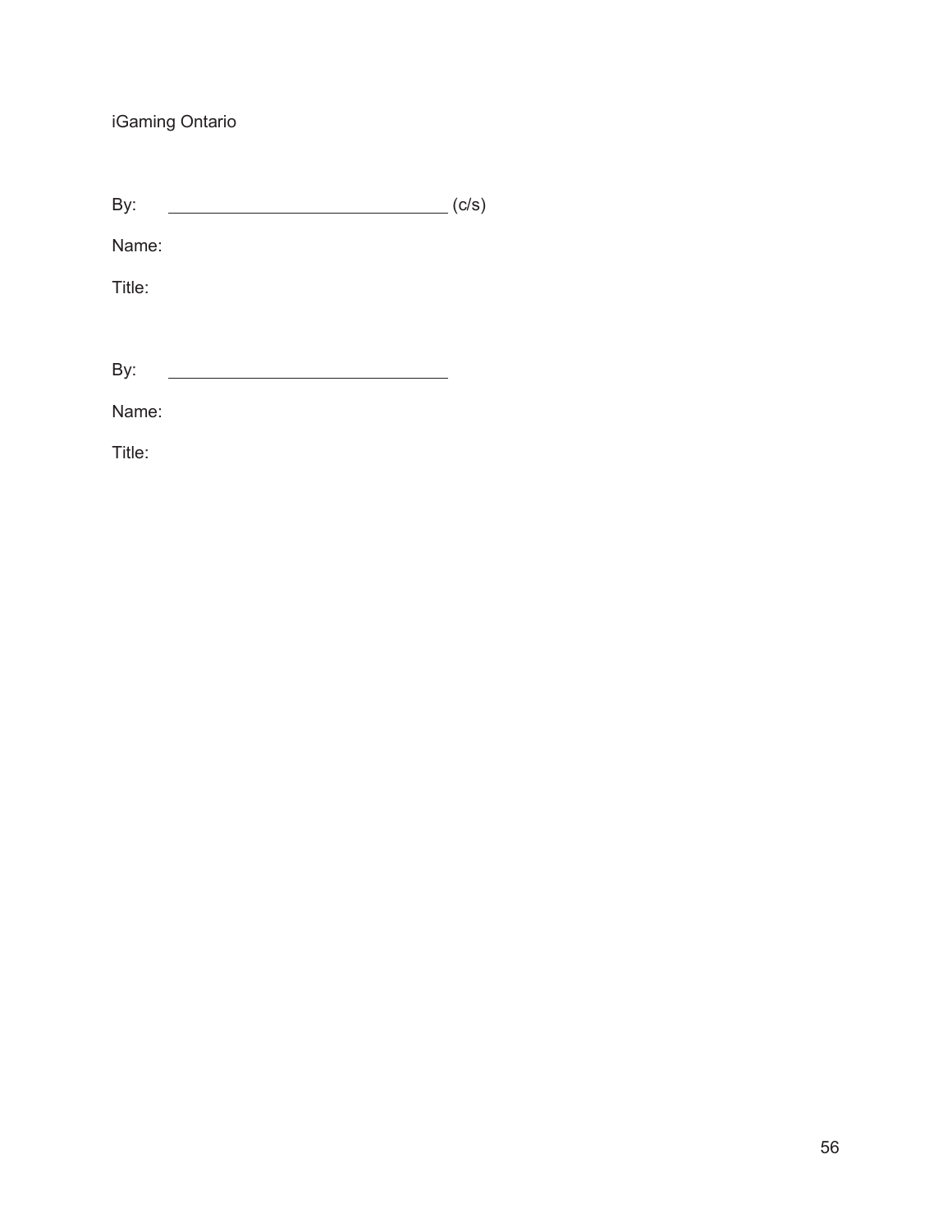iGaming Ontario

By: \_\_\_\_\_\_\_\_\_\_\_\_\_\_\_\_\_\_\_\_\_\_\_\_\_\_\_\_\_\_ (c/s)

Name:

Title:

By: \_\_\_\_\_\_\_\_\_\_\_\_\_\_\_\_\_\_\_\_\_\_\_\_\_\_\_\_\_\_

Name:

Title: